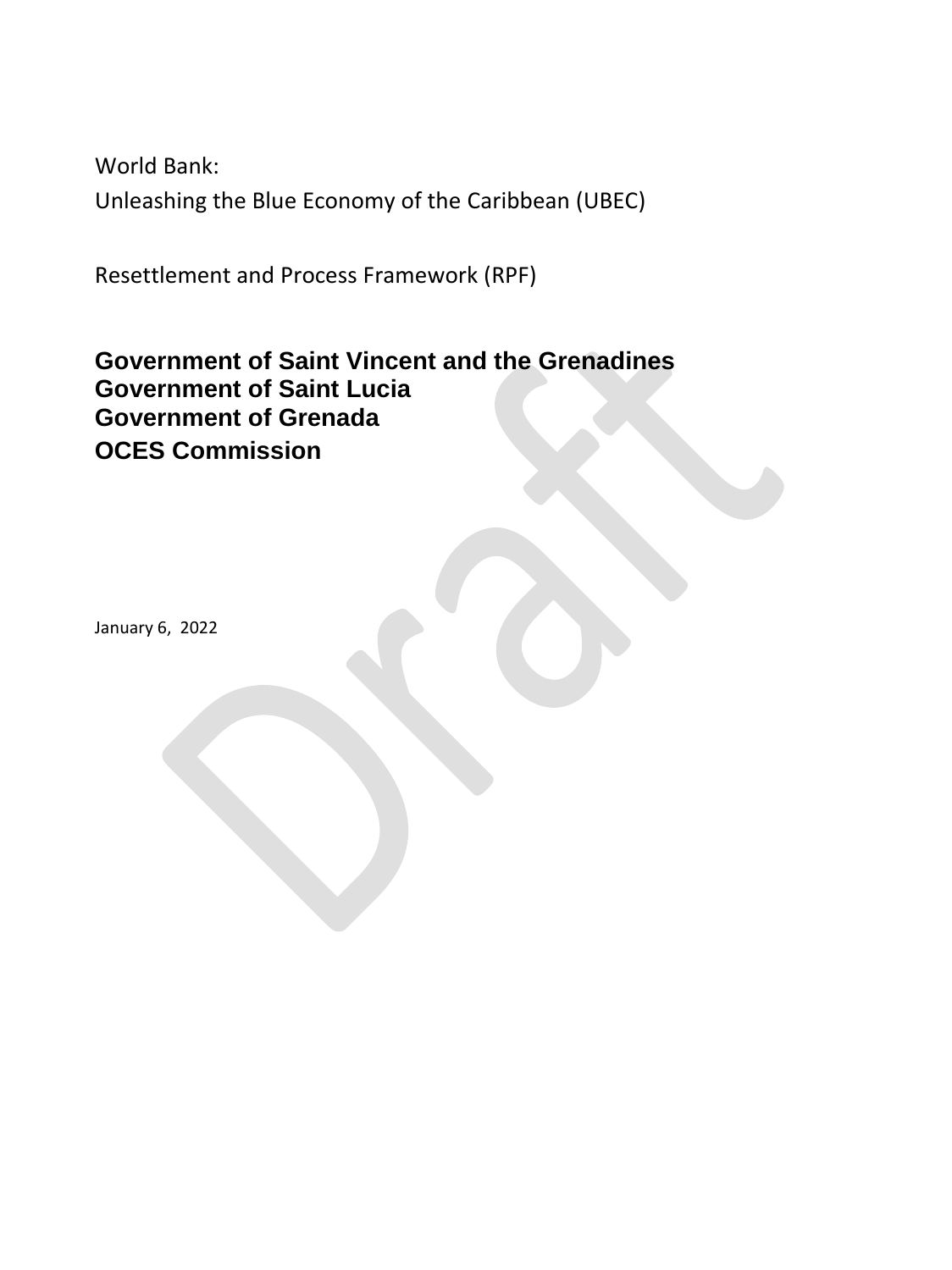World Bank:

Unleashing the Blue Economy of the Caribbean (UBEC)

Resettlement and Process Framework (RPF)

**Government of Saint Vincent and the Grenadines**
**Government of Saint Lucia**
**Government of Grenada**
**OCES Commission**

January 6, 2022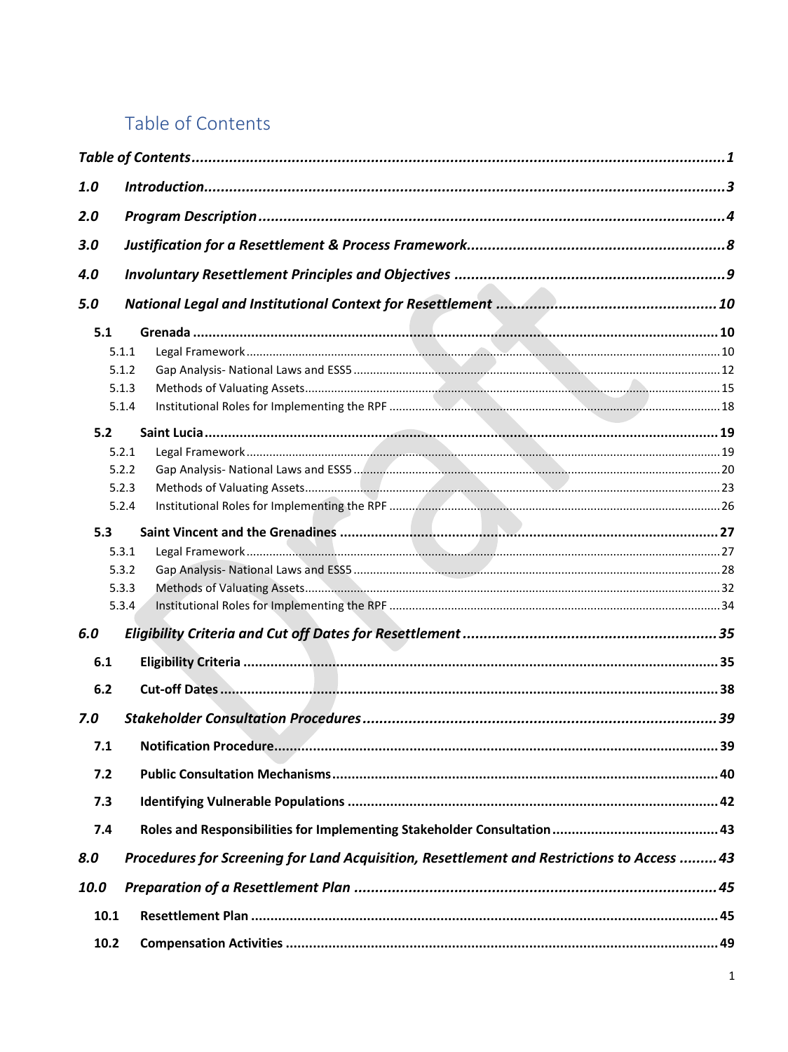# Table of Contents

*Table of Contents* .......... *1*

*1.0 Introduction* .......... *3*

*2.0 Program Description* .......... *4*

*3.0 Justification for a Resettlement & Process Framework* .......... *8*

*4.0 Involuntary Resettlement Principles and Objectives* .......... *9*

*5.0 National Legal and Institutional Context for Resettlement* .......... *10*

**5.1 Grenada** .......... **10**

- 5.1.1 Legal Framework .......... 10
- 5.1.2 Gap Analysis- National Laws and ESS5 .......... 12
- 5.1.3 Methods of Valuating Assets .......... 15
- 5.1.4 Institutional Roles for Implementing the RPF .......... 18

**5.2 Saint Lucia** .......... **19**

- 5.2.1 Legal Framework .......... 19
- 5.2.2 Gap Analysis- National Laws and ESS5 .......... 20
- 5.2.3 Methods of Valuating Assets .......... 23
- 5.2.4 Institutional Roles for Implementing the RPF .......... 26

**5.3 Saint Vincent and the Grenadines** .......... **27**

- 5.3.1 Legal Framework .......... 27
- 5.3.2 Gap Analysis- National Laws and ESS5 .......... 28
- 5.3.3 Methods of Valuating Assets .......... 32
- 5.3.4 Institutional Roles for Implementing the RPF .......... 34

*6.0 Eligibility Criteria and Cut off Dates for Resettlement* .......... *35*

**6.1 Eligibility Criteria** .......... **35**

**6.2 Cut-off Dates** .......... **38**

*7.0 Stakeholder Consultation Procedures* .......... *39*

**7.1 Notification Procedure** .......... **39**

**7.2 Public Consultation Mechanisms** .......... **40**

**7.3 Identifying Vulnerable Populations** .......... **42**

**7.4 Roles and Responsibilities for Implementing Stakeholder Consultation** .......... **43**

*8.0 Procedures for Screening for Land Acquisition, Resettlement and Restrictions to Access* .......... *43*

*10.0 Preparation of a Resettlement Plan* .......... *45*

**10.1 Resettlement Plan** .......... **45**

**10.2 Compensation Activities** .......... **49**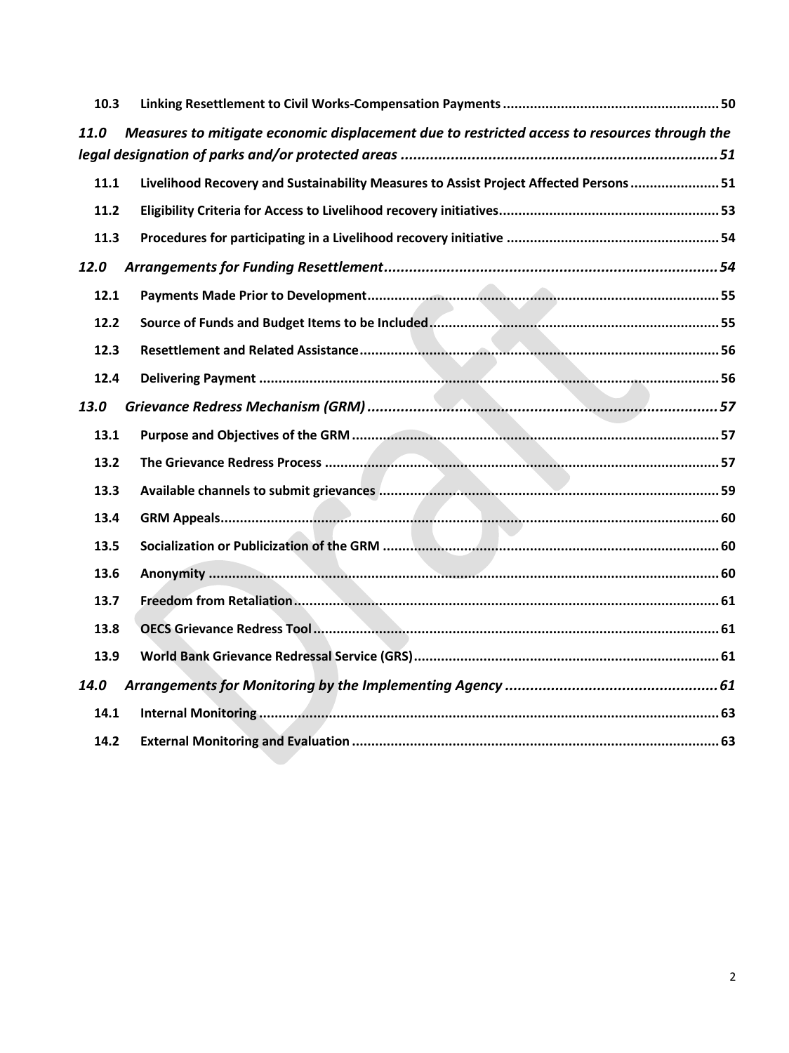| | | |
|---|---|---|
| **10.3** | **Linking Resettlement to Civil Works-Compensation Payments** | **50** |
| ***11.0*** | ***Measures to mitigate economic displacement due to restricted access to resources through the legal designation of parks and/or protected areas*** | ***51*** |
| **11.1** | **Livelihood Recovery and Sustainability Measures to Assist Project Affected Persons** | **51** |
| **11.2** | **Eligibility Criteria for Access to Livelihood recovery initiatives** | **53** |
| **11.3** | **Procedures for participating in a Livelihood recovery initiative** | **54** |
| ***12.0*** | ***Arrangements for Funding Resettlement*** | ***54*** |
| **12.1** | **Payments Made Prior to Development** | **55** |
| **12.2** | **Source of Funds and Budget Items to be Included** | **55** |
| **12.3** | **Resettlement and Related Assistance** | **56** |
| **12.4** | **Delivering Payment** | **56** |
| ***13.0*** | ***Grievance Redress Mechanism (GRM)*** | ***57*** |
| **13.1** | **Purpose and Objectives of the GRM** | **57** |
| **13.2** | **The Grievance Redress Process** | **57** |
| **13.3** | **Available channels to submit grievances** | **59** |
| **13.4** | **GRM Appeals** | **60** |
| **13.5** | **Socialization or Publicization of the GRM** | **60** |
| **13.6** | **Anonymity** | **60** |
| **13.7** | **Freedom from Retaliation** | **61** |
| **13.8** | **OECS Grievance Redress Tool** | **61** |
| **13.9** | **World Bank Grievance Redressal Service (GRS)** | **61** |
| ***14.0*** | ***Arrangements for Monitoring by the Implementing Agency*** | ***61*** |
| **14.1** | **Internal Monitoring** | **63** |
| **14.2** | **External Monitoring and Evaluation** | **63** |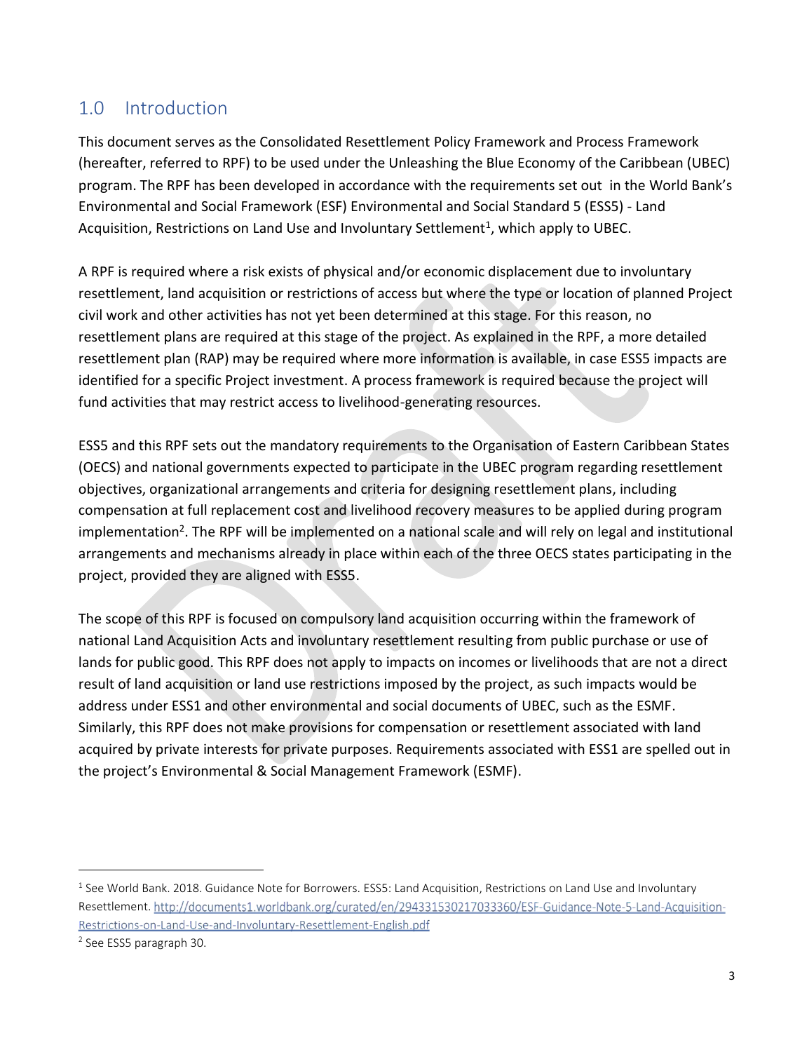## 1.0 Introduction

This document serves as the Consolidated Resettlement Policy Framework and Process Framework (hereafter, referred to RPF) to be used under the Unleashing the Blue Economy of the Caribbean (UBEC) program. The RPF has been developed in accordance with the requirements set out in the World Bank's Environmental and Social Framework (ESF) Environmental and Social Standard 5 (ESS5) - Land Acquisition, Restrictions on Land Use and Involuntary Settlement[1], which apply to UBEC.

A RPF is required where a risk exists of physical and/or economic displacement due to involuntary resettlement, land acquisition or restrictions of access but where the type or location of planned Project civil work and other activities has not yet been determined at this stage. For this reason, no resettlement plans are required at this stage of the project. As explained in the RPF, a more detailed resettlement plan (RAP) may be required where more information is available, in case ESS5 impacts are identified for a specific Project investment. A process framework is required because the project will fund activities that may restrict access to livelihood-generating resources.

ESS5 and this RPF sets out the mandatory requirements to the Organisation of Eastern Caribbean States (OECS) and national governments expected to participate in the UBEC program regarding resettlement objectives, organizational arrangements and criteria for designing resettlement plans, including compensation at full replacement cost and livelihood recovery measures to be applied during program implementation[2]. The RPF will be implemented on a national scale and will rely on legal and institutional arrangements and mechanisms already in place within each of the three OECS states participating in the project, provided they are aligned with ESS5.

The scope of this RPF is focused on compulsory land acquisition occurring within the framework of national Land Acquisition Acts and involuntary resettlement resulting from public purchase or use of lands for public good. This RPF does not apply to impacts on incomes or livelihoods that are not a direct result of land acquisition or land use restrictions imposed by the project, as such impacts would be address under ESS1 and other environmental and social documents of UBEC, such as the ESMF. Similarly, this RPF does not make provisions for compensation or resettlement associated with land acquired by private interests for private purposes. Requirements associated with ESS1 are spelled out in the project's Environmental & Social Management Framework (ESMF).

---

[1] See World Bank. 2018. Guidance Note for Borrowers. ESS5: Land Acquisition, Restrictions on Land Use and Involuntary Resettlement. http://documents1.worldbank.org/curated/en/294331530217033360/ESF-Guidance-Note-5-Land-Acquisition-Restrictions-on-Land-Use-and-Involuntary-Resettlement-English.pdf

[2] See ESS5 paragraph 30.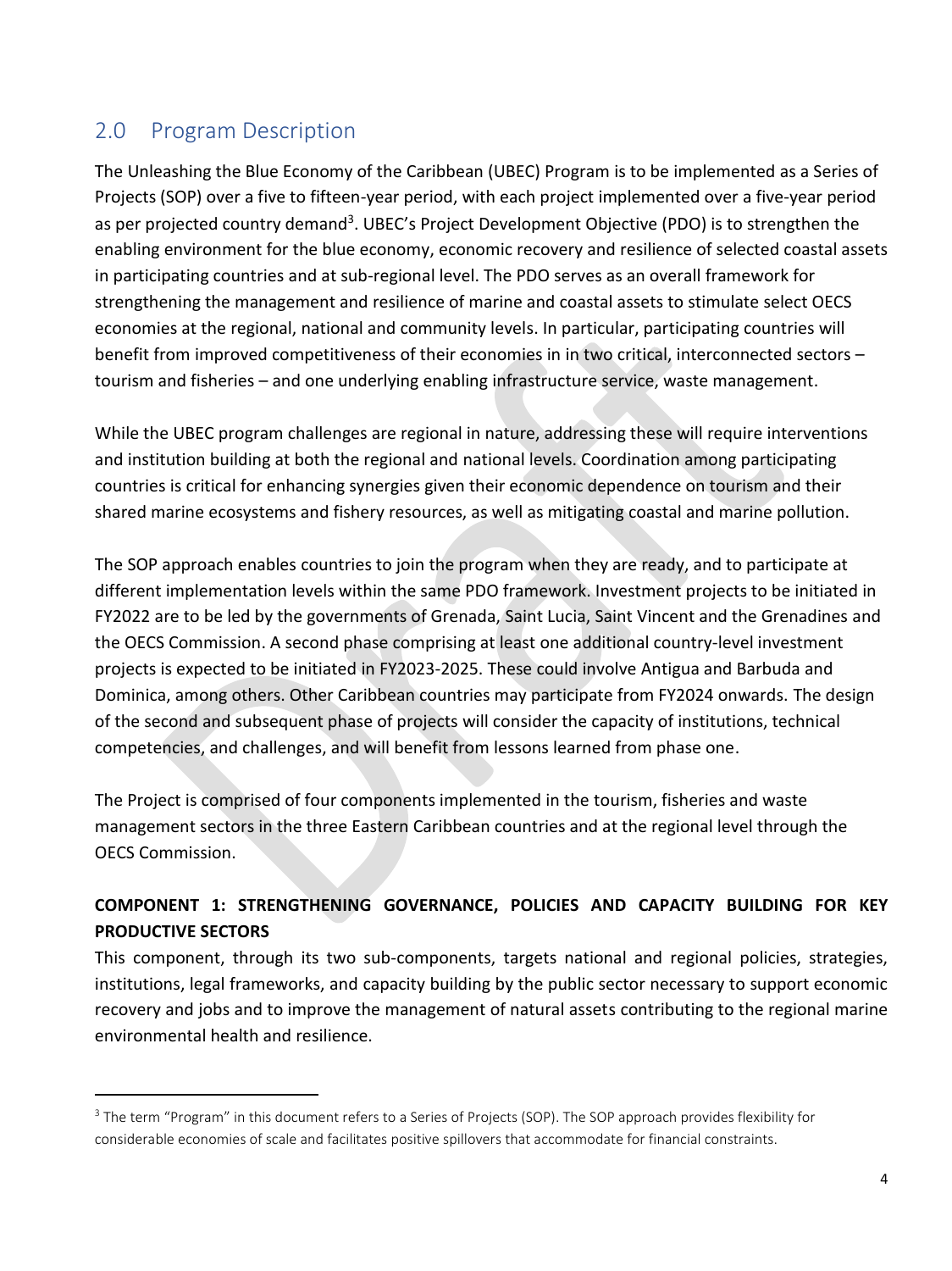## 2.0 Program Description

The Unleashing the Blue Economy of the Caribbean (UBEC) Program is to be implemented as a Series of Projects (SOP) over a five to fifteen-year period, with each project implemented over a five-year period as per projected country demand[3]. UBEC's Project Development Objective (PDO) is to strengthen the enabling environment for the blue economy, economic recovery and resilience of selected coastal assets in participating countries and at sub-regional level. The PDO serves as an overall framework for strengthening the management and resilience of marine and coastal assets to stimulate select OECS economies at the regional, national and community levels. In particular, participating countries will benefit from improved competitiveness of their economies in in two critical, interconnected sectors – tourism and fisheries – and one underlying enabling infrastructure service, waste management.

While the UBEC program challenges are regional in nature, addressing these will require interventions and institution building at both the regional and national levels. Coordination among participating countries is critical for enhancing synergies given their economic dependence on tourism and their shared marine ecosystems and fishery resources, as well as mitigating coastal and marine pollution.

The SOP approach enables countries to join the program when they are ready, and to participate at different implementation levels within the same PDO framework. Investment projects to be initiated in FY2022 are to be led by the governments of Grenada, Saint Lucia, Saint Vincent and the Grenadines and the OECS Commission. A second phase comprising at least one additional country-level investment projects is expected to be initiated in FY2023-2025. These could involve Antigua and Barbuda and Dominica, among others. Other Caribbean countries may participate from FY2024 onwards. The design of the second and subsequent phase of projects will consider the capacity of institutions, technical competencies, and challenges, and will benefit from lessons learned from phase one.

The Project is comprised of four components implemented in the tourism, fisheries and waste management sectors in the three Eastern Caribbean countries and at the regional level through the OECS Commission.

**COMPONENT 1: STRENGTHENING GOVERNANCE, POLICIES AND CAPACITY BUILDING FOR KEY PRODUCTIVE SECTORS**

This component, through its two sub-components, targets national and regional policies, strategies, institutions, legal frameworks, and capacity building by the public sector necessary to support economic recovery and jobs and to improve the management of natural assets contributing to the regional marine environmental health and resilience.

---

[3] The term "Program" in this document refers to a Series of Projects (SOP). The SOP approach provides flexibility for considerable economies of scale and facilitates positive spillovers that accommodate for financial constraints.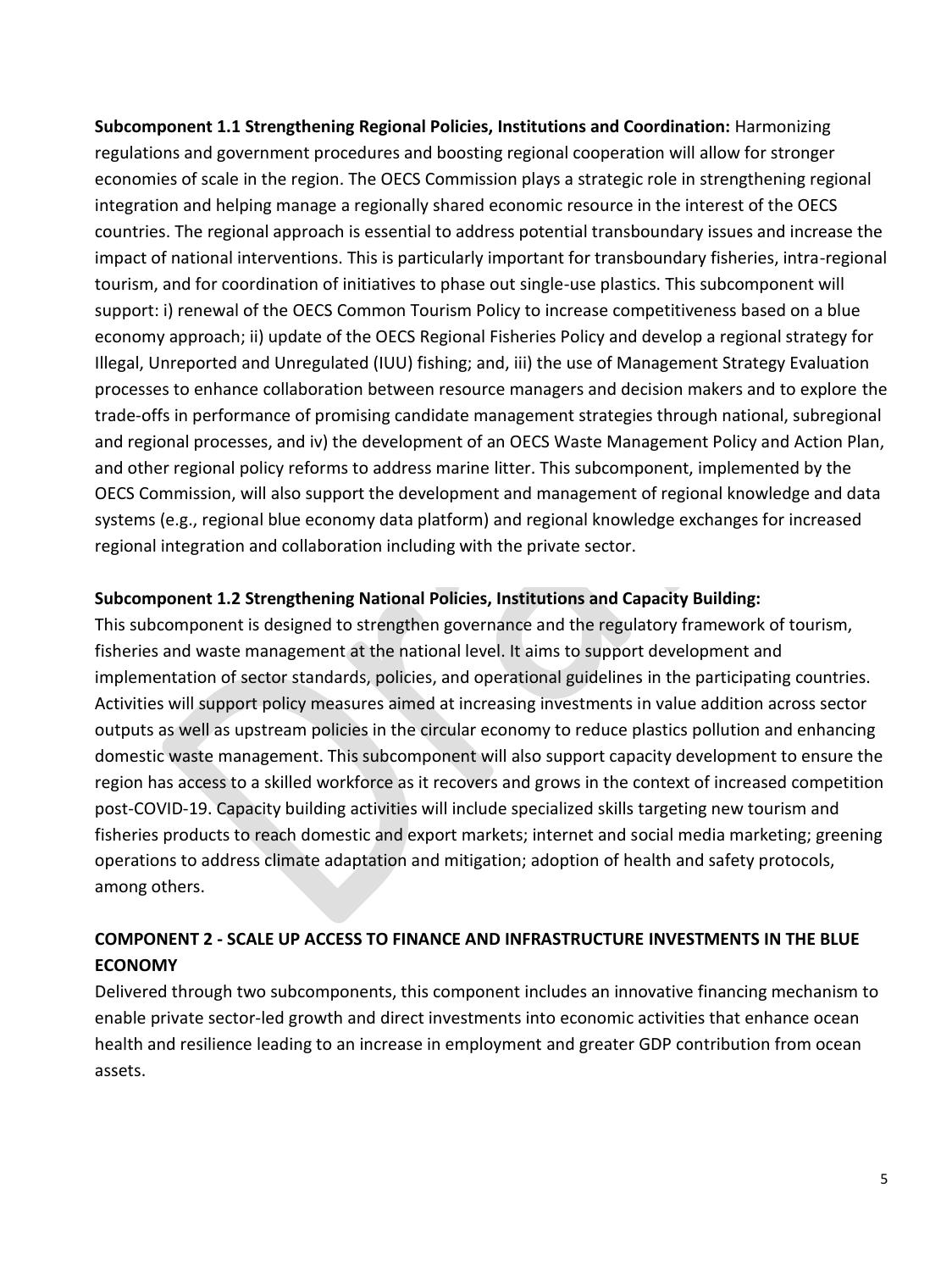**Subcomponent 1.1 Strengthening Regional Policies, Institutions and Coordination:** Harmonizing regulations and government procedures and boosting regional cooperation will allow for stronger economies of scale in the region. The OECS Commission plays a strategic role in strengthening regional integration and helping manage a regionally shared economic resource in the interest of the OECS countries. The regional approach is essential to address potential transboundary issues and increase the impact of national interventions. This is particularly important for transboundary fisheries, intra-regional tourism, and for coordination of initiatives to phase out single-use plastics. This subcomponent will support: i) renewal of the OECS Common Tourism Policy to increase competitiveness based on a blue economy approach; ii) update of the OECS Regional Fisheries Policy and develop a regional strategy for Illegal, Unreported and Unregulated (IUU) fishing; and, iii) the use of Management Strategy Evaluation processes to enhance collaboration between resource managers and decision makers and to explore the trade-offs in performance of promising candidate management strategies through national, subregional and regional processes, and iv) the development of an OECS Waste Management Policy and Action Plan, and other regional policy reforms to address marine litter. This subcomponent, implemented by the OECS Commission, will also support the development and management of regional knowledge and data systems (e.g., regional blue economy data platform) and regional knowledge exchanges for increased regional integration and collaboration including with the private sector.

**Subcomponent 1.2 Strengthening National Policies, Institutions and Capacity Building:**

This subcomponent is designed to strengthen governance and the regulatory framework of tourism, fisheries and waste management at the national level. It aims to support development and implementation of sector standards, policies, and operational guidelines in the participating countries. Activities will support policy measures aimed at increasing investments in value addition across sector outputs as well as upstream policies in the circular economy to reduce plastics pollution and enhancing domestic waste management. This subcomponent will also support capacity development to ensure the region has access to a skilled workforce as it recovers and grows in the context of increased competition post-COVID-19. Capacity building activities will include specialized skills targeting new tourism and fisheries products to reach domestic and export markets; internet and social media marketing; greening operations to address climate adaptation and mitigation; adoption of health and safety protocols, among others.

## COMPONENT 2 - SCALE UP ACCESS TO FINANCE AND INFRASTRUCTURE INVESTMENTS IN THE BLUE ECONOMY

Delivered through two subcomponents, this component includes an innovative financing mechanism to enable private sector-led growth and direct investments into economic activities that enhance ocean health and resilience leading to an increase in employment and greater GDP contribution from ocean assets.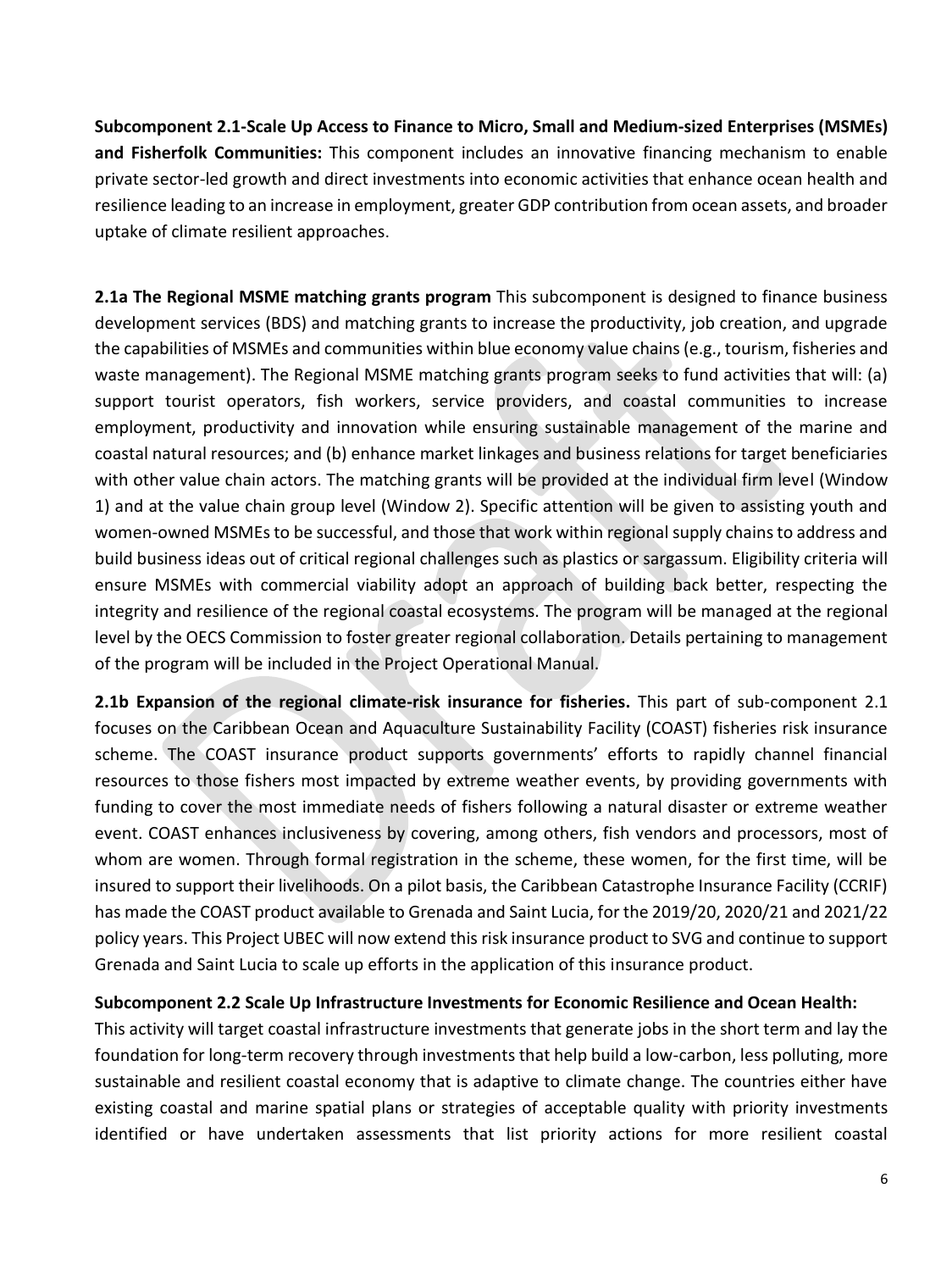**Subcomponent 2.1-Scale Up Access to Finance to Micro, Small and Medium-sized Enterprises (MSMEs) and Fisherfolk Communities:** This component includes an innovative financing mechanism to enable private sector-led growth and direct investments into economic activities that enhance ocean health and resilience leading to an increase in employment, greater GDP contribution from ocean assets, and broader uptake of climate resilient approaches.

**2.1a The Regional MSME matching grants program** This subcomponent is designed to finance business development services (BDS) and matching grants to increase the productivity, job creation, and upgrade the capabilities of MSMEs and communities within blue economy value chains (e.g., tourism, fisheries and waste management). The Regional MSME matching grants program seeks to fund activities that will: (a) support tourist operators, fish workers, service providers, and coastal communities to increase employment, productivity and innovation while ensuring sustainable management of the marine and coastal natural resources; and (b) enhance market linkages and business relations for target beneficiaries with other value chain actors. The matching grants will be provided at the individual firm level (Window 1) and at the value chain group level (Window 2). Specific attention will be given to assisting youth and women-owned MSMEs to be successful, and those that work within regional supply chains to address and build business ideas out of critical regional challenges such as plastics or sargassum. Eligibility criteria will ensure MSMEs with commercial viability adopt an approach of building back better, respecting the integrity and resilience of the regional coastal ecosystems. The program will be managed at the regional level by the OECS Commission to foster greater regional collaboration. Details pertaining to management of the program will be included in the Project Operational Manual.

**2.1b Expansion of the regional climate-risk insurance for fisheries.** This part of sub-component 2.1 focuses on the Caribbean Ocean and Aquaculture Sustainability Facility (COAST) fisheries risk insurance scheme. The COAST insurance product supports governments' efforts to rapidly channel financial resources to those fishers most impacted by extreme weather events, by providing governments with funding to cover the most immediate needs of fishers following a natural disaster or extreme weather event. COAST enhances inclusiveness by covering, among others, fish vendors and processors, most of whom are women. Through formal registration in the scheme, these women, for the first time, will be insured to support their livelihoods. On a pilot basis, the Caribbean Catastrophe Insurance Facility (CCRIF) has made the COAST product available to Grenada and Saint Lucia, for the 2019/20, 2020/21 and 2021/22 policy years. This Project UBEC will now extend this risk insurance product to SVG and continue to support Grenada and Saint Lucia to scale up efforts in the application of this insurance product.

**Subcomponent 2.2 Scale Up Infrastructure Investments for Economic Resilience and Ocean Health:**

This activity will target coastal infrastructure investments that generate jobs in the short term and lay the foundation for long-term recovery through investments that help build a low-carbon, less polluting, more sustainable and resilient coastal economy that is adaptive to climate change. The countries either have existing coastal and marine spatial plans or strategies of acceptable quality with priority investments identified or have undertaken assessments that list priority actions for more resilient coastal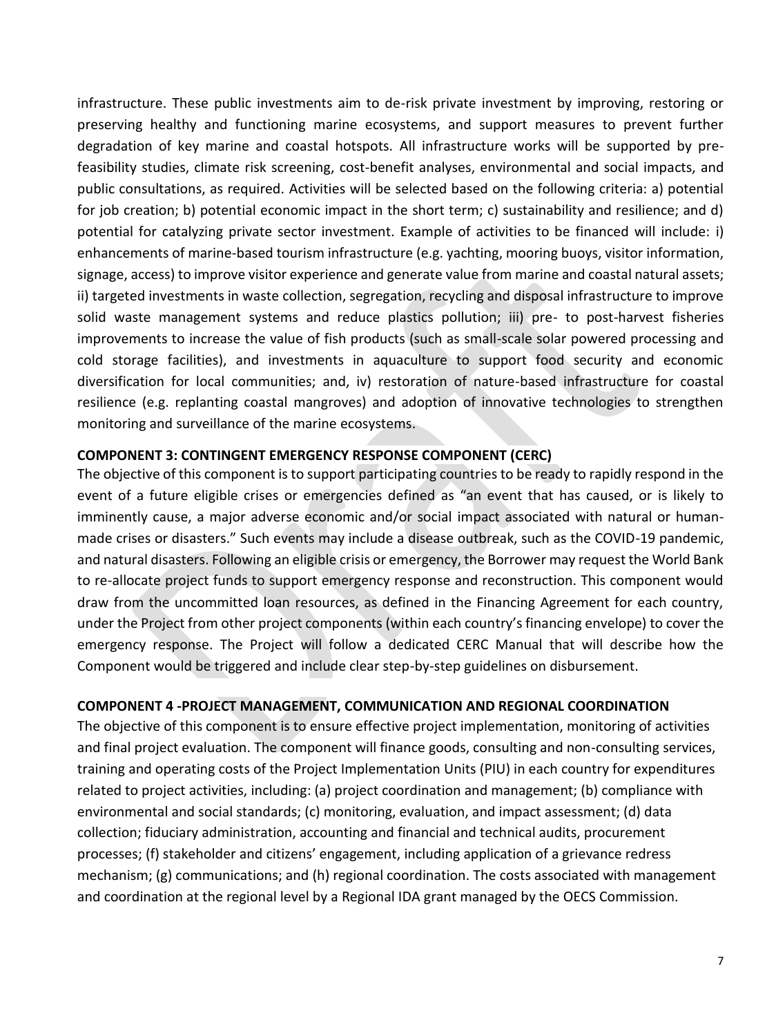infrastructure. These public investments aim to de-risk private investment by improving, restoring or preserving healthy and functioning marine ecosystems, and support measures to prevent further degradation of key marine and coastal hotspots. All infrastructure works will be supported by pre-feasibility studies, climate risk screening, cost-benefit analyses, environmental and social impacts, and public consultations, as required. Activities will be selected based on the following criteria: a) potential for job creation; b) potential economic impact in the short term; c) sustainability and resilience; and d) potential for catalyzing private sector investment. Example of activities to be financed will include: i) enhancements of marine-based tourism infrastructure (e.g. yachting, mooring buoys, visitor information, signage, access) to improve visitor experience and generate value from marine and coastal natural assets; ii) targeted investments in waste collection, segregation, recycling and disposal infrastructure to improve solid waste management systems and reduce plastics pollution; iii) pre- to post-harvest fisheries improvements to increase the value of fish products (such as small-scale solar powered processing and cold storage facilities), and investments in aquaculture to support food security and economic diversification for local communities; and, iv) restoration of nature-based infrastructure for coastal resilience (e.g. replanting coastal mangroves) and adoption of innovative technologies to strengthen monitoring and surveillance of the marine ecosystems.

**COMPONENT 3: CONTINGENT EMERGENCY RESPONSE COMPONENT (CERC)**

The objective of this component is to support participating countries to be ready to rapidly respond in the event of a future eligible crises or emergencies defined as "an event that has caused, or is likely to imminently cause, a major adverse economic and/or social impact associated with natural or human-made crises or disasters." Such events may include a disease outbreak, such as the COVID-19 pandemic, and natural disasters. Following an eligible crisis or emergency, the Borrower may request the World Bank to re-allocate project funds to support emergency response and reconstruction. This component would draw from the uncommitted loan resources, as defined in the Financing Agreement for each country, under the Project from other project components (within each country's financing envelope) to cover the emergency response. The Project will follow a dedicated CERC Manual that will describe how the Component would be triggered and include clear step-by-step guidelines on disbursement.

**COMPONENT 4 -PROJECT MANAGEMENT, COMMUNICATION AND REGIONAL COORDINATION**

The objective of this component is to ensure effective project implementation, monitoring of activities and final project evaluation. The component will finance goods, consulting and non-consulting services, training and operating costs of the Project Implementation Units (PIU) in each country for expenditures related to project activities, including: (a) project coordination and management; (b) compliance with environmental and social standards; (c) monitoring, evaluation, and impact assessment; (d) data collection; fiduciary administration, accounting and financial and technical audits, procurement processes; (f) stakeholder and citizens' engagement, including application of a grievance redress mechanism; (g) communications; and (h) regional coordination. The costs associated with management and coordination at the regional level by a Regional IDA grant managed by the OECS Commission.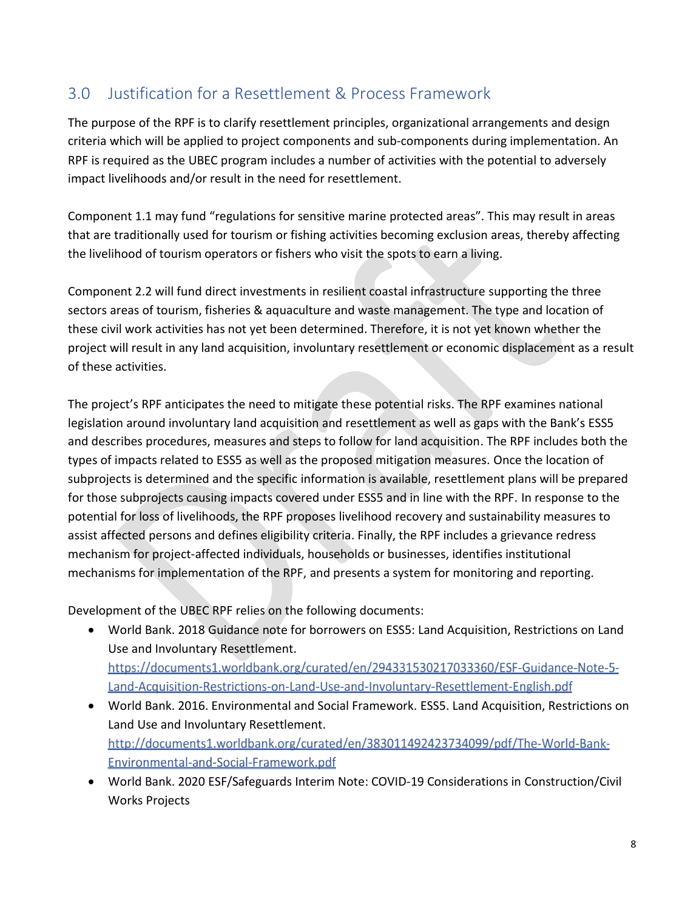## 3.0 Justification for a Resettlement & Process Framework

The purpose of the RPF is to clarify resettlement principles, organizational arrangements and design criteria which will be applied to project components and sub-components during implementation. An RPF is required as the UBEC program includes a number of activities with the potential to adversely impact livelihoods and/or result in the need for resettlement.

Component 1.1 may fund "regulations for sensitive marine protected areas". This may result in areas that are traditionally used for tourism or fishing activities becoming exclusion areas, thereby affecting the livelihood of tourism operators or fishers who visit the spots to earn a living.

Component 2.2 will fund direct investments in resilient coastal infrastructure supporting the three sectors areas of tourism, fisheries & aquaculture and waste management. The type and location of these civil work activities has not yet been determined. Therefore, it is not yet known whether the project will result in any land acquisition, involuntary resettlement or economic displacement as a result of these activities.

The project's RPF anticipates the need to mitigate these potential risks. The RPF examines national legislation around involuntary land acquisition and resettlement as well as gaps with the Bank's ESS5 and describes procedures, measures and steps to follow for land acquisition. The RPF includes both the types of impacts related to ESS5 as well as the proposed mitigation measures. Once the location of subprojects is determined and the specific information is available, resettlement plans will be prepared for those subprojects causing impacts covered under ESS5 and in line with the RPF. In response to the potential for loss of livelihoods, the RPF proposes livelihood recovery and sustainability measures to assist affected persons and defines eligibility criteria. Finally, the RPF includes a grievance redress mechanism for project-affected individuals, households or businesses, identifies institutional mechanisms for implementation of the RPF, and presents a system for monitoring and reporting.

Development of the UBEC RPF relies on the following documents:

- World Bank. 2018 Guidance note for borrowers on ESS5: Land Acquisition, Restrictions on Land Use and Involuntary Resettlement. https://documents1.worldbank.org/curated/en/294331530217033360/ESF-Guidance-Note-5-Land-Acquisition-Restrictions-on-Land-Use-and-Involuntary-Resettlement-English.pdf
- World Bank. 2016. Environmental and Social Framework. ESS5. Land Acquisition, Restrictions on Land Use and Involuntary Resettlement. http://documents1.worldbank.org/curated/en/383011492423734099/pdf/The-World-Bank-Environmental-and-Social-Framework.pdf
- World Bank. 2020 ESF/Safeguards Interim Note: COVID-19 Considerations in Construction/Civil Works Projects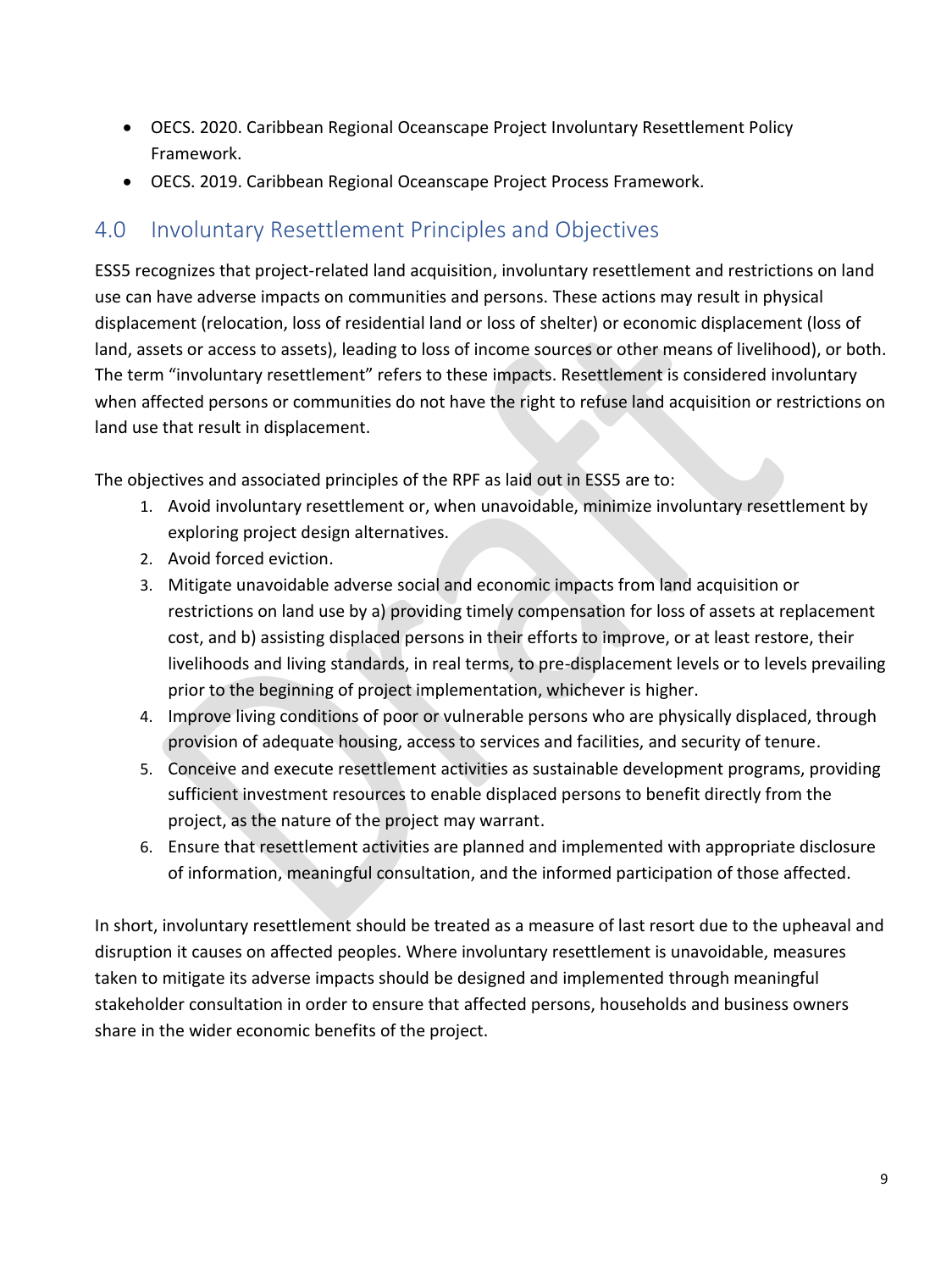- OECS. 2020. Caribbean Regional Oceanscape Project Involuntary Resettlement Policy Framework.
- OECS. 2019. Caribbean Regional Oceanscape Project Process Framework.

## 4.0 Involuntary Resettlement Principles and Objectives

ESS5 recognizes that project-related land acquisition, involuntary resettlement and restrictions on land use can have adverse impacts on communities and persons. These actions may result in physical displacement (relocation, loss of residential land or loss of shelter) or economic displacement (loss of land, assets or access to assets), leading to loss of income sources or other means of livelihood), or both. The term "involuntary resettlement" refers to these impacts. Resettlement is considered involuntary when affected persons or communities do not have the right to refuse land acquisition or restrictions on land use that result in displacement.

The objectives and associated principles of the RPF as laid out in ESS5 are to:

1. Avoid involuntary resettlement or, when unavoidable, minimize involuntary resettlement by exploring project design alternatives.
2. Avoid forced eviction.
3. Mitigate unavoidable adverse social and economic impacts from land acquisition or restrictions on land use by a) providing timely compensation for loss of assets at replacement cost, and b) assisting displaced persons in their efforts to improve, or at least restore, their livelihoods and living standards, in real terms, to pre-displacement levels or to levels prevailing prior to the beginning of project implementation, whichever is higher.
4. Improve living conditions of poor or vulnerable persons who are physically displaced, through provision of adequate housing, access to services and facilities, and security of tenure.
5. Conceive and execute resettlement activities as sustainable development programs, providing sufficient investment resources to enable displaced persons to benefit directly from the project, as the nature of the project may warrant.
6. Ensure that resettlement activities are planned and implemented with appropriate disclosure of information, meaningful consultation, and the informed participation of those affected.

In short, involuntary resettlement should be treated as a measure of last resort due to the upheaval and disruption it causes on affected peoples. Where involuntary resettlement is unavoidable, measures taken to mitigate its adverse impacts should be designed and implemented through meaningful stakeholder consultation in order to ensure that affected persons, households and business owners share in the wider economic benefits of the project.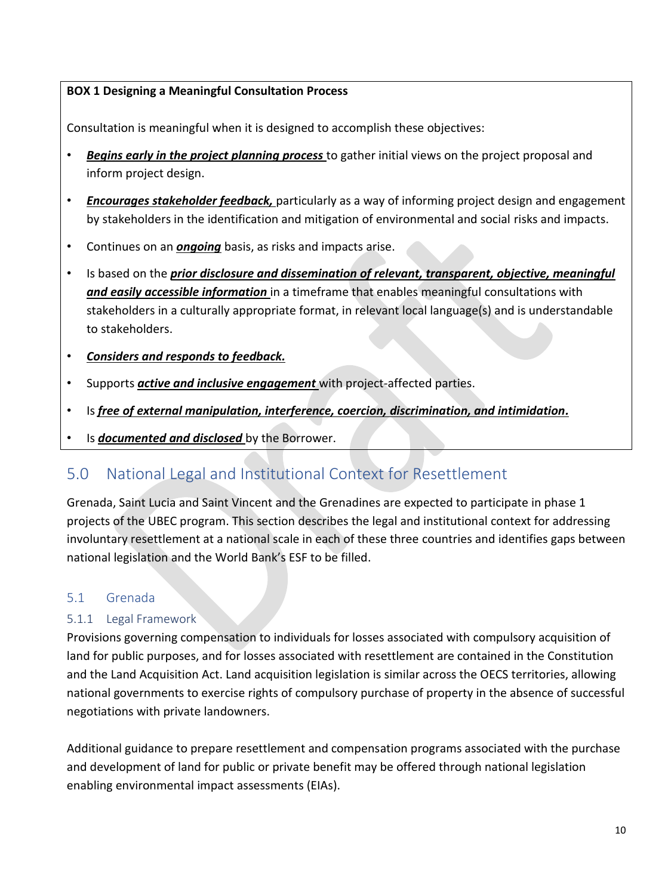**BOX 1 Designing a Meaningful Consultation Process**

Consultation is meaningful when it is designed to accomplish these objectives:

- ***Begins early in the project planning process*** to gather initial views on the project proposal and inform project design.
- ***Encourages stakeholder feedback,*** particularly as a way of informing project design and engagement by stakeholders in the identification and mitigation of environmental and social risks and impacts.
- Continues on an ***ongoing*** basis, as risks and impacts arise.
- Is based on the ***prior disclosure and dissemination of relevant, transparent, objective, meaningful and easily accessible information*** in a timeframe that enables meaningful consultations with stakeholders in a culturally appropriate format, in relevant local language(s) and is understandable to stakeholders.
- ***Considers and responds to feedback.***
- Supports ***active and inclusive engagement*** with project-affected parties.
- Is ***free of external manipulation, interference, coercion, discrimination, and intimidation.***
- Is ***documented and disclosed*** by the Borrower.

# 5.0 National Legal and Institutional Context for Resettlement

Grenada, Saint Lucia and Saint Vincent and the Grenadines are expected to participate in phase 1 projects of the UBEC program. This section describes the legal and institutional context for addressing involuntary resettlement at a national scale in each of these three countries and identifies gaps between national legislation and the World Bank's ESF to be filled.

## 5.1 Grenada

### 5.1.1 Legal Framework

Provisions governing compensation to individuals for losses associated with compulsory acquisition of land for public purposes, and for losses associated with resettlement are contained in the Constitution and the Land Acquisition Act. Land acquisition legislation is similar across the OECS territories, allowing national governments to exercise rights of compulsory purchase of property in the absence of successful negotiations with private landowners.

Additional guidance to prepare resettlement and compensation programs associated with the purchase and development of land for public or private benefit may be offered through national legislation enabling environmental impact assessments (EIAs).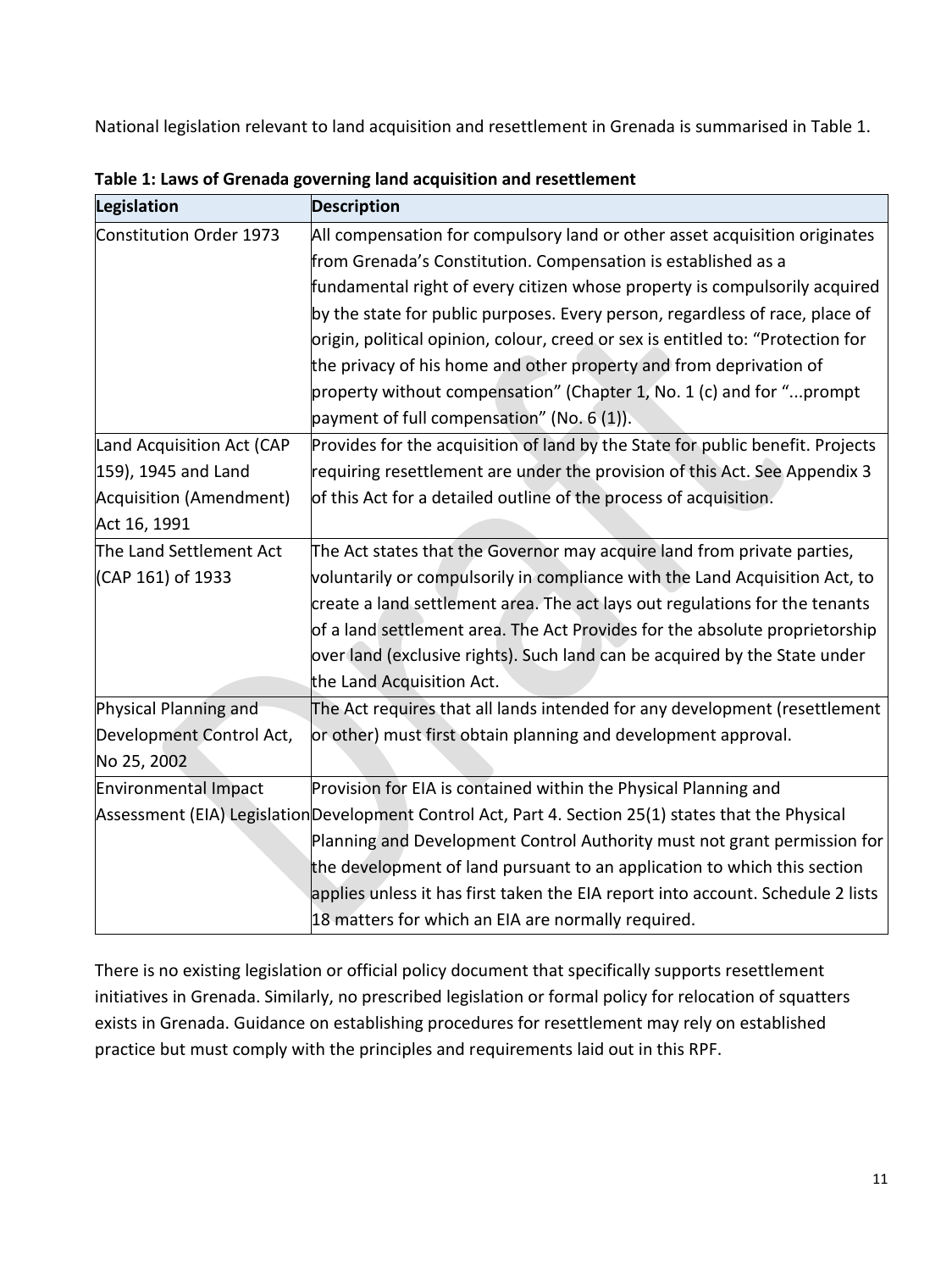National legislation relevant to land acquisition and resettlement in Grenada is summarised in Table 1.

**Table 1: Laws of Grenada governing land acquisition and resettlement**

| Legislation | Description |
|---|---|
| Constitution Order 1973 | All compensation for compulsory land or other asset acquisition originates from Grenada's Constitution. Compensation is established as a fundamental right of every citizen whose property is compulsorily acquired by the state for public purposes. Every person, regardless of race, place of origin, political opinion, colour, creed or sex is entitled to: "Protection for the privacy of his home and other property and from deprivation of property without compensation" (Chapter 1, No. 1 (c) and for "...prompt payment of full compensation" (No. 6 (1)). |
| Land Acquisition Act (CAP 159), 1945 and Land Acquisition (Amendment) Act 16, 1991 | Provides for the acquisition of land by the State for public benefit. Projects requiring resettlement are under the provision of this Act. See Appendix 3 of this Act for a detailed outline of the process of acquisition. |
| The Land Settlement Act (CAP 161) of 1933 | The Act states that the Governor may acquire land from private parties, voluntarily or compulsorily in compliance with the Land Acquisition Act, to create a land settlement area. The act lays out regulations for the tenants of a land settlement area. The Act Provides for the absolute proprietorship over land (exclusive rights). Such land can be acquired by the State under the Land Acquisition Act. |
| Physical Planning and Development Control Act, No 25, 2002 | The Act requires that all lands intended for any development (resettlement or other) must first obtain planning and development approval. |
| Environmental Impact Assessment (EIA) Legislation | Provision for EIA is contained within the Physical Planning and Development Control Act, Part 4. Section 25(1) states that the Physical Planning and Development Control Authority must not grant permission for the development of land pursuant to an application to which this section applies unless it has first taken the EIA report into account. Schedule 2 lists 18 matters for which an EIA are normally required. |

There is no existing legislation or official policy document that specifically supports resettlement initiatives in Grenada. Similarly, no prescribed legislation or formal policy for relocation of squatters exists in Grenada. Guidance on establishing procedures for resettlement may rely on established practice but must comply with the principles and requirements laid out in this RPF.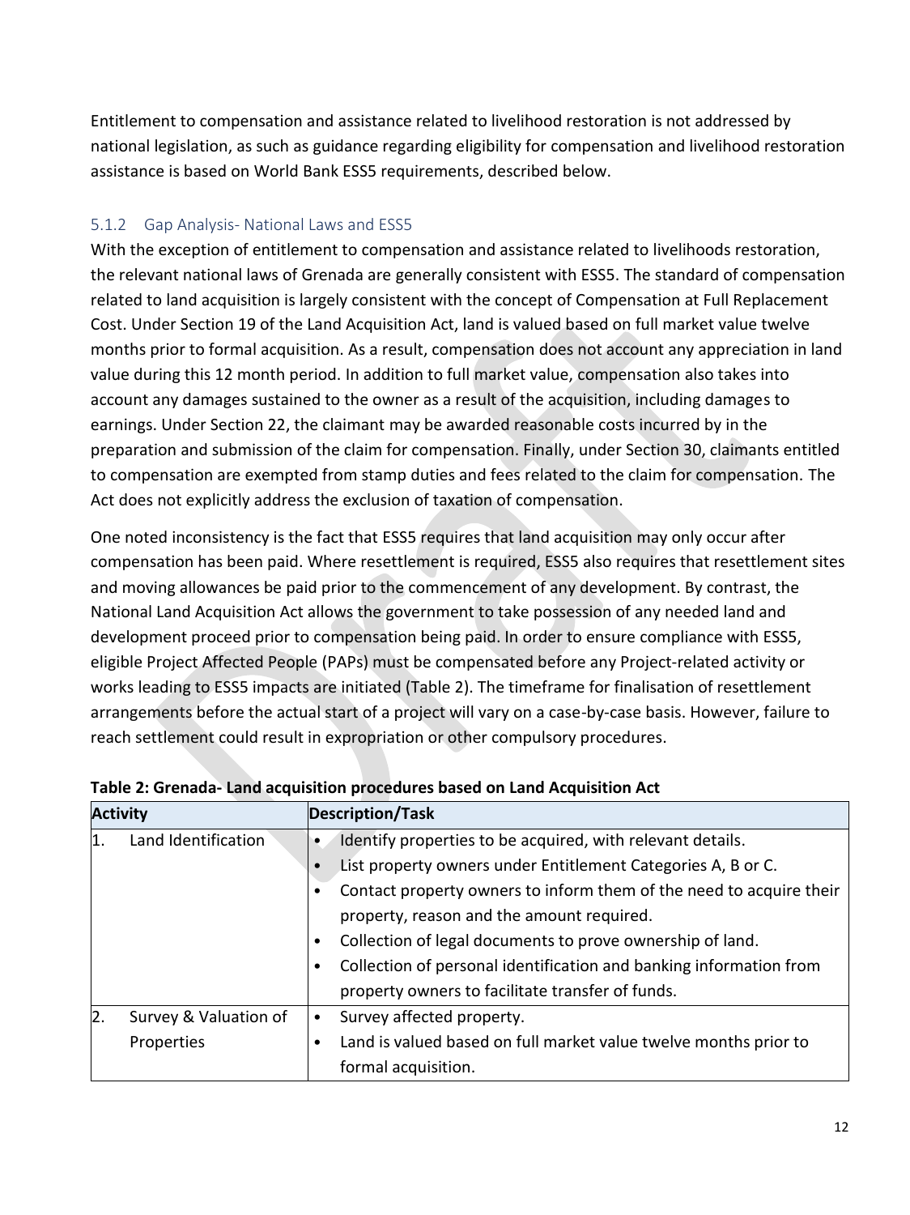Entitlement to compensation and assistance related to livelihood restoration is not addressed by national legislation, as such as guidance regarding eligibility for compensation and livelihood restoration assistance is based on World Bank ESS5 requirements, described below.

### 5.1.2 Gap Analysis- National Laws and ESS5

With the exception of entitlement to compensation and assistance related to livelihoods restoration, the relevant national laws of Grenada are generally consistent with ESS5. The standard of compensation related to land acquisition is largely consistent with the concept of Compensation at Full Replacement Cost. Under Section 19 of the Land Acquisition Act, land is valued based on full market value twelve months prior to formal acquisition. As a result, compensation does not account any appreciation in land value during this 12 month period. In addition to full market value, compensation also takes into account any damages sustained to the owner as a result of the acquisition, including damages to earnings. Under Section 22, the claimant may be awarded reasonable costs incurred by in the preparation and submission of the claim for compensation. Finally, under Section 30, claimants entitled to compensation are exempted from stamp duties and fees related to the claim for compensation. The Act does not explicitly address the exclusion of taxation of compensation.

One noted inconsistency is the fact that ESS5 requires that land acquisition may only occur after compensation has been paid. Where resettlement is required, ESS5 also requires that resettlement sites and moving allowances be paid prior to the commencement of any development. By contrast, the National Land Acquisition Act allows the government to take possession of any needed land and development proceed prior to compensation being paid. In order to ensure compliance with ESS5, eligible Project Affected People (PAPs) must be compensated before any Project-related activity or works leading to ESS5 impacts are initiated (Table 2). The timeframe for finalisation of resettlement arrangements before the actual start of a project will vary on a case-by-case basis. However, failure to reach settlement could result in expropriation or other compulsory procedures.

**Table 2: Grenada- Land acquisition procedures based on Land Acquisition Act**

| Activity | Description/Task |
|---|---|
| 1. Land Identification | • Identify properties to be acquired, with relevant details.<br>• List property owners under Entitlement Categories A, B or C.<br>• Contact property owners to inform them of the need to acquire their property, reason and the amount required.<br>• Collection of legal documents to prove ownership of land.<br>• Collection of personal identification and banking information from property owners to facilitate transfer of funds. |
| 2. Survey & Valuation of Properties | • Survey affected property.<br>• Land is valued based on full market value twelve months prior to formal acquisition. |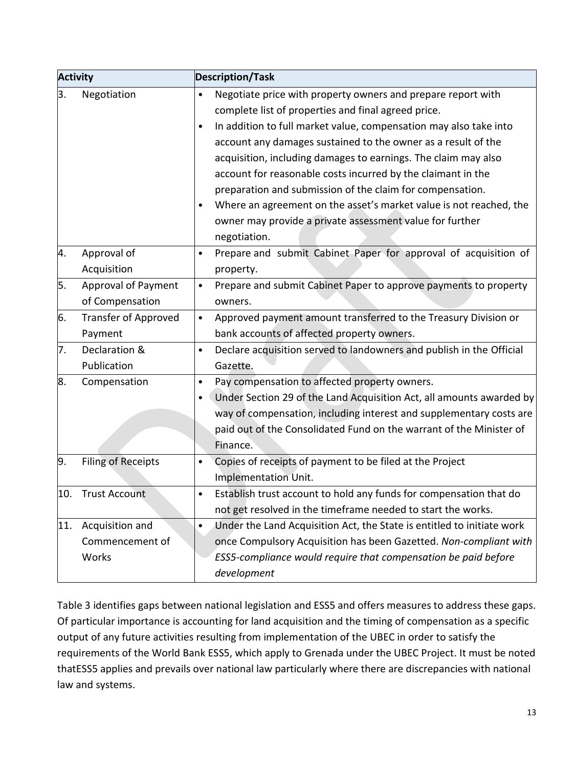| Activity | Description/Task |
|---|---|
| 3. Negotiation | • Negotiate price with property owners and prepare report with complete list of properties and final agreed price.<br>• In addition to full market value, compensation may also take into account any damages sustained to the owner as a result of the acquisition, including damages to earnings. The claim may also account for reasonable costs incurred by the claimant in the preparation and submission of the claim for compensation.<br>• Where an agreement on the asset's market value is not reached, the owner may provide a private assessment value for further negotiation. |
| 4. Approval of Acquisition | • Prepare and submit Cabinet Paper for approval of acquisition of property. |
| 5. Approval of Payment of Compensation | • Prepare and submit Cabinet Paper to approve payments to property owners. |
| 6. Transfer of Approved Payment | • Approved payment amount transferred to the Treasury Division or bank accounts of affected property owners. |
| 7. Declaration & Publication | • Declare acquisition served to landowners and publish in the Official Gazette. |
| 8. Compensation | • Pay compensation to affected property owners.<br>• Under Section 29 of the Land Acquisition Act, all amounts awarded by way of compensation, including interest and supplementary costs are paid out of the Consolidated Fund on the warrant of the Minister of Finance. |
| 9. Filing of Receipts | • Copies of receipts of payment to be filed at the Project Implementation Unit. |
| 10. Trust Account | • Establish trust account to hold any funds for compensation that do not get resolved in the timeframe needed to start the works. |
| 11. Acquisition and Commencement of Works | • Under the Land Acquisition Act, the State is entitled to initiate work once Compulsory Acquisition has been Gazetted. *Non-compliant with ESS5-compliance would require that compensation be paid before development* |

Table 3 identifies gaps between national legislation and ESS5 and offers measures to address these gaps. Of particular importance is accounting for land acquisition and the timing of compensation as a specific output of any future activities resulting from implementation of the UBEC in order to satisfy the requirements of the World Bank ESS5, which apply to Grenada under the UBEC Project. It must be noted thatESS5 applies and prevails over national law particularly where there are discrepancies with national law and systems.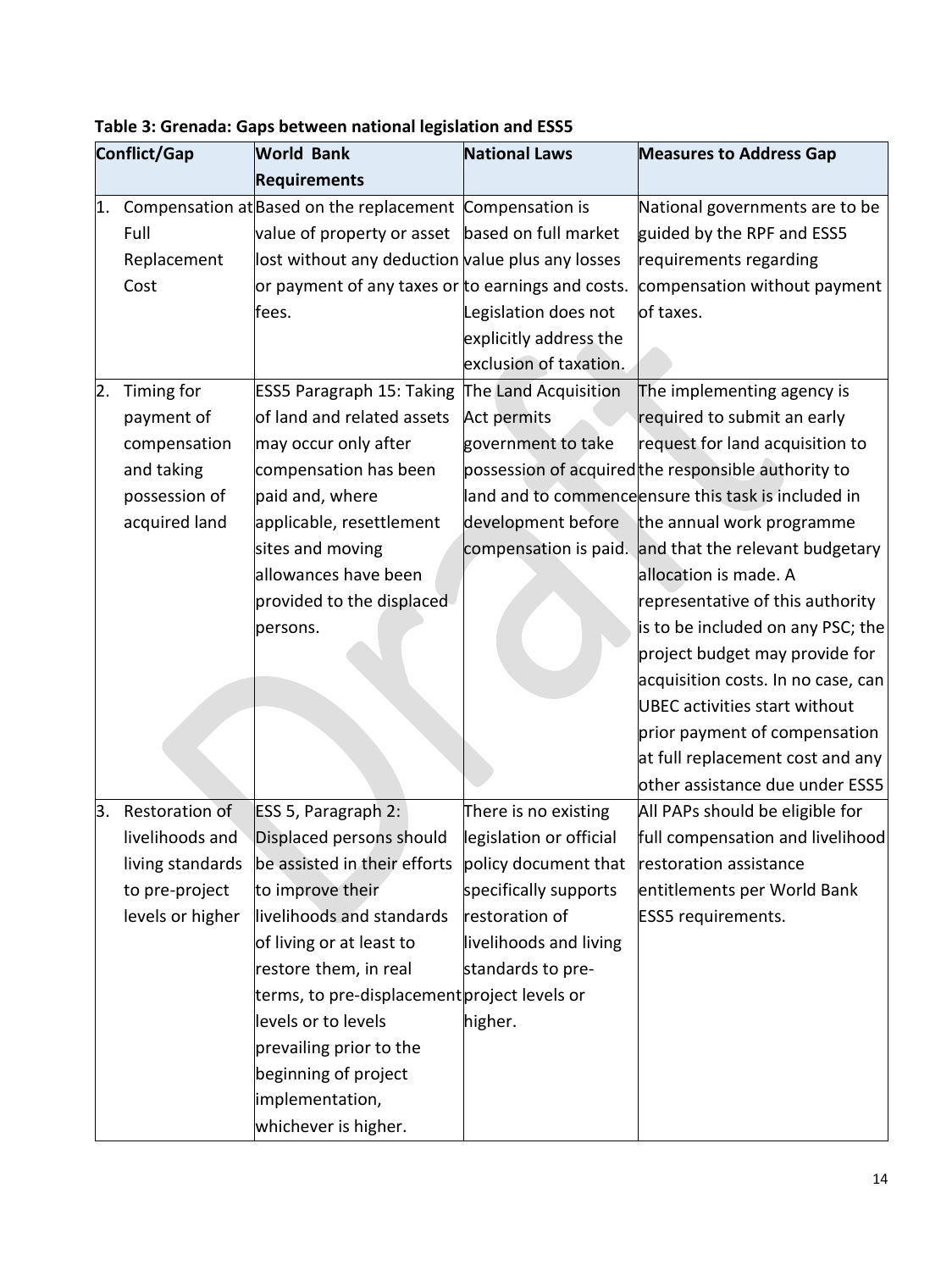**Table 3: Grenada: Gaps between national legislation and ESS5**

| Conflict/Gap | World Bank Requirements | National Laws | Measures to Address Gap |
|---|---|---|---|
| 1. Compensation at Full Replacement Cost | Based on the replacement value of property or asset lost without any deduction or payment of any taxes or fees. | Compensation is based on full market value plus any losses to earnings and costs. Legislation does not explicitly address the exclusion of taxation. | National governments are to be guided by the RPF and ESS5 requirements regarding compensation without payment of taxes. |
| 2. Timing for payment of compensation and taking possession of acquired land | ESS5 Paragraph 15: Taking of land and related assets may occur only after compensation has been paid and, where applicable, resettlement sites and moving allowances have been provided to the displaced persons. | The Land Acquisition Act permits government to take possession of acquired land and to commence development before compensation is paid. | The implementing agency is required to submit an early request for land acquisition to the responsible authority to ensure this task is included in the annual work programme and that the relevant budgetary allocation is made. A representative of this authority is to be included on any PSC; the project budget may provide for acquisition costs. In no case, can UBEC activities start without prior payment of compensation at full replacement cost and any other assistance due under ESS5 |
| 3. Restoration of livelihoods and living standards to pre-project levels or higher | ESS 5, Paragraph 2: Displaced persons should be assisted in their efforts to improve their livelihoods and standards of living or at least to restore them, in real terms, to pre-displacement levels or to levels prevailing prior to the beginning of project implementation, whichever is higher. | There is no existing legislation or official policy document that specifically supports restoration of livelihoods and living standards to pre-project levels or higher. | All PAPs should be eligible for full compensation and livelihood restoration assistance entitlements per World Bank ESS5 requirements. |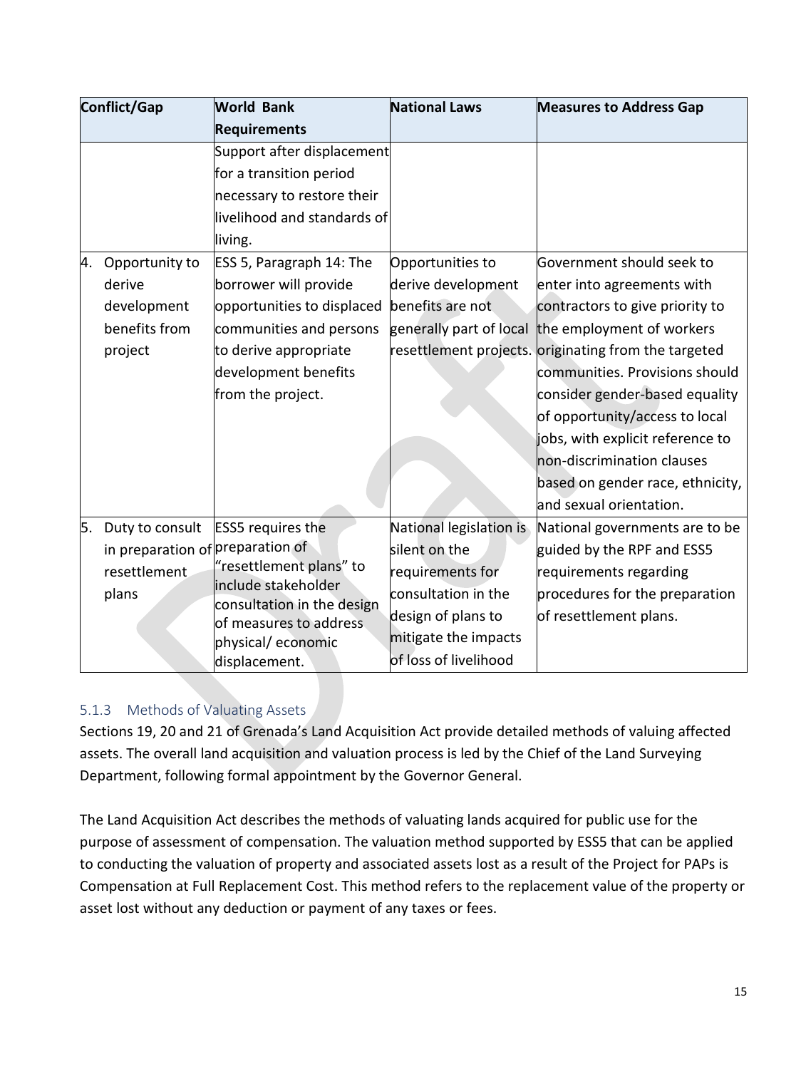| Conflict/Gap | World Bank Requirements | National Laws | Measures to Address Gap |
|---|---|---|---|
| | Support after displacement for a transition period necessary to restore their livelihood and standards of living. | | |
| 4. Opportunity to derive development benefits from project | ESS 5, Paragraph 14: The borrower will provide opportunities to displaced communities and persons to derive appropriate development benefits from the project. | Opportunities to derive development benefits are not generally part of local resettlement projects. | Government should seek to enter into agreements with contractors to give priority to the employment of workers originating from the targeted communities. Provisions should consider gender-based equality of opportunity/access to local jobs, with explicit reference to non-discrimination clauses based on gender race, ethnicity, and sexual orientation. |
| 5. Duty to consult in preparation of resettlement plans | ESS5 requires the preparation of "resettlement plans" to include stakeholder consultation in the design of measures to address physical/ economic displacement. | National legislation is silent on the requirements for consultation in the design of plans to mitigate the impacts of loss of livelihood | National governments are to be guided by the RPF and ESS5 requirements regarding procedures for the preparation of resettlement plans. |

### 5.1.3 Methods of Valuating Assets

Sections 19, 20 and 21 of Grenada's Land Acquisition Act provide detailed methods of valuing affected assets. The overall land acquisition and valuation process is led by the Chief of the Land Surveying Department, following formal appointment by the Governor General.

The Land Acquisition Act describes the methods of valuating lands acquired for public use for the purpose of assessment of compensation. The valuation method supported by ESS5 that can be applied to conducting the valuation of property and associated assets lost as a result of the Project for PAPs is Compensation at Full Replacement Cost. This method refers to the replacement value of the property or asset lost without any deduction or payment of any taxes or fees.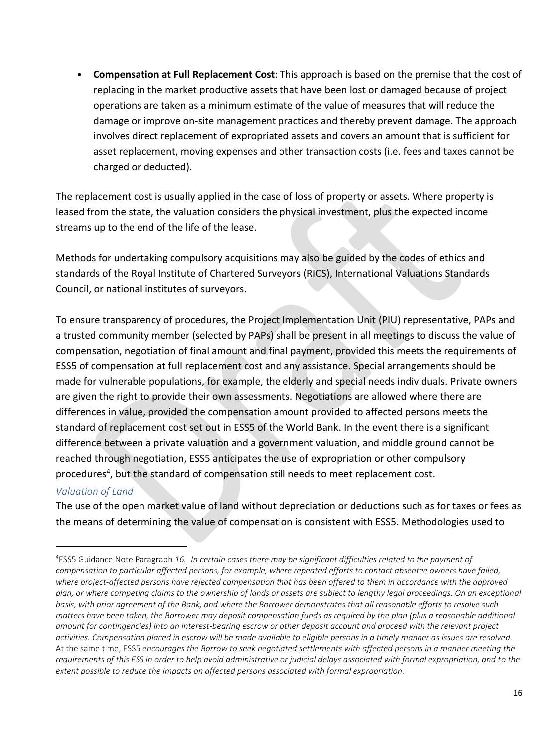- **Compensation at Full Replacement Cost**: This approach is based on the premise that the cost of replacing in the market productive assets that have been lost or damaged because of project operations are taken as a minimum estimate of the value of measures that will reduce the damage or improve on-site management practices and thereby prevent damage. The approach involves direct replacement of expropriated assets and covers an amount that is sufficient for asset replacement, moving expenses and other transaction costs (i.e. fees and taxes cannot be charged or deducted).

The replacement cost is usually applied in the case of loss of property or assets. Where property is leased from the state, the valuation considers the physical investment, plus the expected income streams up to the end of the life of the lease.

Methods for undertaking compulsory acquisitions may also be guided by the codes of ethics and standards of the Royal Institute of Chartered Surveyors (RICS), International Valuations Standards Council, or national institutes of surveyors.

To ensure transparency of procedures, the Project Implementation Unit (PIU) representative, PAPs and a trusted community member (selected by PAPs) shall be present in all meetings to discuss the value of compensation, negotiation of final amount and final payment, provided this meets the requirements of ESS5 of compensation at full replacement cost and any assistance. Special arrangements should be made for vulnerable populations, for example, the elderly and special needs individuals. Private owners are given the right to provide their own assessments. Negotiations are allowed where there are differences in value, provided the compensation amount provided to affected persons meets the standard of replacement cost set out in ESS5 of the World Bank. In the event there is a significant difference between a private valuation and a government valuation, and middle ground cannot be reached through negotiation, ESS5 anticipates the use of expropriation or other compulsory procedures[4], but the standard of compensation still needs to meet replacement cost.

*Valuation of Land*

The use of the open market value of land without depreciation or deductions such as for taxes or fees as the means of determining the value of compensation is consistent with ESS5. Methodologies used to

---

[4]ESS5 Guidance Note Paragraph *16. In certain cases there may be significant difficulties related to the payment of compensation to particular affected persons, for example, where repeated efforts to contact absentee owners have failed, where project-affected persons have rejected compensation that has been offered to them in accordance with the approved plan, or where competing claims to the ownership of lands or assets are subject to lengthy legal proceedings. On an exceptional basis, with prior agreement of the Bank, and where the Borrower demonstrates that all reasonable efforts to resolve such matters have been taken, the Borrower may deposit compensation funds as required by the plan (plus a reasonable additional amount for contingencies) into an interest-bearing escrow or other deposit account and proceed with the relevant project activities. Compensation placed in escrow will be made available to eligible persons in a timely manner as issues are resolved.* At the same time, ESS5 *encourages the Borrow to seek negotiated settlements with affected persons in a manner meeting the requirements of this ESS in order to help avoid administrative or judicial delays associated with formal expropriation, and to the extent possible to reduce the impacts on affected persons associated with formal expropriation.*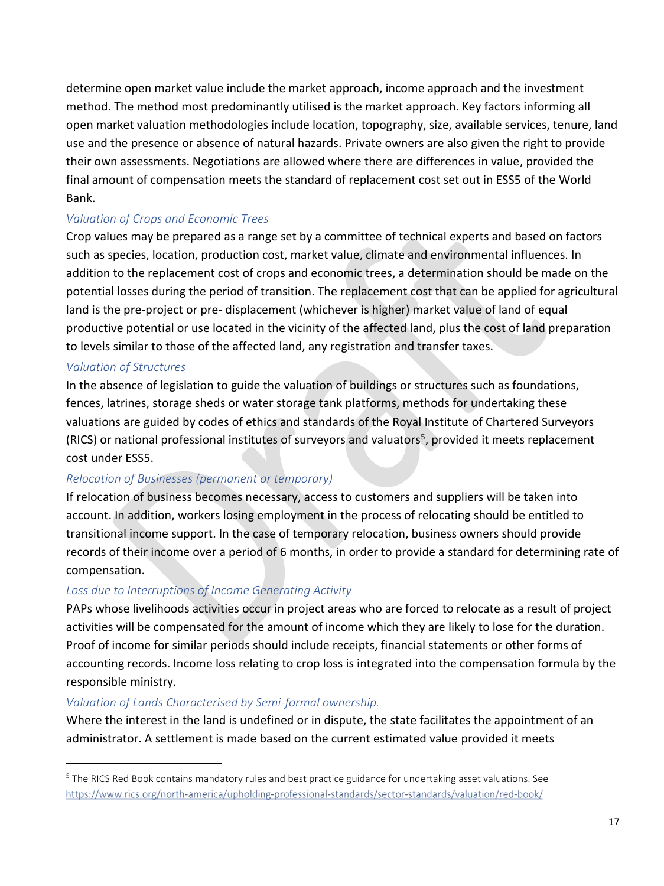determine open market value include the market approach, income approach and the investment method. The method most predominantly utilised is the market approach. Key factors informing all open market valuation methodologies include location, topography, size, available services, tenure, land use and the presence or absence of natural hazards. Private owners are also given the right to provide their own assessments. Negotiations are allowed where there are differences in value, provided the final amount of compensation meets the standard of replacement cost set out in ESS5 of the World Bank.

*Valuation of Crops and Economic Trees*

Crop values may be prepared as a range set by a committee of technical experts and based on factors such as species, location, production cost, market value, climate and environmental influences. In addition to the replacement cost of crops and economic trees, a determination should be made on the potential losses during the period of transition. The replacement cost that can be applied for agricultural land is the pre-project or pre- displacement (whichever is higher) market value of land of equal productive potential or use located in the vicinity of the affected land, plus the cost of land preparation to levels similar to those of the affected land, any registration and transfer taxes.

*Valuation of Structures*

In the absence of legislation to guide the valuation of buildings or structures such as foundations, fences, latrines, storage sheds or water storage tank platforms, methods for undertaking these valuations are guided by codes of ethics and standards of the Royal Institute of Chartered Surveyors (RICS) or national professional institutes of surveyors and valuators[5], provided it meets replacement cost under ESS5.

*Relocation of Businesses (permanent or temporary)*

If relocation of business becomes necessary, access to customers and suppliers will be taken into account. In addition, workers losing employment in the process of relocating should be entitled to transitional income support. In the case of temporary relocation, business owners should provide records of their income over a period of 6 months, in order to provide a standard for determining rate of compensation.

*Loss due to Interruptions of Income Generating Activity*

PAPs whose livelihoods activities occur in project areas who are forced to relocate as a result of project activities will be compensated for the amount of income which they are likely to lose for the duration. Proof of income for similar periods should include receipts, financial statements or other forms of accounting records. Income loss relating to crop loss is integrated into the compensation formula by the responsible ministry.

*Valuation of Lands Characterised by Semi-formal ownership.*

Where the interest in the land is undefined or in dispute, the state facilitates the appointment of an administrator. A settlement is made based on the current estimated value provided it meets

---

[5] The RICS Red Book contains mandatory rules and best practice guidance for undertaking asset valuations. See https://www.rics.org/north-america/upholding-professional-standards/sector-standards/valuation/red-book/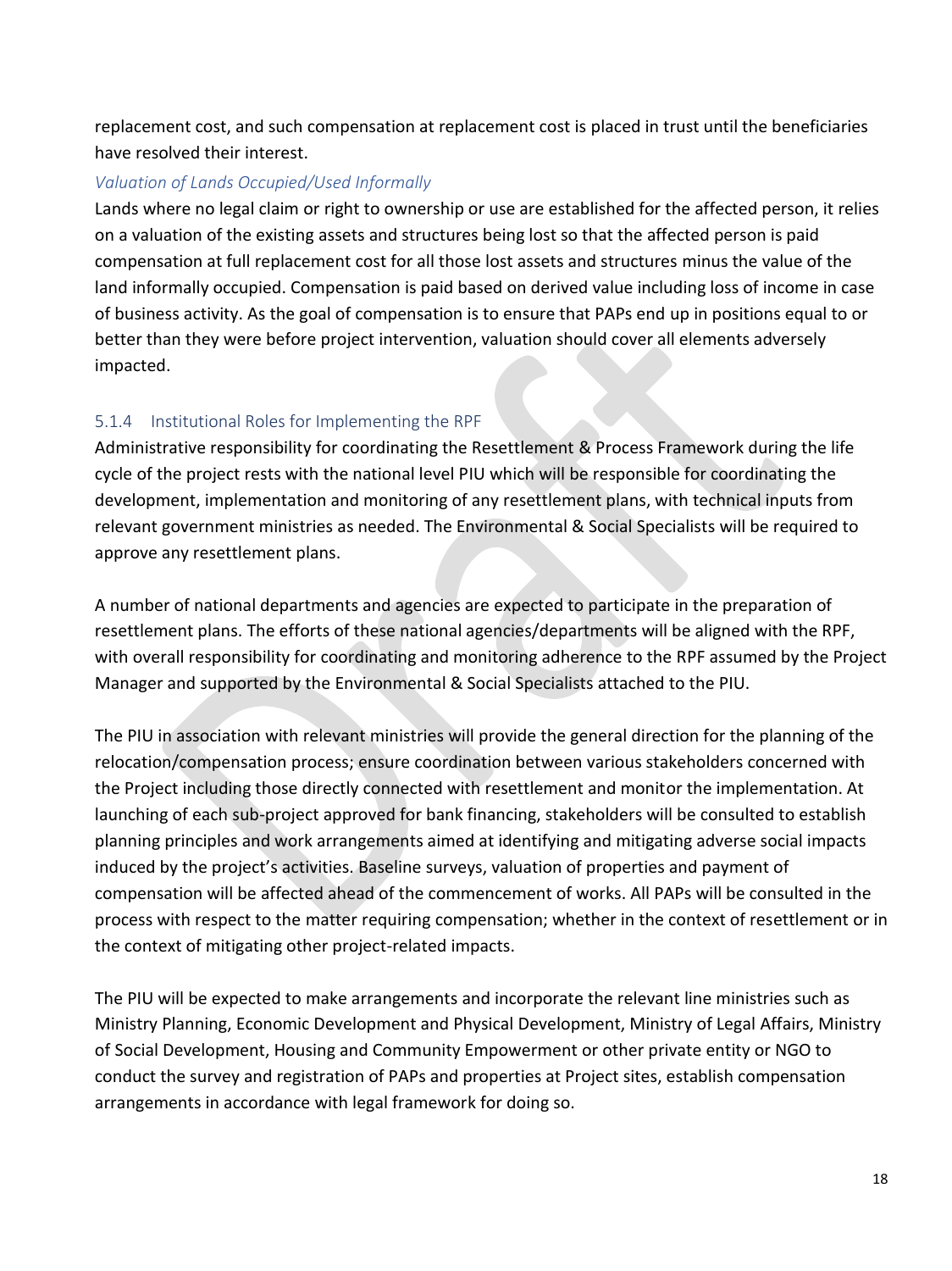replacement cost, and such compensation at replacement cost is placed in trust until the beneficiaries have resolved their interest.

*Valuation of Lands Occupied/Used Informally*

Lands where no legal claim or right to ownership or use are established for the affected person, it relies on a valuation of the existing assets and structures being lost so that the affected person is paid compensation at full replacement cost for all those lost assets and structures minus the value of the land informally occupied. Compensation is paid based on derived value including loss of income in case of business activity. As the goal of compensation is to ensure that PAPs end up in positions equal to or better than they were before project intervention, valuation should cover all elements adversely impacted.

### 5.1.4 Institutional Roles for Implementing the RPF

Administrative responsibility for coordinating the Resettlement & Process Framework during the life cycle of the project rests with the national level PIU which will be responsible for coordinating the development, implementation and monitoring of any resettlement plans, with technical inputs from relevant government ministries as needed. The Environmental & Social Specialists will be required to approve any resettlement plans.

A number of national departments and agencies are expected to participate in the preparation of resettlement plans. The efforts of these national agencies/departments will be aligned with the RPF, with overall responsibility for coordinating and monitoring adherence to the RPF assumed by the Project Manager and supported by the Environmental & Social Specialists attached to the PIU.

The PIU in association with relevant ministries will provide the general direction for the planning of the relocation/compensation process; ensure coordination between various stakeholders concerned with the Project including those directly connected with resettlement and monitor the implementation. At launching of each sub-project approved for bank financing, stakeholders will be consulted to establish planning principles and work arrangements aimed at identifying and mitigating adverse social impacts induced by the project's activities. Baseline surveys, valuation of properties and payment of compensation will be affected ahead of the commencement of works. All PAPs will be consulted in the process with respect to the matter requiring compensation; whether in the context of resettlement or in the context of mitigating other project-related impacts.

The PIU will be expected to make arrangements and incorporate the relevant line ministries such as Ministry Planning, Economic Development and Physical Development, Ministry of Legal Affairs, Ministry of Social Development, Housing and Community Empowerment or other private entity or NGO to conduct the survey and registration of PAPs and properties at Project sites, establish compensation arrangements in accordance with legal framework for doing so.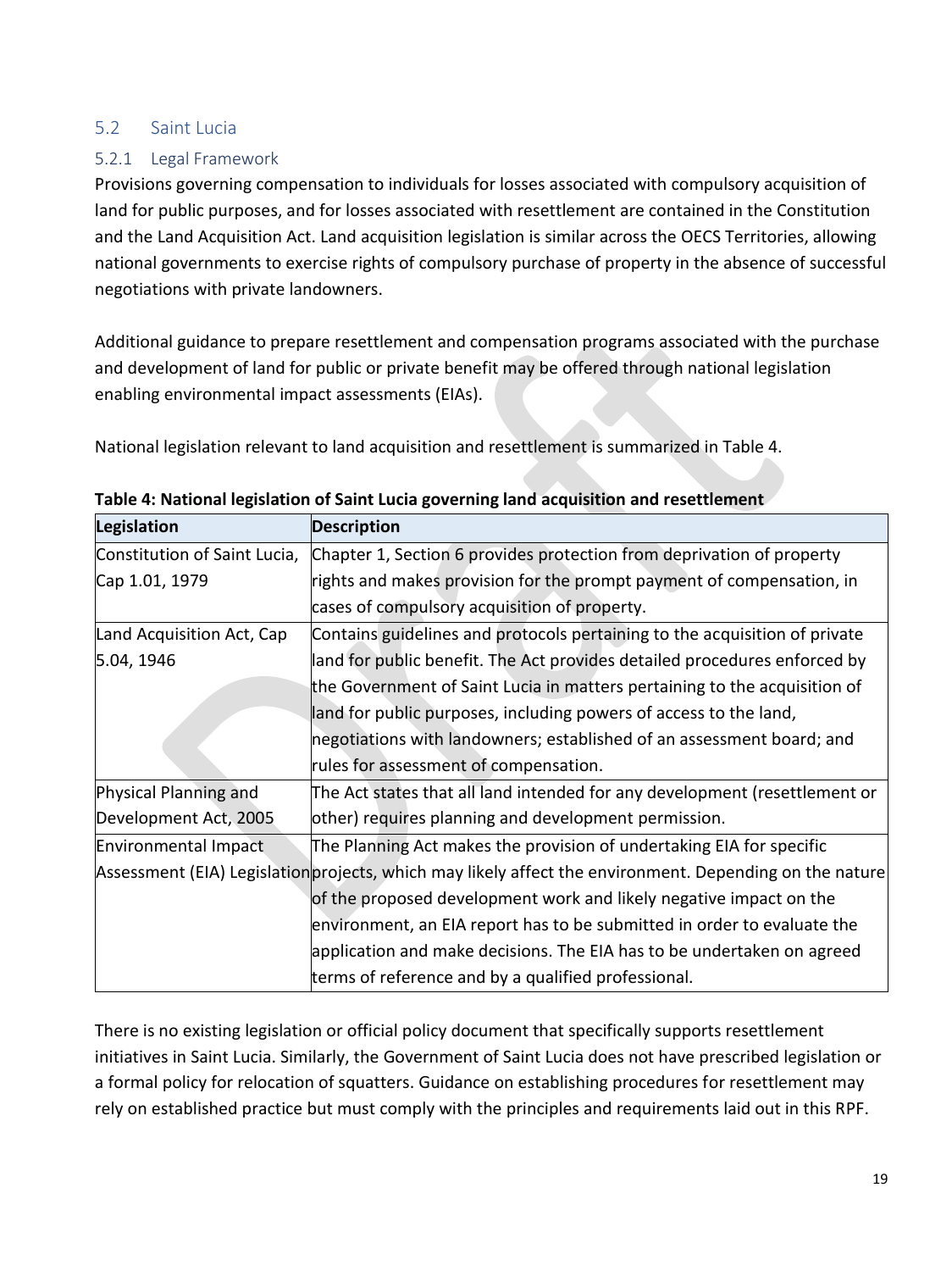## 5.2 Saint Lucia

### 5.2.1 Legal Framework

Provisions governing compensation to individuals for losses associated with compulsory acquisition of land for public purposes, and for losses associated with resettlement are contained in the Constitution and the Land Acquisition Act. Land acquisition legislation is similar across the OECS Territories, allowing national governments to exercise rights of compulsory purchase of property in the absence of successful negotiations with private landowners.

Additional guidance to prepare resettlement and compensation programs associated with the purchase and development of land for public or private benefit may be offered through national legislation enabling environmental impact assessments (EIAs).

National legislation relevant to land acquisition and resettlement is summarized in Table 4.

**Table 4: National legislation of Saint Lucia governing land acquisition and resettlement**

| Legislation | Description |
|---|---|
| Constitution of Saint Lucia, Cap 1.01, 1979 | Chapter 1, Section 6 provides protection from deprivation of property rights and makes provision for the prompt payment of compensation, in cases of compulsory acquisition of property. |
| Land Acquisition Act, Cap 5.04, 1946 | Contains guidelines and protocols pertaining to the acquisition of private land for public benefit. The Act provides detailed procedures enforced by the Government of Saint Lucia in matters pertaining to the acquisition of land for public purposes, including powers of access to the land, negotiations with landowners; established of an assessment board; and rules for assessment of compensation. |
| Physical Planning and Development Act, 2005 | The Act states that all land intended for any development (resettlement or other) requires planning and development permission. |
| Environmental Impact Assessment (EIA) Legislation | The Planning Act makes the provision of undertaking EIA for specific projects, which may likely affect the environment. Depending on the nature of the proposed development work and likely negative impact on the environment, an EIA report has to be submitted in order to evaluate the application and make decisions. The EIA has to be undertaken on agreed terms of reference and by a qualified professional. |

There is no existing legislation or official policy document that specifically supports resettlement initiatives in Saint Lucia. Similarly, the Government of Saint Lucia does not have prescribed legislation or a formal policy for relocation of squatters. Guidance on establishing procedures for resettlement may rely on established practice but must comply with the principles and requirements laid out in this RPF.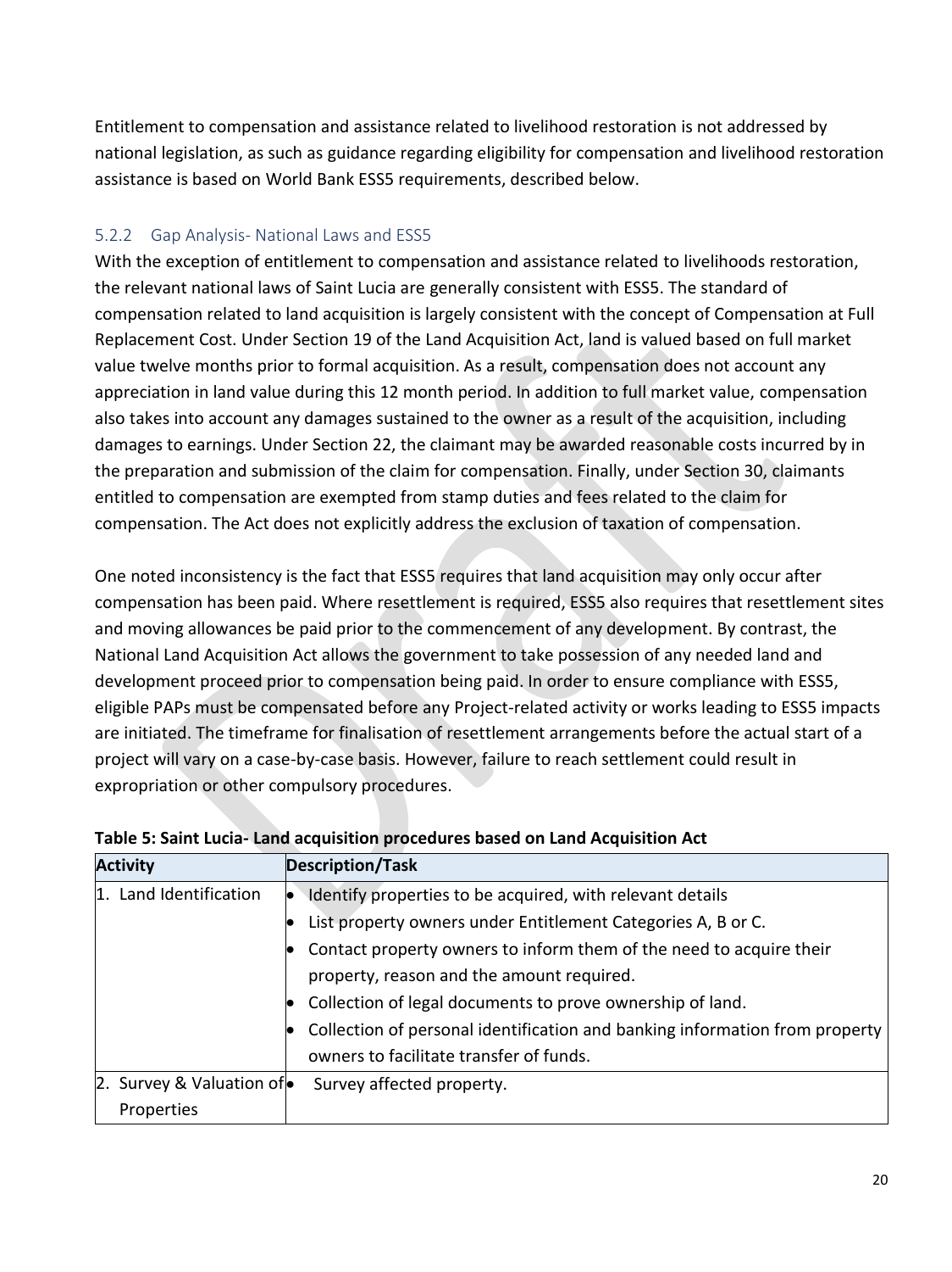Entitlement to compensation and assistance related to livelihood restoration is not addressed by national legislation, as such as guidance regarding eligibility for compensation and livelihood restoration assistance is based on World Bank ESS5 requirements, described below.

### 5.2.2 Gap Analysis- National Laws and ESS5

With the exception of entitlement to compensation and assistance related to livelihoods restoration, the relevant national laws of Saint Lucia are generally consistent with ESS5. The standard of compensation related to land acquisition is largely consistent with the concept of Compensation at Full Replacement Cost. Under Section 19 of the Land Acquisition Act, land is valued based on full market value twelve months prior to formal acquisition. As a result, compensation does not account any appreciation in land value during this 12 month period. In addition to full market value, compensation also takes into account any damages sustained to the owner as a result of the acquisition, including damages to earnings. Under Section 22, the claimant may be awarded reasonable costs incurred by in the preparation and submission of the claim for compensation. Finally, under Section 30, claimants entitled to compensation are exempted from stamp duties and fees related to the claim for compensation. The Act does not explicitly address the exclusion of taxation of compensation.

One noted inconsistency is the fact that ESS5 requires that land acquisition may only occur after compensation has been paid. Where resettlement is required, ESS5 also requires that resettlement sites and moving allowances be paid prior to the commencement of any development. By contrast, the National Land Acquisition Act allows the government to take possession of any needed land and development proceed prior to compensation being paid. In order to ensure compliance with ESS5, eligible PAPs must be compensated before any Project-related activity or works leading to ESS5 impacts are initiated. The timeframe for finalisation of resettlement arrangements before the actual start of a project will vary on a case-by-case basis. However, failure to reach settlement could result in expropriation or other compulsory procedures.

**Table 5: Saint Lucia- Land acquisition procedures based on Land Acquisition Act**

| Activity | Description/Task |
|---|---|
| 1. Land Identification | • Identify properties to be acquired, with relevant details<br>• List property owners under Entitlement Categories A, B or C.<br>• Contact property owners to inform them of the need to acquire their property, reason and the amount required.<br>• Collection of legal documents to prove ownership of land.<br>• Collection of personal identification and banking information from property owners to facilitate transfer of funds. |
| 2. Survey & Valuation of Properties | • Survey affected property. |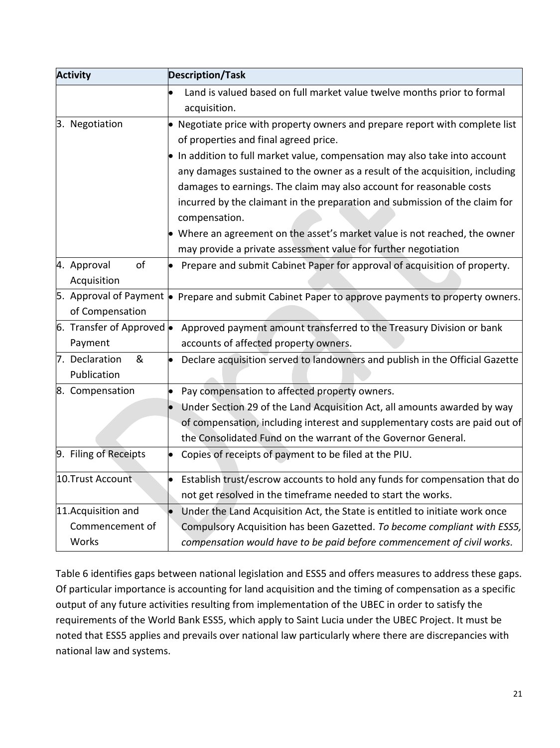| Activity | Description/Task |
|---|---|
| | • Land is valued based on full market value twelve months prior to formal acquisition. |
| 3. Negotiation | • Negotiate price with property owners and prepare report with complete list of properties and final agreed price.<br>• In addition to full market value, compensation may also take into account any damages sustained to the owner as a result of the acquisition, including damages to earnings. The claim may also account for reasonable costs incurred by the claimant in the preparation and submission of the claim for compensation.<br>• Where an agreement on the asset's market value is not reached, the owner may provide a private assessment value for further negotiation |
| 4. Approval of Acquisition | • Prepare and submit Cabinet Paper for approval of acquisition of property. |
| 5. Approval of Payment of Compensation | • Prepare and submit Cabinet Paper to approve payments to property owners. |
| 6. Transfer of Approved Payment | • Approved payment amount transferred to the Treasury Division or bank accounts of affected property owners. |
| 7. Declaration & Publication | • Declare acquisition served to landowners and publish in the Official Gazette |
| 8. Compensation | • Pay compensation to affected property owners.<br>• Under Section 29 of the Land Acquisition Act, all amounts awarded by way of compensation, including interest and supplementary costs are paid out of the Consolidated Fund on the warrant of the Governor General. |
| 9. Filing of Receipts | • Copies of receipts of payment to be filed at the PIU. |
| 10. Trust Account | • Establish trust/escrow accounts to hold any funds for compensation that do not get resolved in the timeframe needed to start the works. |
| 11. Acquisition and Commencement of Works | • Under the Land Acquisition Act, the State is entitled to initiate work once Compulsory Acquisition has been Gazetted. *To become compliant with ESS5, compensation would have to be paid before commencement of civil works.* |

Table 6 identifies gaps between national legislation and ESS5 and offers measures to address these gaps. Of particular importance is accounting for land acquisition and the timing of compensation as a specific output of any future activities resulting from implementation of the UBEC in order to satisfy the requirements of the World Bank ESS5, which apply to Saint Lucia under the UBEC Project. It must be noted that ESS5 applies and prevails over national law particularly where there are discrepancies with national law and systems.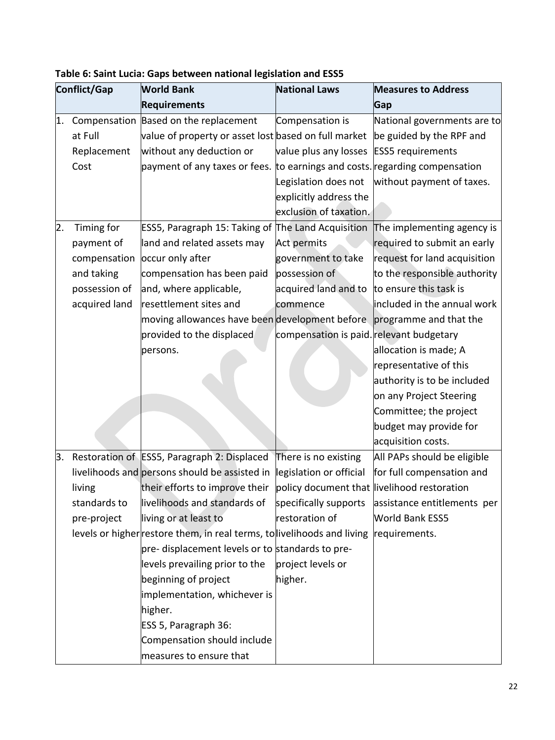**Table 6: Saint Lucia: Gaps between national legislation and ESS5**

| Conflict/Gap | World Bank Requirements | National Laws | Measures to Address Gap |
|---|---|---|---|
| 1. Compensation at Full Replacement Cost | Based on the replacement value of property or asset lost without any deduction or payment of any taxes or fees. | Compensation is based on full market value plus any losses to earnings and costs. Legislation does not explicitly address the exclusion of taxation. | National governments are to be guided by the RPF and ESS5 requirements regarding compensation without payment of taxes. |
| 2. Timing for payment of compensation and taking possession of acquired land | ESS5, Paragraph 15: Taking of land and related assets may occur only after compensation has been paid and, where applicable, resettlement sites and moving allowances have been provided to the displaced persons. | The Land Acquisition Act permits government to take possession of acquired land and to commence development before compensation is paid. | The implementing agency is required to submit an early request for land acquisition to the responsible authority to ensure this task is included in the annual work programme and that the relevant budgetary allocation is made; A representative of this authority is to be included on any Project Steering Committee; the project budget may provide for acquisition costs. |
| 3. Restoration of livelihoods and living standards to pre-project levels or higher | ESS5, Paragraph 2: Displaced persons should be assisted in their efforts to improve their livelihoods and standards of living or at least to restore them, in real terms, to pre- displacement levels or to levels prevailing prior to the beginning of project implementation, whichever is higher.<br>ESS 5, Paragraph 36: Compensation should include measures to ensure that | There is no existing legislation or official policy document that specifically supports restoration of livelihoods and living standards to pre-project levels or higher. | All PAPs should be eligible for full compensation and livelihood restoration assistance entitlements per World Bank ESS5 requirements. |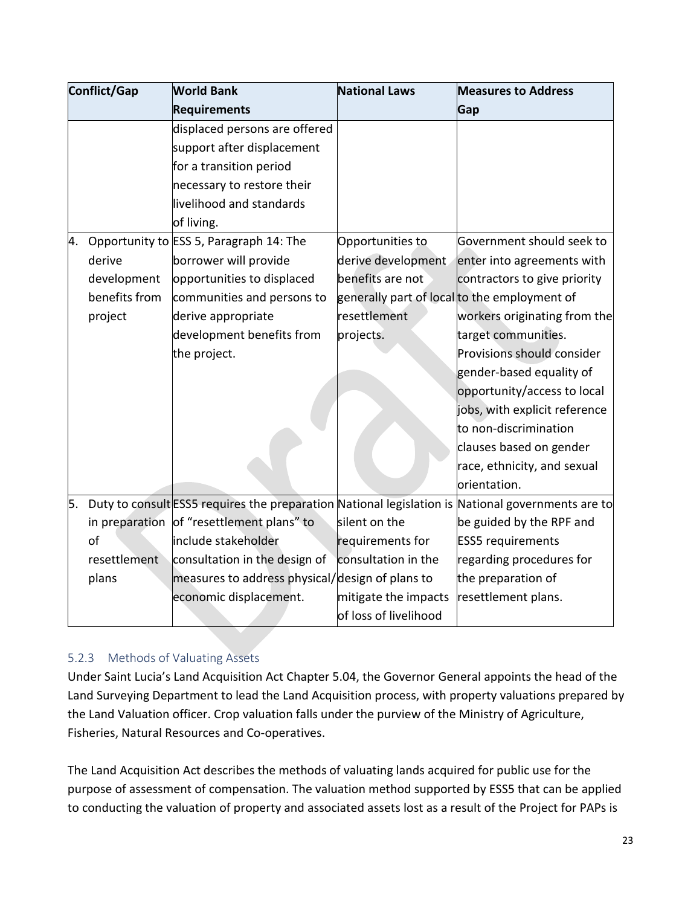| Conflict/Gap | World Bank Requirements | National Laws | Measures to Address Gap |
|---|---|---|---|
| | displaced persons are offered support after displacement for a transition period necessary to restore their livelihood and standards of living. | | |
| 4. Opportunity to derive development benefits from project | ESS 5, Paragraph 14: The borrower will provide opportunities to displaced communities and persons to derive appropriate development benefits from the project. | Opportunities to derive development benefits are not generally part of local resettlement projects. | Government should seek to enter into agreements with contractors to give priority to the employment of workers originating from the target communities. Provisions should consider gender-based equality of opportunity/access to local jobs, with explicit reference to non-discrimination clauses based on gender race, ethnicity, and sexual orientation. |
| 5. Duty to consult in preparation of resettlement plans | ESS5 requires the preparation of "resettlement plans" to include stakeholder consultation in the design of measures to address physical/economic displacement. | National legislation is silent on the requirements for consultation in the design of plans to mitigate the impacts of loss of livelihood | National governments are to be guided by the RPF and ESS5 requirements regarding procedures for the preparation of resettlement plans. |

### 5.2.3 Methods of Valuating Assets

Under Saint Lucia's Land Acquisition Act Chapter 5.04, the Governor General appoints the head of the Land Surveying Department to lead the Land Acquisition process, with property valuations prepared by the Land Valuation officer. Crop valuation falls under the purview of the Ministry of Agriculture, Fisheries, Natural Resources and Co-operatives.

The Land Acquisition Act describes the methods of valuating lands acquired for public use for the purpose of assessment of compensation. The valuation method supported by ESS5 that can be applied to conducting the valuation of property and associated assets lost as a result of the Project for PAPs is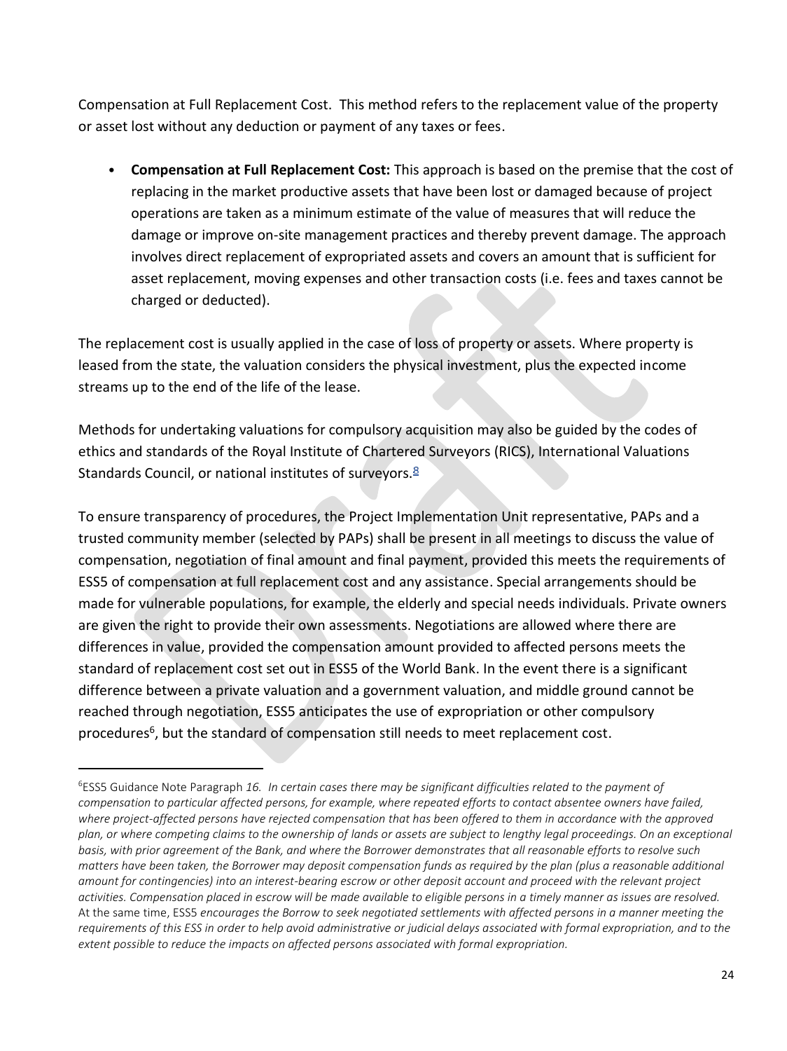Compensation at Full Replacement Cost. This method refers to the replacement value of the property or asset lost without any deduction or payment of any taxes or fees.

- **Compensation at Full Replacement Cost:** This approach is based on the premise that the cost of replacing in the market productive assets that have been lost or damaged because of project operations are taken as a minimum estimate of the value of measures that will reduce the damage or improve on-site management practices and thereby prevent damage. The approach involves direct replacement of expropriated assets and covers an amount that is sufficient for asset replacement, moving expenses and other transaction costs (i.e. fees and taxes cannot be charged or deducted).

The replacement cost is usually applied in the case of loss of property or assets. Where property is leased from the state, the valuation considers the physical investment, plus the expected income streams up to the end of the life of the lease.

Methods for undertaking valuations for compulsory acquisition may also be guided by the codes of ethics and standards of the Royal Institute of Chartered Surveyors (RICS), International Valuations Standards Council, or national institutes of surveyors.[8]

To ensure transparency of procedures, the Project Implementation Unit representative, PAPs and a trusted community member (selected by PAPs) shall be present in all meetings to discuss the value of compensation, negotiation of final amount and final payment, provided this meets the requirements of ESS5 of compensation at full replacement cost and any assistance. Special arrangements should be made for vulnerable populations, for example, the elderly and special needs individuals. Private owners are given the right to provide their own assessments. Negotiations are allowed where there are differences in value, provided the compensation amount provided to affected persons meets the standard of replacement cost set out in ESS5 of the World Bank. In the event there is a significant difference between a private valuation and a government valuation, and middle ground cannot be reached through negotiation, ESS5 anticipates the use of expropriation or other compulsory procedures[6], but the standard of compensation still needs to meet replacement cost.

---

[6]ESS5 Guidance Note Paragraph *16. In certain cases there may be significant difficulties related to the payment of compensation to particular affected persons, for example, where repeated efforts to contact absentee owners have failed, where project-affected persons have rejected compensation that has been offered to them in accordance with the approved plan, or where competing claims to the ownership of lands or assets are subject to lengthy legal proceedings. On an exceptional basis, with prior agreement of the Bank, and where the Borrower demonstrates that all reasonable efforts to resolve such matters have been taken, the Borrower may deposit compensation funds as required by the plan (plus a reasonable additional amount for contingencies) into an interest-bearing escrow or other deposit account and proceed with the relevant project activities. Compensation placed in escrow will be made available to eligible persons in a timely manner as issues are resolved.* At the same time, ESS5 *encourages the Borrow to seek negotiated settlements with affected persons in a manner meeting the requirements of this ESS in order to help avoid administrative or judicial delays associated with formal expropriation, and to the extent possible to reduce the impacts on affected persons associated with formal expropriation.*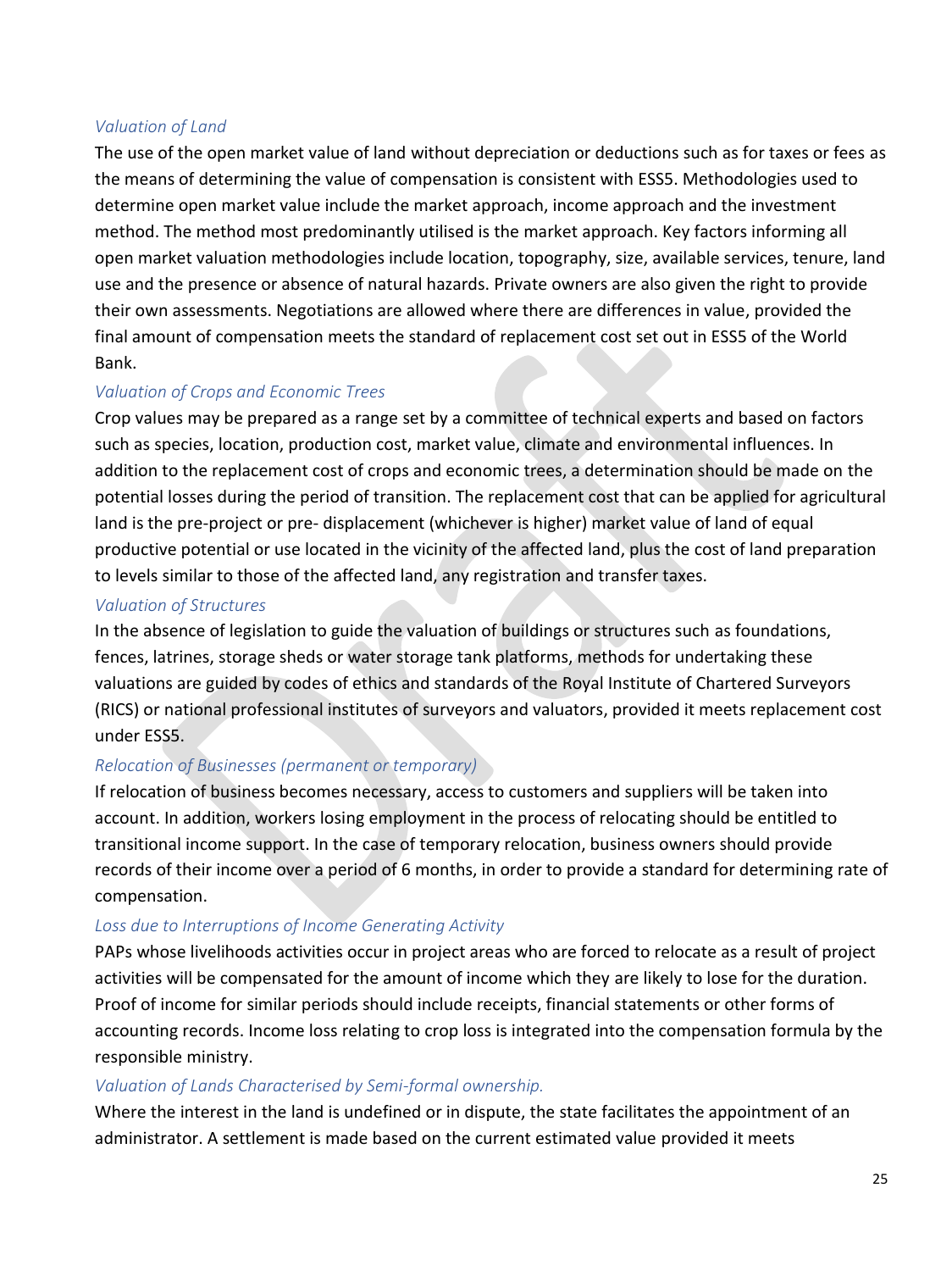### *Valuation of Land*

The use of the open market value of land without depreciation or deductions such as for taxes or fees as the means of determining the value of compensation is consistent with ESS5. Methodologies used to determine open market value include the market approach, income approach and the investment method. The method most predominantly utilised is the market approach. Key factors informing all open market valuation methodologies include location, topography, size, available services, tenure, land use and the presence or absence of natural hazards. Private owners are also given the right to provide their own assessments. Negotiations are allowed where there are differences in value, provided the final amount of compensation meets the standard of replacement cost set out in ESS5 of the World Bank.

### *Valuation of Crops and Economic Trees*

Crop values may be prepared as a range set by a committee of technical experts and based on factors such as species, location, production cost, market value, climate and environmental influences. In addition to the replacement cost of crops and economic trees, a determination should be made on the potential losses during the period of transition. The replacement cost that can be applied for agricultural land is the pre-project or pre- displacement (whichever is higher) market value of land of equal productive potential or use located in the vicinity of the affected land, plus the cost of land preparation to levels similar to those of the affected land, any registration and transfer taxes.

### *Valuation of Structures*

In the absence of legislation to guide the valuation of buildings or structures such as foundations, fences, latrines, storage sheds or water storage tank platforms, methods for undertaking these valuations are guided by codes of ethics and standards of the Royal Institute of Chartered Surveyors (RICS) or national professional institutes of surveyors and valuators, provided it meets replacement cost under ESS5.

### *Relocation of Businesses (permanent or temporary)*

If relocation of business becomes necessary, access to customers and suppliers will be taken into account. In addition, workers losing employment in the process of relocating should be entitled to transitional income support. In the case of temporary relocation, business owners should provide records of their income over a period of 6 months, in order to provide a standard for determining rate of compensation.

### *Loss due to Interruptions of Income Generating Activity*

PAPs whose livelihoods activities occur in project areas who are forced to relocate as a result of project activities will be compensated for the amount of income which they are likely to lose for the duration. Proof of income for similar periods should include receipts, financial statements or other forms of accounting records. Income loss relating to crop loss is integrated into the compensation formula by the responsible ministry.

### *Valuation of Lands Characterised by Semi-formal ownership.*

Where the interest in the land is undefined or in dispute, the state facilitates the appointment of an administrator. A settlement is made based on the current estimated value provided it meets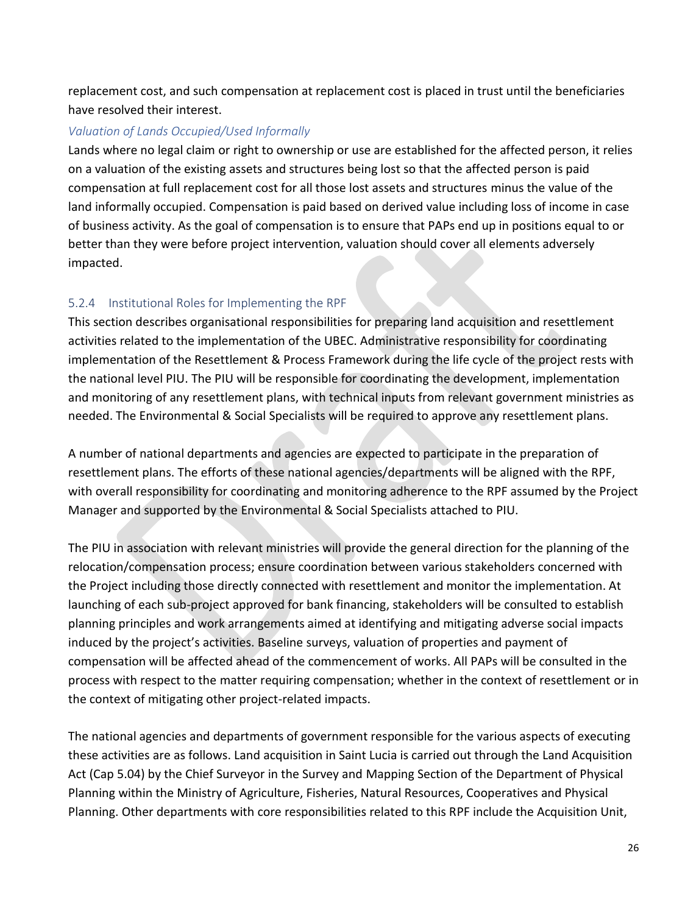replacement cost, and such compensation at replacement cost is placed in trust until the beneficiaries have resolved their interest.

*Valuation of Lands Occupied/Used Informally*

Lands where no legal claim or right to ownership or use are established for the affected person, it relies on a valuation of the existing assets and structures being lost so that the affected person is paid compensation at full replacement cost for all those lost assets and structures minus the value of the land informally occupied. Compensation is paid based on derived value including loss of income in case of business activity. As the goal of compensation is to ensure that PAPs end up in positions equal to or better than they were before project intervention, valuation should cover all elements adversely impacted.

### 5.2.4 Institutional Roles for Implementing the RPF

This section describes organisational responsibilities for preparing land acquisition and resettlement activities related to the implementation of the UBEC. Administrative responsibility for coordinating implementation of the Resettlement & Process Framework during the life cycle of the project rests with the national level PIU. The PIU will be responsible for coordinating the development, implementation and monitoring of any resettlement plans, with technical inputs from relevant government ministries as needed. The Environmental & Social Specialists will be required to approve any resettlement plans.

A number of national departments and agencies are expected to participate in the preparation of resettlement plans. The efforts of these national agencies/departments will be aligned with the RPF, with overall responsibility for coordinating and monitoring adherence to the RPF assumed by the Project Manager and supported by the Environmental & Social Specialists attached to PIU.

The PIU in association with relevant ministries will provide the general direction for the planning of the relocation/compensation process; ensure coordination between various stakeholders concerned with the Project including those directly connected with resettlement and monitor the implementation. At launching of each sub-project approved for bank financing, stakeholders will be consulted to establish planning principles and work arrangements aimed at identifying and mitigating adverse social impacts induced by the project's activities. Baseline surveys, valuation of properties and payment of compensation will be affected ahead of the commencement of works. All PAPs will be consulted in the process with respect to the matter requiring compensation; whether in the context of resettlement or in the context of mitigating other project-related impacts.

The national agencies and departments of government responsible for the various aspects of executing these activities are as follows. Land acquisition in Saint Lucia is carried out through the Land Acquisition Act (Cap 5.04) by the Chief Surveyor in the Survey and Mapping Section of the Department of Physical Planning within the Ministry of Agriculture, Fisheries, Natural Resources, Cooperatives and Physical Planning. Other departments with core responsibilities related to this RPF include the Acquisition Unit,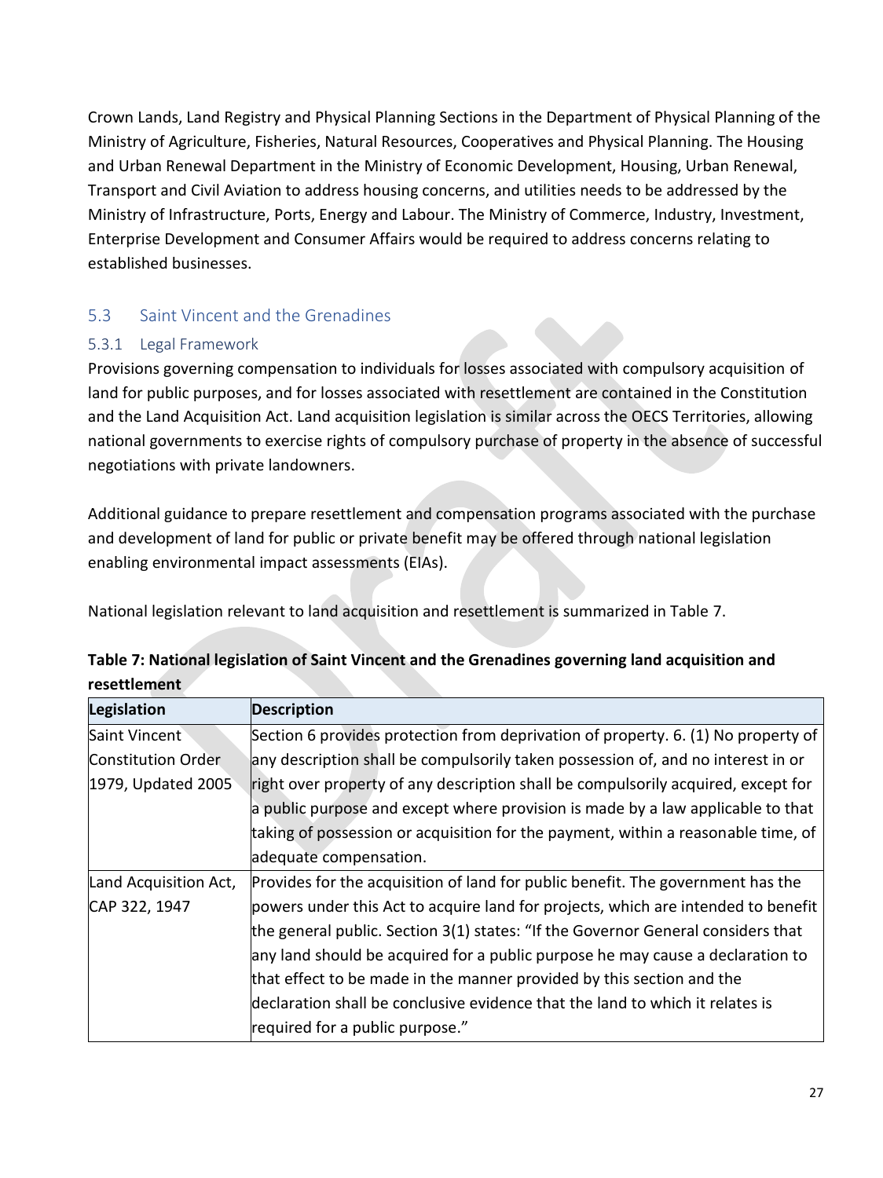Crown Lands, Land Registry and Physical Planning Sections in the Department of Physical Planning of the Ministry of Agriculture, Fisheries, Natural Resources, Cooperatives and Physical Planning. The Housing and Urban Renewal Department in the Ministry of Economic Development, Housing, Urban Renewal, Transport and Civil Aviation to address housing concerns, and utilities needs to be addressed by the Ministry of Infrastructure, Ports, Energy and Labour. The Ministry of Commerce, Industry, Investment, Enterprise Development and Consumer Affairs would be required to address concerns relating to established businesses.

## 5.3 Saint Vincent and the Grenadines

### 5.3.1 Legal Framework

Provisions governing compensation to individuals for losses associated with compulsory acquisition of land for public purposes, and for losses associated with resettlement are contained in the Constitution and the Land Acquisition Act. Land acquisition legislation is similar across the OECS Territories, allowing national governments to exercise rights of compulsory purchase of property in the absence of successful negotiations with private landowners.

Additional guidance to prepare resettlement and compensation programs associated with the purchase and development of land for public or private benefit may be offered through national legislation enabling environmental impact assessments (EIAs).

National legislation relevant to land acquisition and resettlement is summarized in Table 7.

**Table 7: National legislation of Saint Vincent and the Grenadines governing land acquisition and resettlement**

| Legislation | Description |
|---|---|
| Saint Vincent Constitution Order 1979, Updated 2005 | Section 6 provides protection from deprivation of property. 6. (1) No property of any description shall be compulsorily taken possession of, and no interest in or right over property of any description shall be compulsorily acquired, except for a public purpose and except where provision is made by a law applicable to that taking of possession or acquisition for the payment, within a reasonable time, of adequate compensation. |
| Land Acquisition Act, CAP 322, 1947 | Provides for the acquisition of land for public benefit. The government has the powers under this Act to acquire land for projects, which are intended to benefit the general public. Section 3(1) states: "If the Governor General considers that any land should be acquired for a public purpose he may cause a declaration to that effect to be made in the manner provided by this section and the declaration shall be conclusive evidence that the land to which it relates is required for a public purpose." |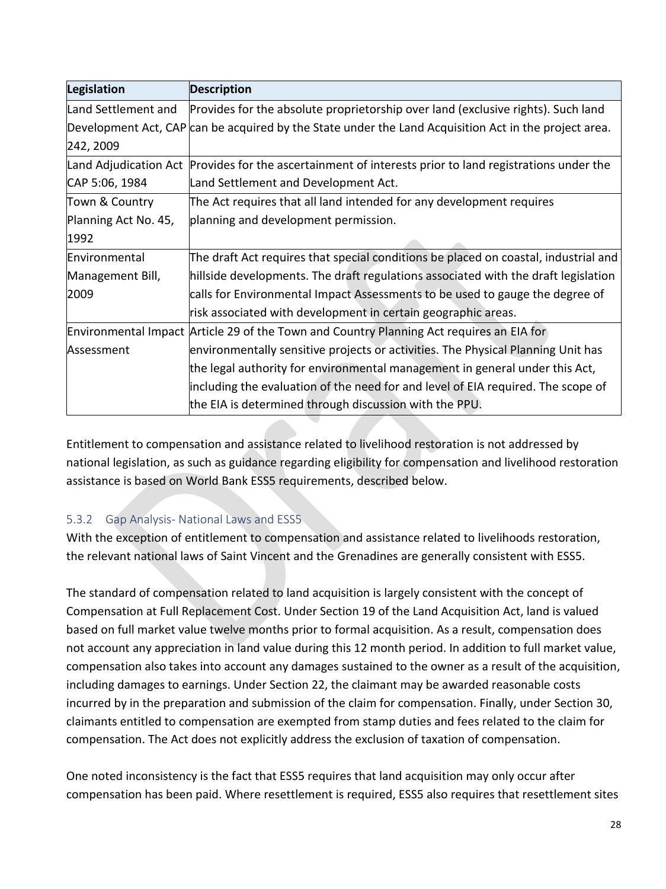| Legislation | Description |
| --- | --- |
| Land Settlement and Development Act, CAP 242, 2009 | Provides for the absolute proprietorship over land (exclusive rights). Such land can be acquired by the State under the Land Acquisition Act in the project area. |
| Land Adjudication Act CAP 5:06, 1984 | Provides for the ascertainment of interests prior to land registrations under the Land Settlement and Development Act. |
| Town & Country Planning Act No. 45, 1992 | The Act requires that all land intended for any development requires planning and development permission. |
| Environmental Management Bill, 2009 | The draft Act requires that special conditions be placed on coastal, industrial and hillside developments. The draft regulations associated with the draft legislation calls for Environmental Impact Assessments to be used to gauge the degree of risk associated with development in certain geographic areas. |
| Environmental Impact Assessment | Article 29 of the Town and Country Planning Act requires an EIA for environmentally sensitive projects or activities. The Physical Planning Unit has the legal authority for environmental management in general under this Act, including the evaluation of the need for and level of EIA required. The scope of the EIA is determined through discussion with the PPU. |

Entitlement to compensation and assistance related to livelihood restoration is not addressed by national legislation, as such as guidance regarding eligibility for compensation and livelihood restoration assistance is based on World Bank ESS5 requirements, described below.

### 5.3.2 Gap Analysis- National Laws and ESS5

With the exception of entitlement to compensation and assistance related to livelihoods restoration, the relevant national laws of Saint Vincent and the Grenadines are generally consistent with ESS5.

The standard of compensation related to land acquisition is largely consistent with the concept of Compensation at Full Replacement Cost. Under Section 19 of the Land Acquisition Act, land is valued based on full market value twelve months prior to formal acquisition. As a result, compensation does not account any appreciation in land value during this 12 month period. In addition to full market value, compensation also takes into account any damages sustained to the owner as a result of the acquisition, including damages to earnings. Under Section 22, the claimant may be awarded reasonable costs incurred by in the preparation and submission of the claim for compensation. Finally, under Section 30, claimants entitled to compensation are exempted from stamp duties and fees related to the claim for compensation. The Act does not explicitly address the exclusion of taxation of compensation.

One noted inconsistency is the fact that ESS5 requires that land acquisition may only occur after compensation has been paid. Where resettlement is required, ESS5 also requires that resettlement sites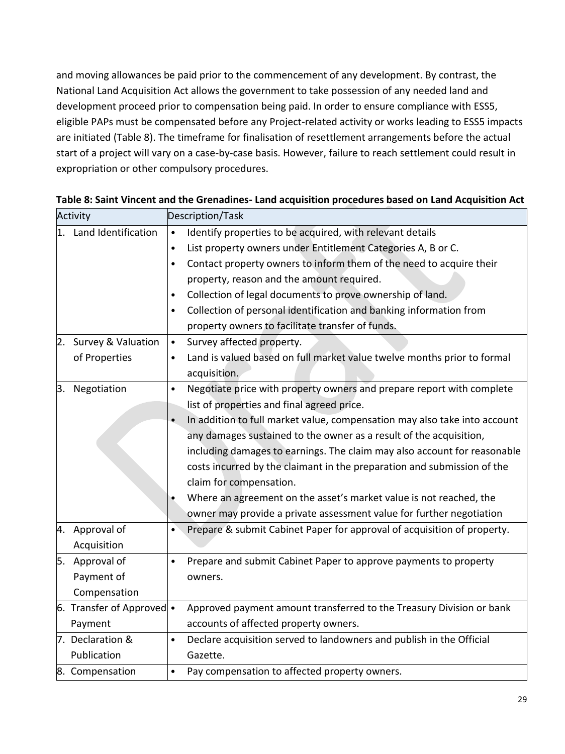and moving allowances be paid prior to the commencement of any development. By contrast, the National Land Acquisition Act allows the government to take possession of any needed land and development proceed prior to compensation being paid. In order to ensure compliance with ESS5, eligible PAPs must be compensated before any Project-related activity or works leading to ESS5 impacts are initiated (Table 8). The timeframe for finalisation of resettlement arrangements before the actual start of a project will vary on a case-by-case basis. However, failure to reach settlement could result in expropriation or other compulsory procedures.

**Table 8: Saint Vincent and the Grenadines- Land acquisition procedures based on Land Acquisition Act**

| Activity | Description/Task |
|---|---|
| 1. Land Identification | • Identify properties to be acquired, with relevant details<br>• List property owners under Entitlement Categories A, B or C.<br>• Contact property owners to inform them of the need to acquire their property, reason and the amount required.<br>• Collection of legal documents to prove ownership of land.<br>• Collection of personal identification and banking information from property owners to facilitate transfer of funds. |
| 2. Survey & Valuation of Properties | • Survey affected property.<br>• Land is valued based on full market value twelve months prior to formal acquisition. |
| 3. Negotiation | • Negotiate price with property owners and prepare report with complete list of properties and final agreed price.<br>• In addition to full market value, compensation may also take into account any damages sustained to the owner as a result of the acquisition, including damages to earnings. The claim may also account for reasonable costs incurred by the claimant in the preparation and submission of the claim for compensation.<br>• Where an agreement on the asset's market value is not reached, the owner may provide a private assessment value for further negotiation |
| 4. Approval of Acquisition | • Prepare & submit Cabinet Paper for approval of acquisition of property. |
| 5. Approval of Payment of Compensation | • Prepare and submit Cabinet Paper to approve payments to property owners. |
| 6. Transfer of Approved Payment | • Approved payment amount transferred to the Treasury Division or bank accounts of affected property owners. |
| 7. Declaration & Publication | • Declare acquisition served to landowners and publish in the Official Gazette. |
| 8. Compensation | • Pay compensation to affected property owners. |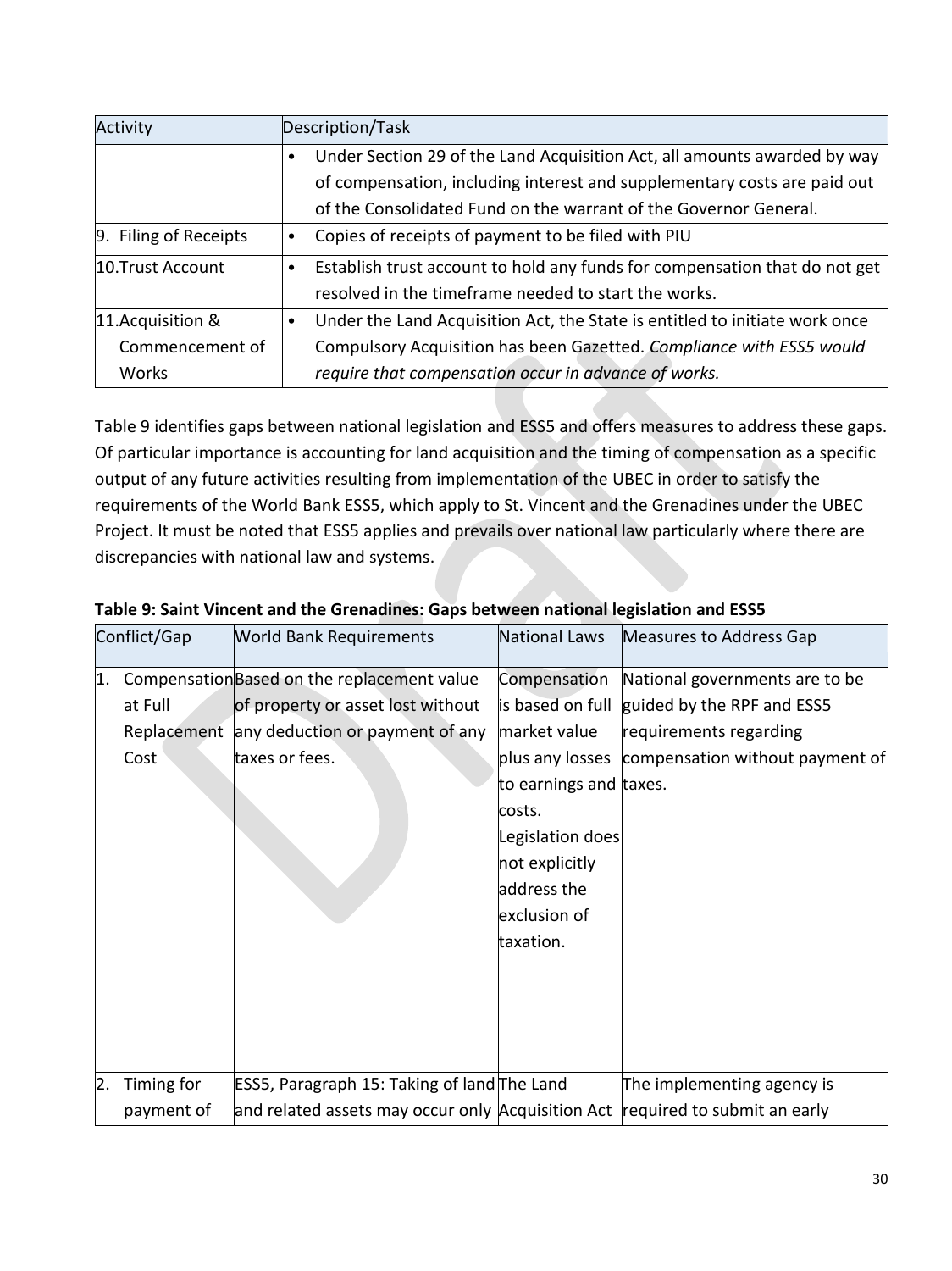| Activity | Description/Task |
| --- | --- |
| | • Under Section 29 of the Land Acquisition Act, all amounts awarded by way of compensation, including interest and supplementary costs are paid out of the Consolidated Fund on the warrant of the Governor General. |
| 9. Filing of Receipts | • Copies of receipts of payment to be filed with PIU |
| 10.Trust Account | • Establish trust account to hold any funds for compensation that do not get resolved in the timeframe needed to start the works. |
| 11.Acquisition & Commencement of Works | • Under the Land Acquisition Act, the State is entitled to initiate work once Compulsory Acquisition has been Gazetted. *Compliance with ESS5 would require that compensation occur in advance of works.* |

Table 9 identifies gaps between national legislation and ESS5 and offers measures to address these gaps. Of particular importance is accounting for land acquisition and the timing of compensation as a specific output of any future activities resulting from implementation of the UBEC in order to satisfy the requirements of the World Bank ESS5, which apply to St. Vincent and the Grenadines under the UBEC Project. It must be noted that ESS5 applies and prevails over national law particularly where there are discrepancies with national law and systems.

**Table 9: Saint Vincent and the Grenadines: Gaps between national legislation and ESS5**

| Conflict/Gap | World Bank Requirements | National Laws | Measures to Address Gap |
| --- | --- | --- | --- |
| 1. Compensation at Full Replacement Cost | Based on the replacement value of property or asset lost without any deduction or payment of any taxes or fees. | Compensation is based on full market value plus any losses to earnings and costs. Legislation does not explicitly address the exclusion of taxation. | National governments are to be guided by the RPF and ESS5 requirements regarding compensation without payment of taxes. |
| 2. Timing for payment of | ESS5, Paragraph 15: Taking of land and related assets may occur only | The Land Acquisition Act | The implementing agency is required to submit an early |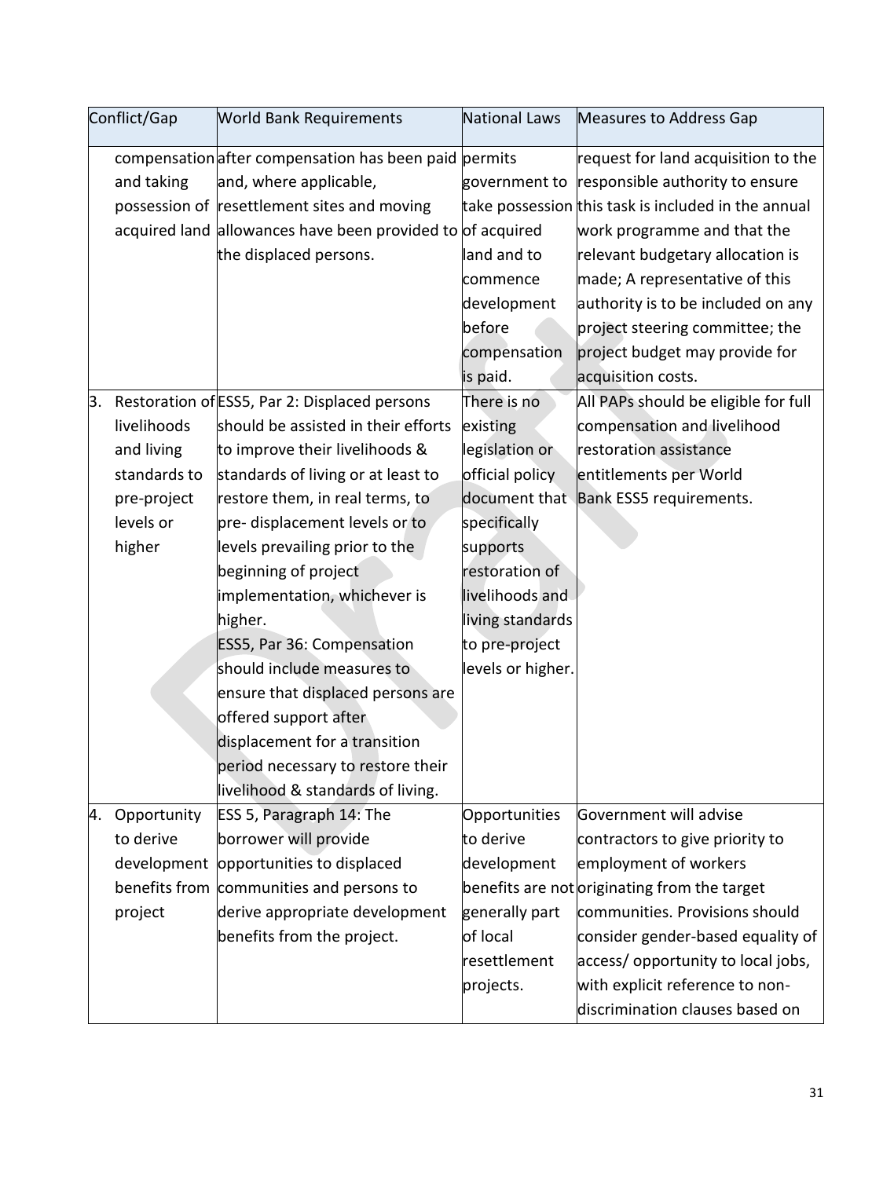| Conflict/Gap | World Bank Requirements | National Laws | Measures to Address Gap |
|---|---|---|---|
| compensation and taking possession of acquired land | after compensation has been paid and, where applicable, resettlement sites and moving allowances have been provided to the displaced persons. | permits government to take possession of acquired land and to commence development before compensation is paid. | request for land acquisition to the responsible authority to ensure this task is included in the annual work programme and that the relevant budgetary allocation is made; A representative of this authority is to be included on any project steering committee; the project budget may provide for acquisition costs. |
| 3. Restoration of livelihoods and living standards to pre-project levels or higher | ESS5, Par 2: Displaced persons should be assisted in their efforts to improve their livelihoods & standards of living or at least to restore them, in real terms, to pre- displacement levels or to levels prevailing prior to the beginning of project implementation, whichever is higher. ESS5, Par 36: Compensation should include measures to ensure that displaced persons are offered support after displacement for a transition period necessary to restore their livelihood & standards of living. | There is no existing legislation or official policy document that specifically supports restoration of livelihoods and living standards to pre-project levels or higher. | All PAPs should be eligible for full compensation and livelihood restoration assistance entitlements per World Bank ESS5 requirements. |
| 4. Opportunity to derive development benefits from project | ESS 5, Paragraph 14: The borrower will provide opportunities to displaced communities and persons to derive appropriate development benefits from the project. | Opportunities to derive development benefits are not generally part of local resettlement projects. | Government will advise contractors to give priority to employment of workers originating from the target communities. Provisions should consider gender-based equality of access/ opportunity to local jobs, with explicit reference to non-discrimination clauses based on |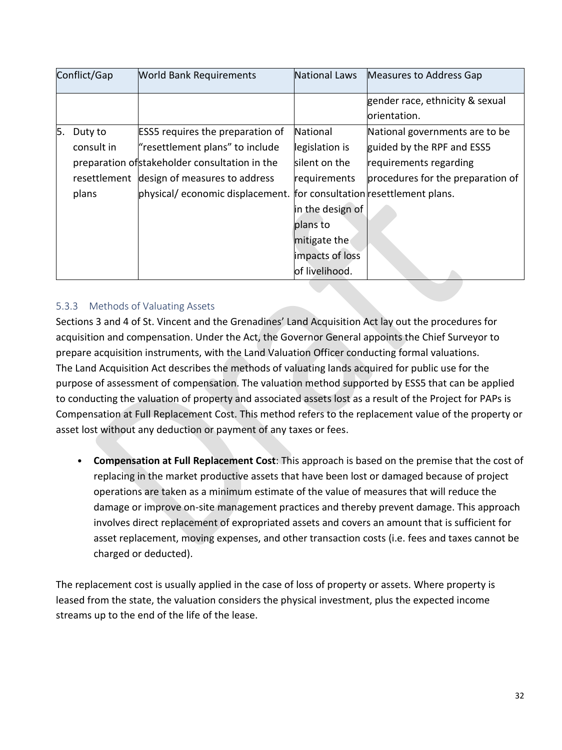| Conflict/Gap | World Bank Requirements | National Laws | Measures to Address Gap |
|---|---|---|---|
| | | | gender race, ethnicity & sexual orientation. |
| 5. Duty to consult in preparation of resettlement plans | ESS5 requires the preparation of "resettlement plans" to include stakeholder consultation in the design of measures to address physical/ economic displacement. | National legislation is silent on the requirements for consultation in the design of plans to mitigate the impacts of loss of livelihood. | National governments are to be guided by the RPF and ESS5 requirements regarding procedures for the preparation of resettlement plans. |

### 5.3.3 Methods of Valuating Assets

Sections 3 and 4 of St. Vincent and the Grenadines' Land Acquisition Act lay out the procedures for acquisition and compensation. Under the Act, the Governor General appoints the Chief Surveyor to prepare acquisition instruments, with the Land Valuation Officer conducting formal valuations.
The Land Acquisition Act describes the methods of valuating lands acquired for public use for the purpose of assessment of compensation. The valuation method supported by ESS5 that can be applied to conducting the valuation of property and associated assets lost as a result of the Project for PAPs is Compensation at Full Replacement Cost. This method refers to the replacement value of the property or asset lost without any deduction or payment of any taxes or fees.

- **Compensation at Full Replacement Cost**: This approach is based on the premise that the cost of replacing in the market productive assets that have been lost or damaged because of project operations are taken as a minimum estimate of the value of measures that will reduce the damage or improve on-site management practices and thereby prevent damage. This approach involves direct replacement of expropriated assets and covers an amount that is sufficient for asset replacement, moving expenses, and other transaction costs (i.e. fees and taxes cannot be charged or deducted).

The replacement cost is usually applied in the case of loss of property or assets. Where property is leased from the state, the valuation considers the physical investment, plus the expected income streams up to the end of the life of the lease.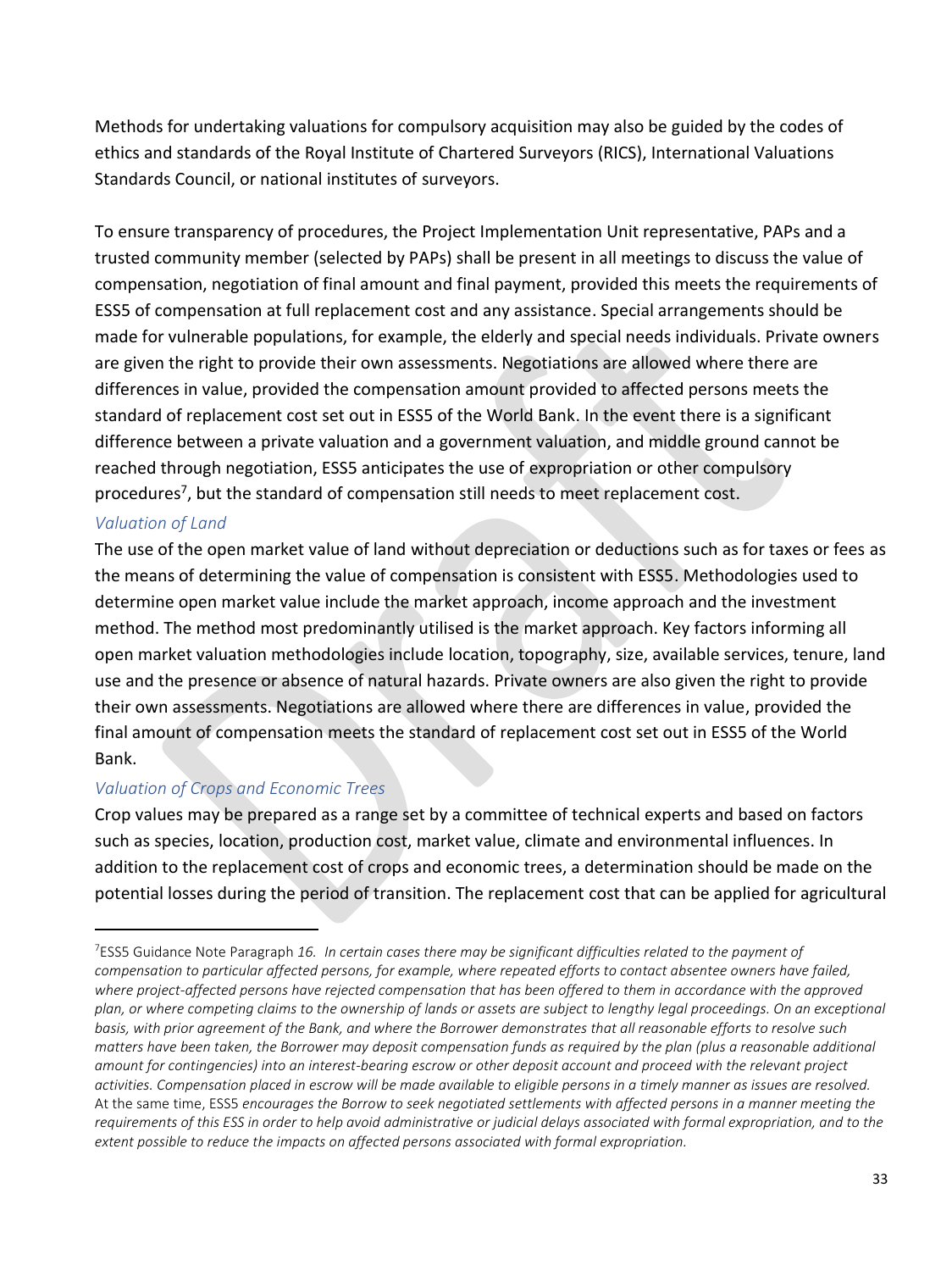Methods for undertaking valuations for compulsory acquisition may also be guided by the codes of ethics and standards of the Royal Institute of Chartered Surveyors (RICS), International Valuations Standards Council, or national institutes of surveyors.

To ensure transparency of procedures, the Project Implementation Unit representative, PAPs and a trusted community member (selected by PAPs) shall be present in all meetings to discuss the value of compensation, negotiation of final amount and final payment, provided this meets the requirements of ESS5 of compensation at full replacement cost and any assistance. Special arrangements should be made for vulnerable populations, for example, the elderly and special needs individuals. Private owners are given the right to provide their own assessments. Negotiations are allowed where there are differences in value, provided the compensation amount provided to affected persons meets the standard of replacement cost set out in ESS5 of the World Bank. In the event there is a significant difference between a private valuation and a government valuation, and middle ground cannot be reached through negotiation, ESS5 anticipates the use of expropriation or other compulsory procedures[7], but the standard of compensation still needs to meet replacement cost.

### *Valuation of Land*

The use of the open market value of land without depreciation or deductions such as for taxes or fees as the means of determining the value of compensation is consistent with ESS5. Methodologies used to determine open market value include the market approach, income approach and the investment method. The method most predominantly utilised is the market approach. Key factors informing all open market valuation methodologies include location, topography, size, available services, tenure, land use and the presence or absence of natural hazards. Private owners are also given the right to provide their own assessments. Negotiations are allowed where there are differences in value, provided the final amount of compensation meets the standard of replacement cost set out in ESS5 of the World Bank.

### *Valuation of Crops and Economic Trees*

Crop values may be prepared as a range set by a committee of technical experts and based on factors such as species, location, production cost, market value, climate and environmental influences. In addition to the replacement cost of crops and economic trees, a determination should be made on the potential losses during the period of transition. The replacement cost that can be applied for agricultural

---

[7] ESS5 Guidance Note Paragraph *16. In certain cases there may be significant difficulties related to the payment of compensation to particular affected persons, for example, where repeated efforts to contact absentee owners have failed, where project-affected persons have rejected compensation that has been offered to them in accordance with the approved plan, or where competing claims to the ownership of lands or assets are subject to lengthy legal proceedings. On an exceptional basis, with prior agreement of the Bank, and where the Borrower demonstrates that all reasonable efforts to resolve such matters have been taken, the Borrower may deposit compensation funds as required by the plan (plus a reasonable additional amount for contingencies) into an interest-bearing escrow or other deposit account and proceed with the relevant project activities. Compensation placed in escrow will be made available to eligible persons in a timely manner as issues are resolved.* At the same time, ESS5 *encourages the Borrow to seek negotiated settlements with affected persons in a manner meeting the requirements of this ESS in order to help avoid administrative or judicial delays associated with formal expropriation, and to the extent possible to reduce the impacts on affected persons associated with formal expropriation.*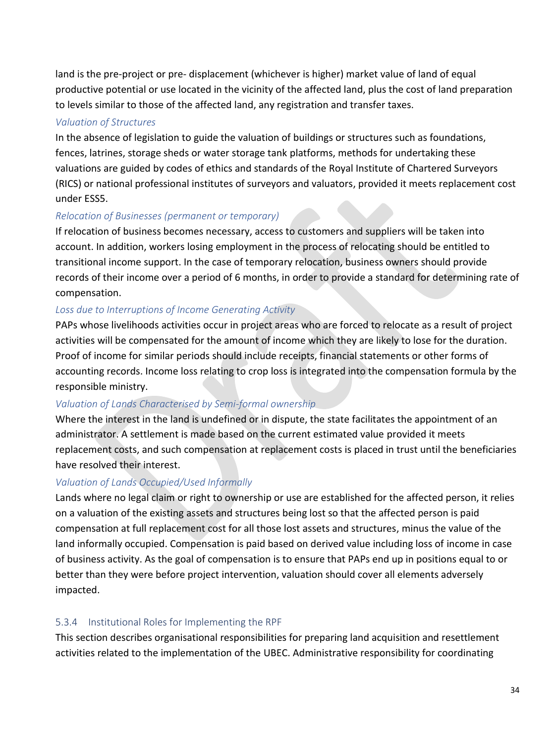land is the pre-project or pre- displacement (whichever is higher) market value of land of equal productive potential or use located in the vicinity of the affected land, plus the cost of land preparation to levels similar to those of the affected land, any registration and transfer taxes.

*Valuation of Structures*

In the absence of legislation to guide the valuation of buildings or structures such as foundations, fences, latrines, storage sheds or water storage tank platforms, methods for undertaking these valuations are guided by codes of ethics and standards of the Royal Institute of Chartered Surveyors (RICS) or national professional institutes of surveyors and valuators, provided it meets replacement cost under ESS5.

*Relocation of Businesses (permanent or temporary)*

If relocation of business becomes necessary, access to customers and suppliers will be taken into account. In addition, workers losing employment in the process of relocating should be entitled to transitional income support. In the case of temporary relocation, business owners should provide records of their income over a period of 6 months, in order to provide a standard for determining rate of compensation.

*Loss due to Interruptions of Income Generating Activity*

PAPs whose livelihoods activities occur in project areas who are forced to relocate as a result of project activities will be compensated for the amount of income which they are likely to lose for the duration. Proof of income for similar periods should include receipts, financial statements or other forms of accounting records. Income loss relating to crop loss is integrated into the compensation formula by the responsible ministry.

*Valuation of Lands Characterised by Semi-formal ownership*

Where the interest in the land is undefined or in dispute, the state facilitates the appointment of an administrator. A settlement is made based on the current estimated value provided it meets replacement costs, and such compensation at replacement costs is placed in trust until the beneficiaries have resolved their interest.

*Valuation of Lands Occupied/Used Informally*

Lands where no legal claim or right to ownership or use are established for the affected person, it relies on a valuation of the existing assets and structures being lost so that the affected person is paid compensation at full replacement cost for all those lost assets and structures, minus the value of the land informally occupied. Compensation is paid based on derived value including loss of income in case of business activity. As the goal of compensation is to ensure that PAPs end up in positions equal to or better than they were before project intervention, valuation should cover all elements adversely impacted.

### 5.3.4 Institutional Roles for Implementing the RPF

This section describes organisational responsibilities for preparing land acquisition and resettlement activities related to the implementation of the UBEC. Administrative responsibility for coordinating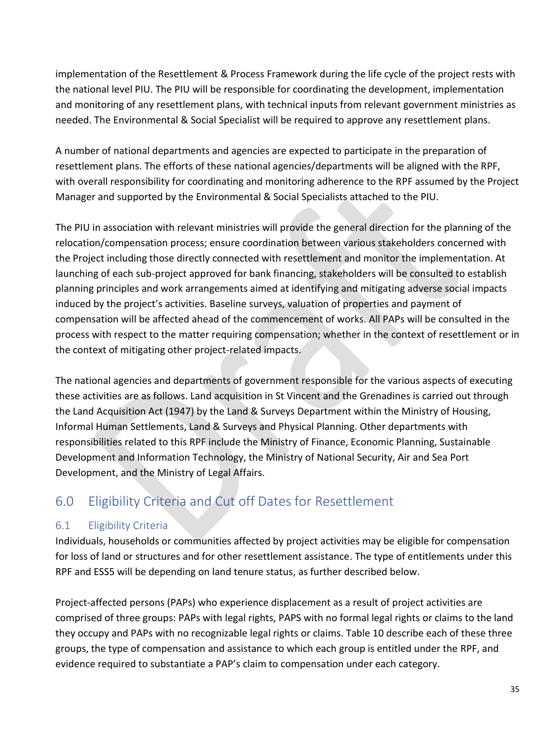implementation of the Resettlement & Process Framework during the life cycle of the project rests with the national level PIU. The PIU will be responsible for coordinating the development, implementation and monitoring of any resettlement plans, with technical inputs from relevant government ministries as needed. The Environmental & Social Specialist will be required to approve any resettlement plans.

A number of national departments and agencies are expected to participate in the preparation of resettlement plans. The efforts of these national agencies/departments will be aligned with the RPF, with overall responsibility for coordinating and monitoring adherence to the RPF assumed by the Project Manager and supported by the Environmental & Social Specialists attached to the PIU.

The PIU in association with relevant ministries will provide the general direction for the planning of the relocation/compensation process; ensure coordination between various stakeholders concerned with the Project including those directly connected with resettlement and monitor the implementation. At launching of each sub-project approved for bank financing, stakeholders will be consulted to establish planning principles and work arrangements aimed at identifying and mitigating adverse social impacts induced by the project's activities. Baseline surveys, valuation of properties and payment of compensation will be affected ahead of the commencement of works. All PAPs will be consulted in the process with respect to the matter requiring compensation; whether in the context of resettlement or in the context of mitigating other project-related impacts.

The national agencies and departments of government responsible for the various aspects of executing these activities are as follows. Land acquisition in St Vincent and the Grenadines is carried out through the Land Acquisition Act (1947) by the Land & Surveys Department within the Ministry of Housing, Informal Human Settlements, Land & Surveys and Physical Planning. Other departments with responsibilities related to this RPF include the Ministry of Finance, Economic Planning, Sustainable Development and Information Technology, the Ministry of National Security, Air and Sea Port Development, and the Ministry of Legal Affairs.

# 6.0 Eligibility Criteria and Cut off Dates for Resettlement

## 6.1 Eligibility Criteria

Individuals, households or communities affected by project activities may be eligible for compensation for loss of land or structures and for other resettlement assistance. The type of entitlements under this RPF and ESS5 will be depending on land tenure status, as further described below.

Project-affected persons (PAPs) who experience displacement as a result of project activities are comprised of three groups: PAPs with legal rights, PAPS with no formal legal rights or claims to the land they occupy and PAPs with no recognizable legal rights or claims. Table 10 describe each of these three groups, the type of compensation and assistance to which each group is entitled under the RPF, and evidence required to substantiate a PAP's claim to compensation under each category.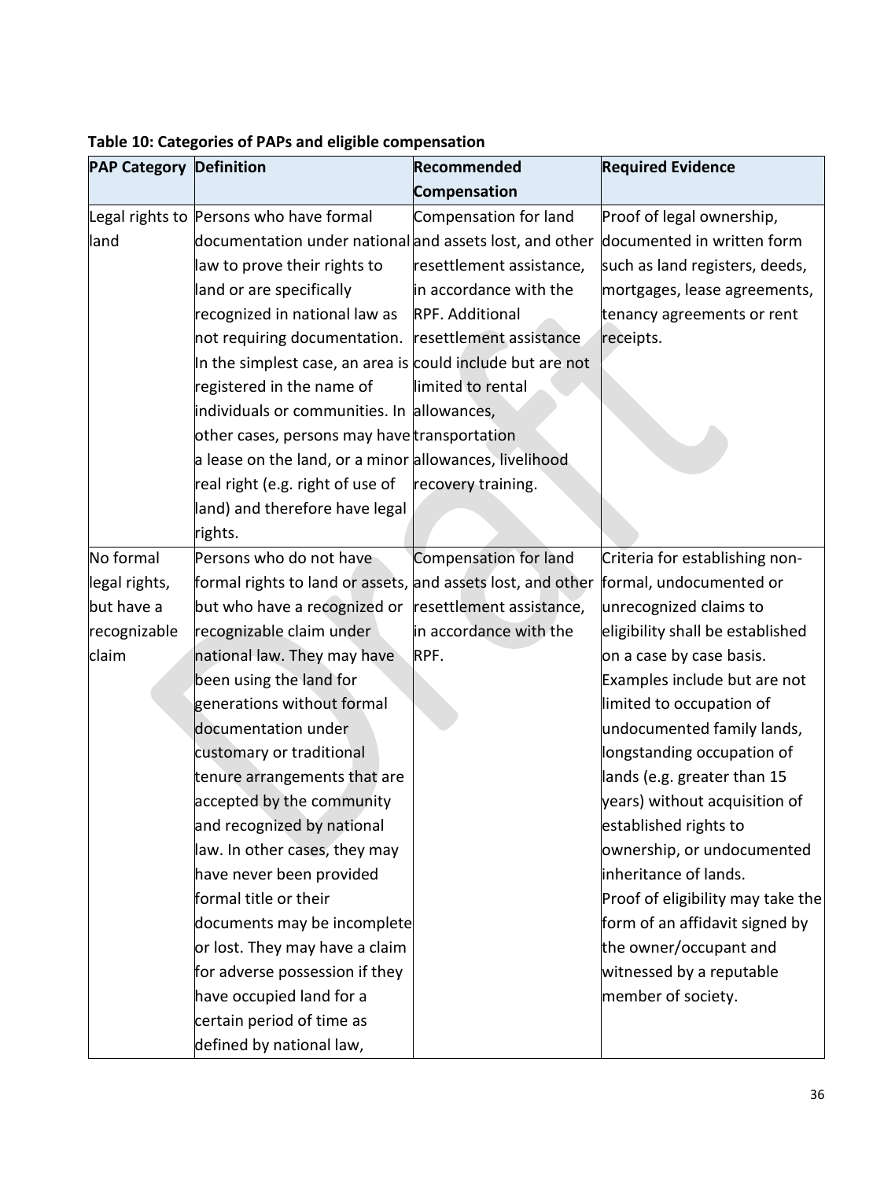**Table 10: Categories of PAPs and eligible compensation**

| PAP Category | Definition | Recommended Compensation | Required Evidence |
|---|---|---|---|
| Legal rights to land | Persons who have formal documentation under national law to prove their rights to land or are specifically recognized in national law as not requiring documentation. In the simplest case, an area is registered in the name of individuals or communities. In other cases, persons may have a lease on the land, or a minor real right (e.g. right of use of land) and therefore have legal rights. | Compensation for land and assets lost, and other resettlement assistance, in accordance with the RPF. Additional resettlement assistance could include but are not limited to rental allowances, transportation allowances, livelihood recovery training. | Proof of legal ownership, documented in written form such as land registers, deeds, mortgages, lease agreements, tenancy agreements or rent receipts. |
| No formal legal rights, but have a recognizable claim | Persons who do not have formal rights to land or assets, but who have a recognized or recognizable claim under national law. They may have been using the land for generations without formal documentation under customary or traditional tenure arrangements that are accepted by the community and recognized by national law. In other cases, they may have never been provided formal title or their documents may be incomplete or lost. They may have a claim for adverse possession if they have occupied land for a certain period of time as defined by national law, | Compensation for land and assets lost, and other resettlement assistance, in accordance with the RPF. | Criteria for establishing non-formal, undocumented or unrecognized claims to eligibility shall be established on a case by case basis. Examples include but are not limited to occupation of undocumented family lands, longstanding occupation of lands (e.g. greater than 15 years) without acquisition of established rights to ownership, or undocumented inheritance of lands. Proof of eligibility may take the form of an affidavit signed by the owner/occupant and witnessed by a reputable member of society. |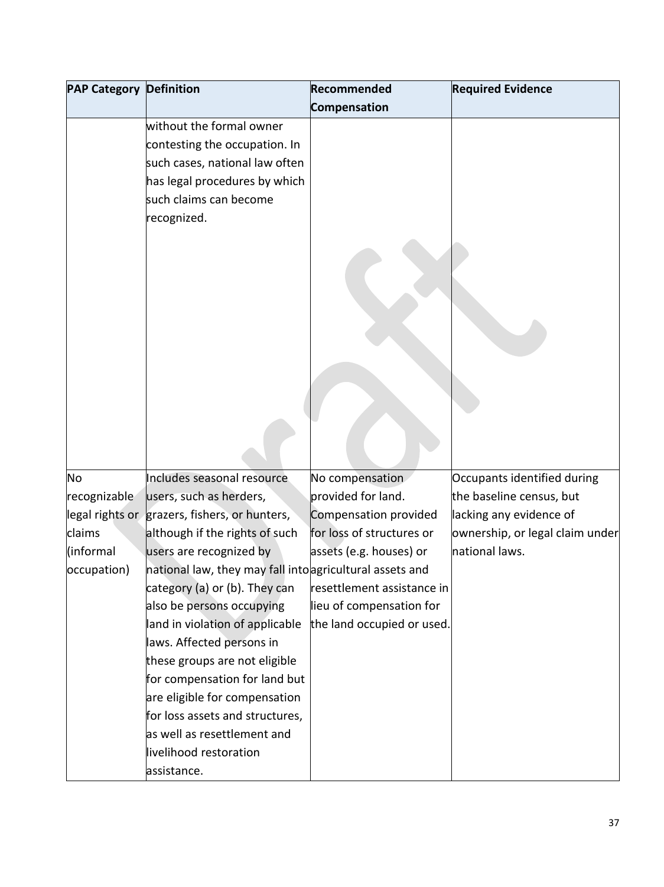| PAP Category | Definition | Recommended Compensation | Required Evidence |
|---|---|---|---|
| | without the formal owner contesting the occupation. In such cases, national law often has legal procedures by which such claims can become recognized. | | |
| No recognizable legal rights or claims (informal occupation) | Includes seasonal resource users, such as herders, grazers, fishers, or hunters, although if the rights of such users are recognized by national law, they may fall into category (a) or (b). They can also be persons occupying land in violation of applicable laws. Affected persons in these groups are not eligible for compensation for land but are eligible for compensation for loss assets and structures, as well as resettlement and livelihood restoration assistance. | No compensation provided for land. Compensation provided for loss of structures or assets (e.g. houses) or agricultural assets and resettlement assistance in lieu of compensation for the land occupied or used. | Occupants identified during the baseline census, but lacking any evidence of ownership, or legal claim under national laws. |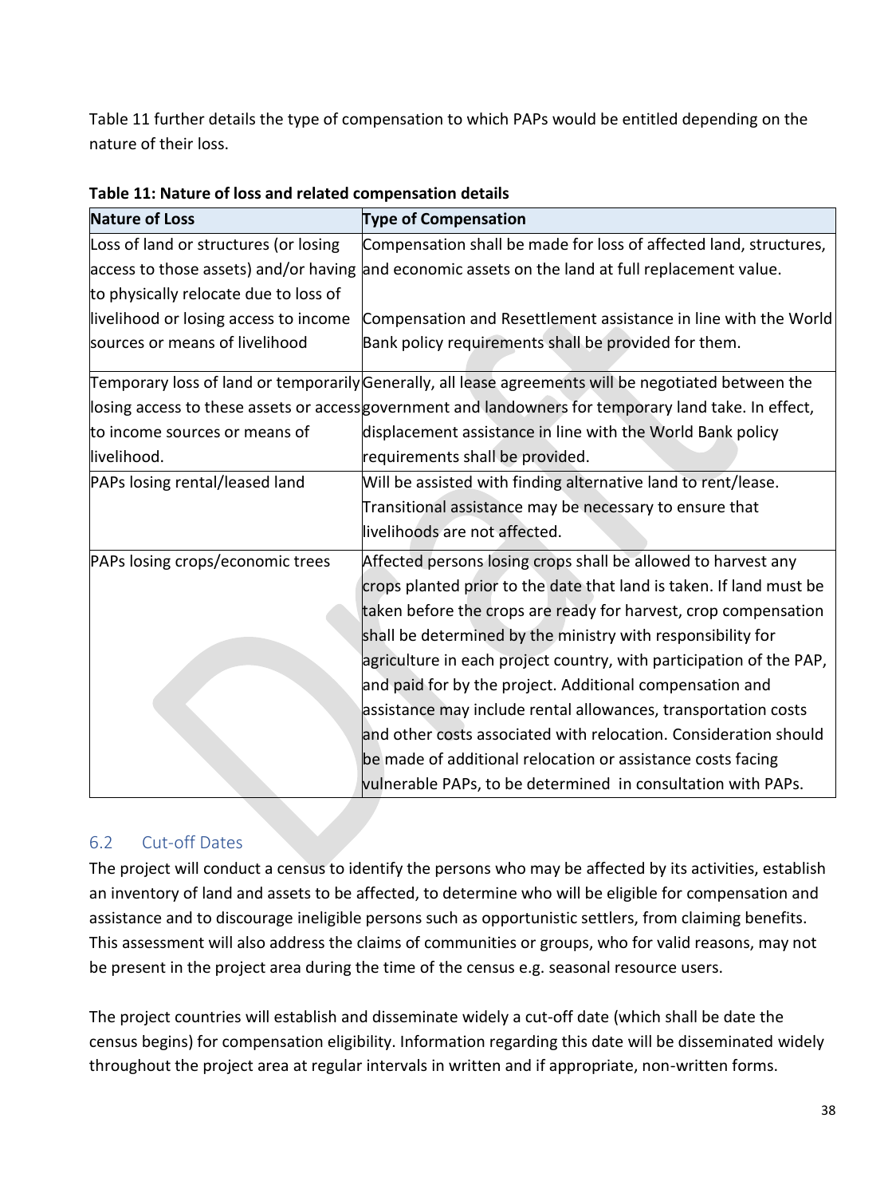Table 11 further details the type of compensation to which PAPs would be entitled depending on the nature of their loss.

**Table 11: Nature of loss and related compensation details**

| Nature of Loss | Type of Compensation |
|---|---|
| Loss of land or structures (or losing access to those assets) and/or having to physically relocate due to loss of livelihood or losing access to income sources or means of livelihood | Compensation shall be made for loss of affected land, structures, and economic assets on the land at full replacement value.<br><br>Compensation and Resettlement assistance in line with the World Bank policy requirements shall be provided for them. |
| Temporary loss of land or temporarily losing access to these assets or access to income sources or means of livelihood. | Generally, all lease agreements will be negotiated between the government and landowners for temporary land take. In effect, displacement assistance in line with the World Bank policy requirements shall be provided. |
| PAPs losing rental/leased land | Will be assisted with finding alternative land to rent/lease. Transitional assistance may be necessary to ensure that livelihoods are not affected. |
| PAPs losing crops/economic trees | Affected persons losing crops shall be allowed to harvest any crops planted prior to the date that land is taken. If land must be taken before the crops are ready for harvest, crop compensation shall be determined by the ministry with responsibility for agriculture in each project country, with participation of the PAP, and paid for by the project. Additional compensation and assistance may include rental allowances, transportation costs and other costs associated with relocation. Consideration should be made of additional relocation or assistance costs facing vulnerable PAPs, to be determined in consultation with PAPs. |

## 6.2 Cut-off Dates

The project will conduct a census to identify the persons who may be affected by its activities, establish an inventory of land and assets to be affected, to determine who will be eligible for compensation and assistance and to discourage ineligible persons such as opportunistic settlers, from claiming benefits. This assessment will also address the claims of communities or groups, who for valid reasons, may not be present in the project area during the time of the census e.g. seasonal resource users.

The project countries will establish and disseminate widely a cut-off date (which shall be date the census begins) for compensation eligibility. Information regarding this date will be disseminated widely throughout the project area at regular intervals in written and if appropriate, non-written forms.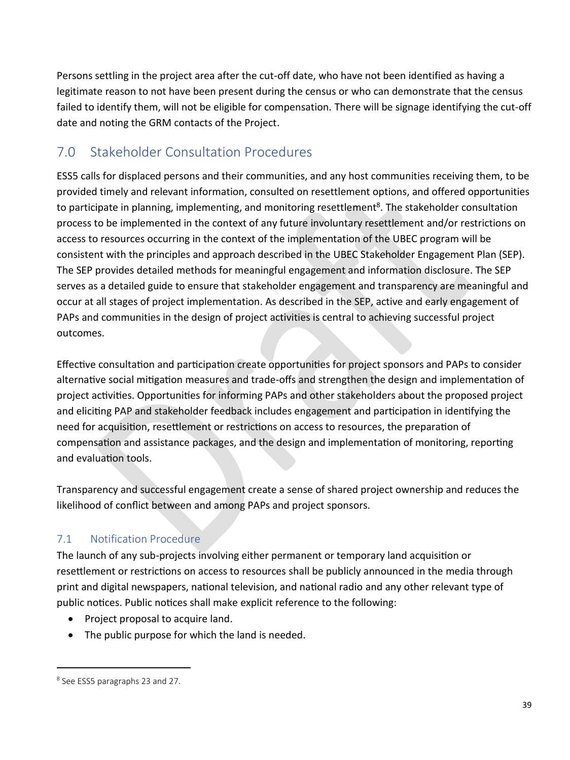Persons settling in the project area after the cut-off date, who have not been identified as having a legitimate reason to not have been present during the census or who can demonstrate that the census failed to identify them, will not be eligible for compensation. There will be signage identifying the cut-off date and noting the GRM contacts of the Project.

## 7.0 Stakeholder Consultation Procedures

ESS5 calls for displaced persons and their communities, and any host communities receiving them, to be provided timely and relevant information, consulted on resettlement options, and offered opportunities to participate in planning, implementing, and monitoring resettlement[8]. The stakeholder consultation process to be implemented in the context of any future involuntary resettlement and/or restrictions on access to resources occurring in the context of the implementation of the UBEC program will be consistent with the principles and approach described in the UBEC Stakeholder Engagement Plan (SEP). The SEP provides detailed methods for meaningful engagement and information disclosure. The SEP serves as a detailed guide to ensure that stakeholder engagement and transparency are meaningful and occur at all stages of project implementation. As described in the SEP, active and early engagement of PAPs and communities in the design of project activities is central to achieving successful project outcomes.

Effective consultation and participation create opportunities for project sponsors and PAPs to consider alternative social mitigation measures and trade-offs and strengthen the design and implementation of project activities. Opportunities for informing PAPs and other stakeholders about the proposed project and eliciting PAP and stakeholder feedback includes engagement and participation in identifying the need for acquisition, resettlement or restrictions on access to resources, the preparation of compensation and assistance packages, and the design and implementation of monitoring, reporting and evaluation tools.

Transparency and successful engagement create a sense of shared project ownership and reduces the likelihood of conflict between and among PAPs and project sponsors.

### 7.1 Notification Procedure

The launch of any sub-projects involving either permanent or temporary land acquisition or resettlement or restrictions on access to resources shall be publicly announced in the media through print and digital newspapers, national television, and national radio and any other relevant type of public notices. Public notices shall make explicit reference to the following:

- Project proposal to acquire land.
- The public purpose for which the land is needed.

[8] See ESS5 paragraphs 23 and 27.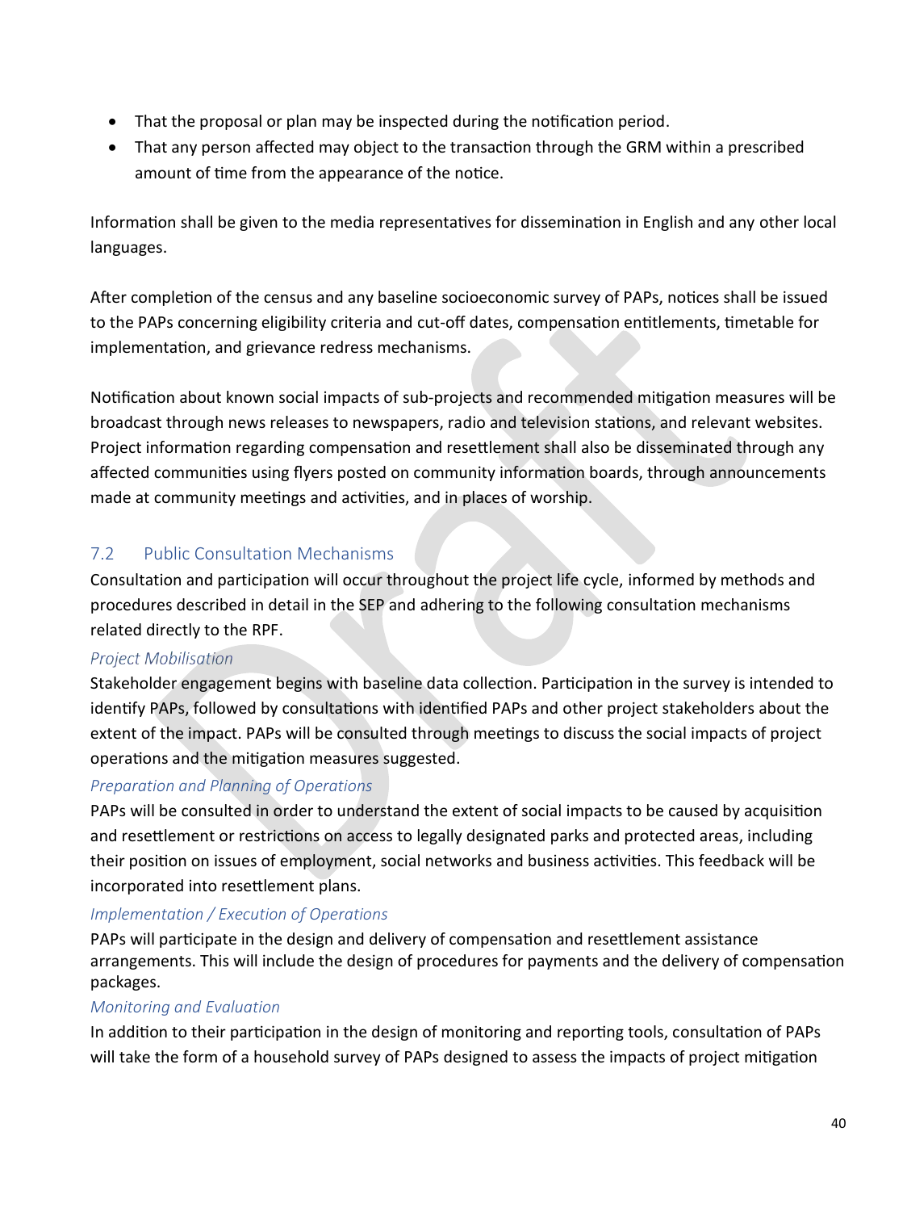- That the proposal or plan may be inspected during the notification period.
- That any person affected may object to the transaction through the GRM within a prescribed amount of time from the appearance of the notice.

Information shall be given to the media representatives for dissemination in English and any other local languages.

After completion of the census and any baseline socioeconomic survey of PAPs, notices shall be issued to the PAPs concerning eligibility criteria and cut-off dates, compensation entitlements, timetable for implementation, and grievance redress mechanisms.

Notification about known social impacts of sub-projects and recommended mitigation measures will be broadcast through news releases to newspapers, radio and television stations, and relevant websites. Project information regarding compensation and resettlement shall also be disseminated through any affected communities using flyers posted on community information boards, through announcements made at community meetings and activities, and in places of worship.

## 7.2 Public Consultation Mechanisms

Consultation and participation will occur throughout the project life cycle, informed by methods and procedures described in detail in the SEP and adhering to the following consultation mechanisms related directly to the RPF.

### *Project Mobilisation*

Stakeholder engagement begins with baseline data collection. Participation in the survey is intended to identify PAPs, followed by consultations with identified PAPs and other project stakeholders about the extent of the impact. PAPs will be consulted through meetings to discuss the social impacts of project operations and the mitigation measures suggested.

### *Preparation and Planning of Operations*

PAPs will be consulted in order to understand the extent of social impacts to be caused by acquisition and resettlement or restrictions on access to legally designated parks and protected areas, including their position on issues of employment, social networks and business activities. This feedback will be incorporated into resettlement plans.

### *Implementation / Execution of Operations*

PAPs will participate in the design and delivery of compensation and resettlement assistance arrangements. This will include the design of procedures for payments and the delivery of compensation packages.

### *Monitoring and Evaluation*

In addition to their participation in the design of monitoring and reporting tools, consultation of PAPs will take the form of a household survey of PAPs designed to assess the impacts of project mitigation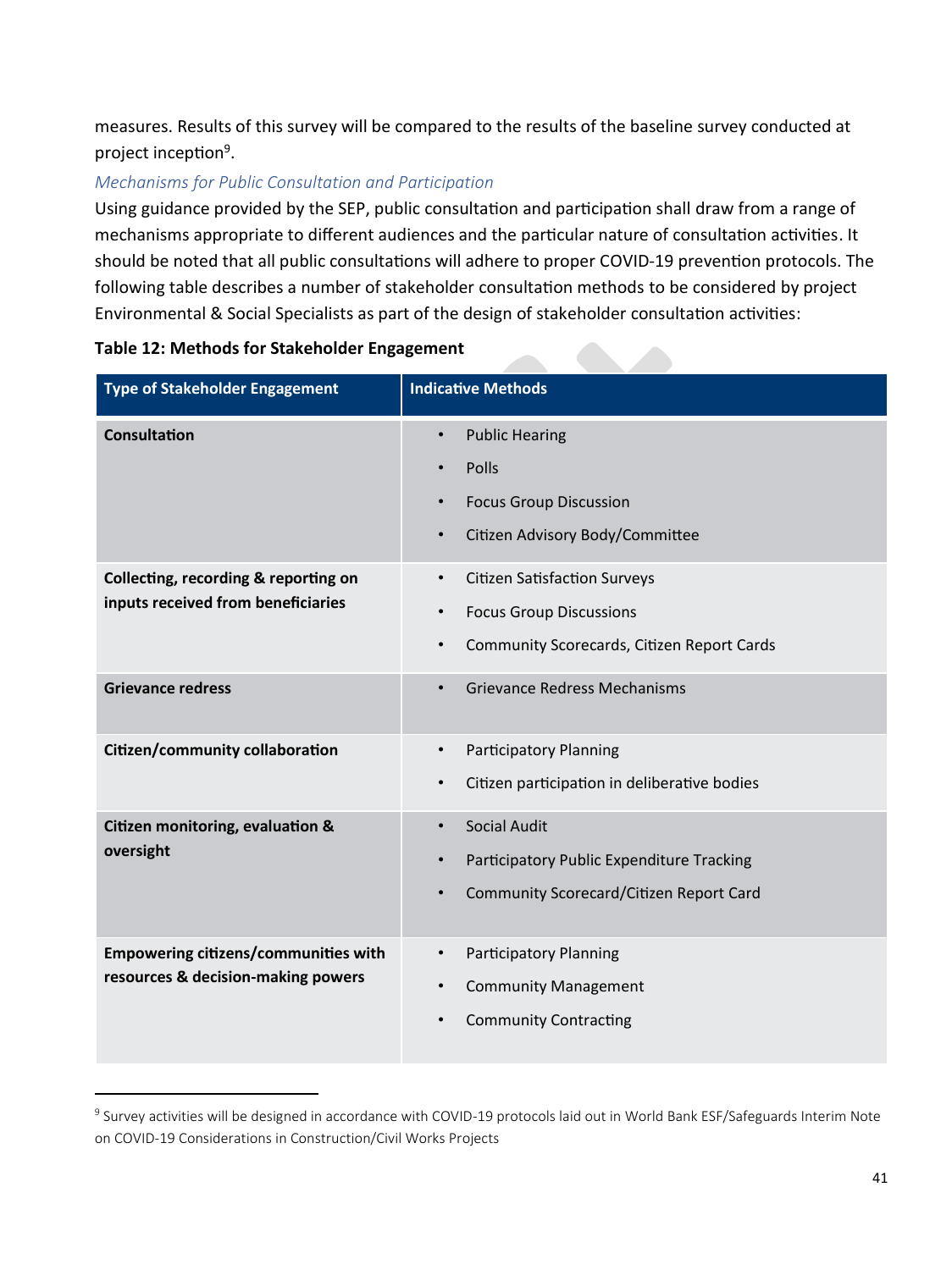measures. Results of this survey will be compared to the results of the baseline survey conducted at project inception[9].

*Mechanisms for Public Consultation and Participation*

Using guidance provided by the SEP, public consultation and participation shall draw from a range of mechanisms appropriate to different audiences and the particular nature of consultation activities. It should be noted that all public consultations will adhere to proper COVID-19 prevention protocols. The following table describes a number of stakeholder consultation methods to be considered by project Environmental & Social Specialists as part of the design of stakeholder consultation activities:

**Table 12: Methods for Stakeholder Engagement**

| Type of Stakeholder Engagement | Indicative Methods |
|---|---|
| **Consultation** | • Public Hearing<br>• Polls<br>• Focus Group Discussion<br>• Citizen Advisory Body/Committee |
| **Collecting, recording & reporting on inputs received from beneficiaries** | • Citizen Satisfaction Surveys<br>• Focus Group Discussions<br>• Community Scorecards, Citizen Report Cards |
| **Grievance redress** | • Grievance Redress Mechanisms |
| **Citizen/community collaboration** | • Participatory Planning<br>• Citizen participation in deliberative bodies |
| **Citizen monitoring, evaluation & oversight** | • Social Audit<br>• Participatory Public Expenditure Tracking<br>• Community Scorecard/Citizen Report Card |
| **Empowering citizens/communities with resources & decision-making powers** | • Participatory Planning<br>• Community Management<br>• Community Contracting |

[9] Survey activities will be designed in accordance with COVID-19 protocols laid out in World Bank ESF/Safeguards Interim Note on COVID-19 Considerations in Construction/Civil Works Projects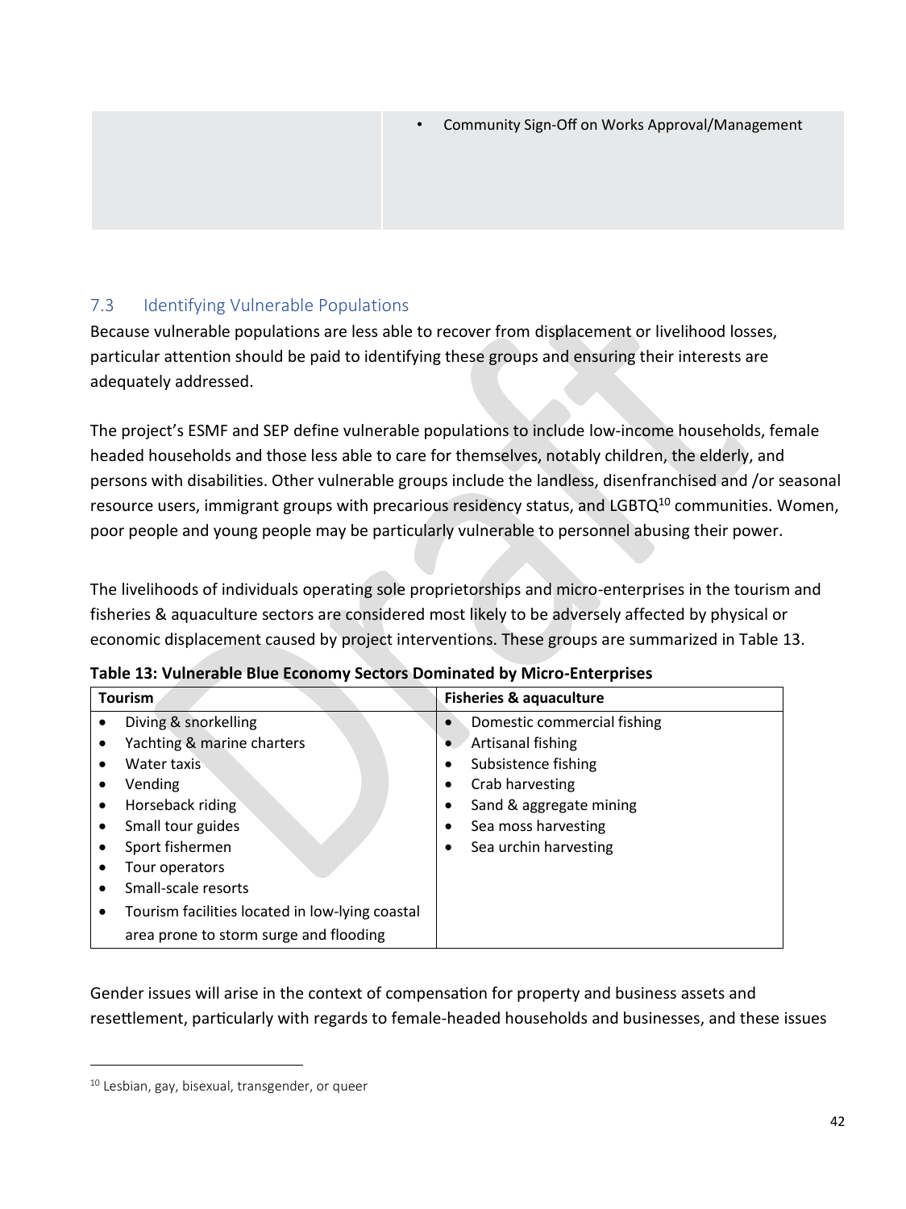| | • Community Sign-Off on Works Approval/Management |
|---|---|

## 7.3 Identifying Vulnerable Populations

Because vulnerable populations are less able to recover from displacement or livelihood losses, particular attention should be paid to identifying these groups and ensuring their interests are adequately addressed.

The project's ESMF and SEP define vulnerable populations to include low-income households, female headed households and those less able to care for themselves, notably children, the elderly, and persons with disabilities. Other vulnerable groups include the landless, disenfranchised and /or seasonal resource users, immigrant groups with precarious residency status, and LGBTQ[10] communities. Women, poor people and young people may be particularly vulnerable to personnel abusing their power.

The livelihoods of individuals operating sole proprietorships and micro-enterprises in the tourism and fisheries & aquaculture sectors are considered most likely to be adversely affected by physical or economic displacement caused by project interventions. These groups are summarized in Table 13.

**Table 13: Vulnerable Blue Economy Sectors Dominated by Micro-Enterprises**

| Tourism | Fisheries & aquaculture |
|---|---|
| • Diving & snorkelling<br>• Yachting & marine charters<br>• Water taxis<br>• Vending<br>• Horseback riding<br>• Small tour guides<br>• Sport fishermen<br>• Tour operators<br>• Small-scale resorts<br>• Tourism facilities located in low-lying coastal area prone to storm surge and flooding | • Domestic commercial fishing<br>• Artisanal fishing<br>• Subsistence fishing<br>• Crab harvesting<br>• Sand & aggregate mining<br>• Sea moss harvesting<br>• Sea urchin harvesting |

Gender issues will arise in the context of compensation for property and business assets and resettlement, particularly with regards to female-headed households and businesses, and these issues

[10] Lesbian, gay, bisexual, transgender, or queer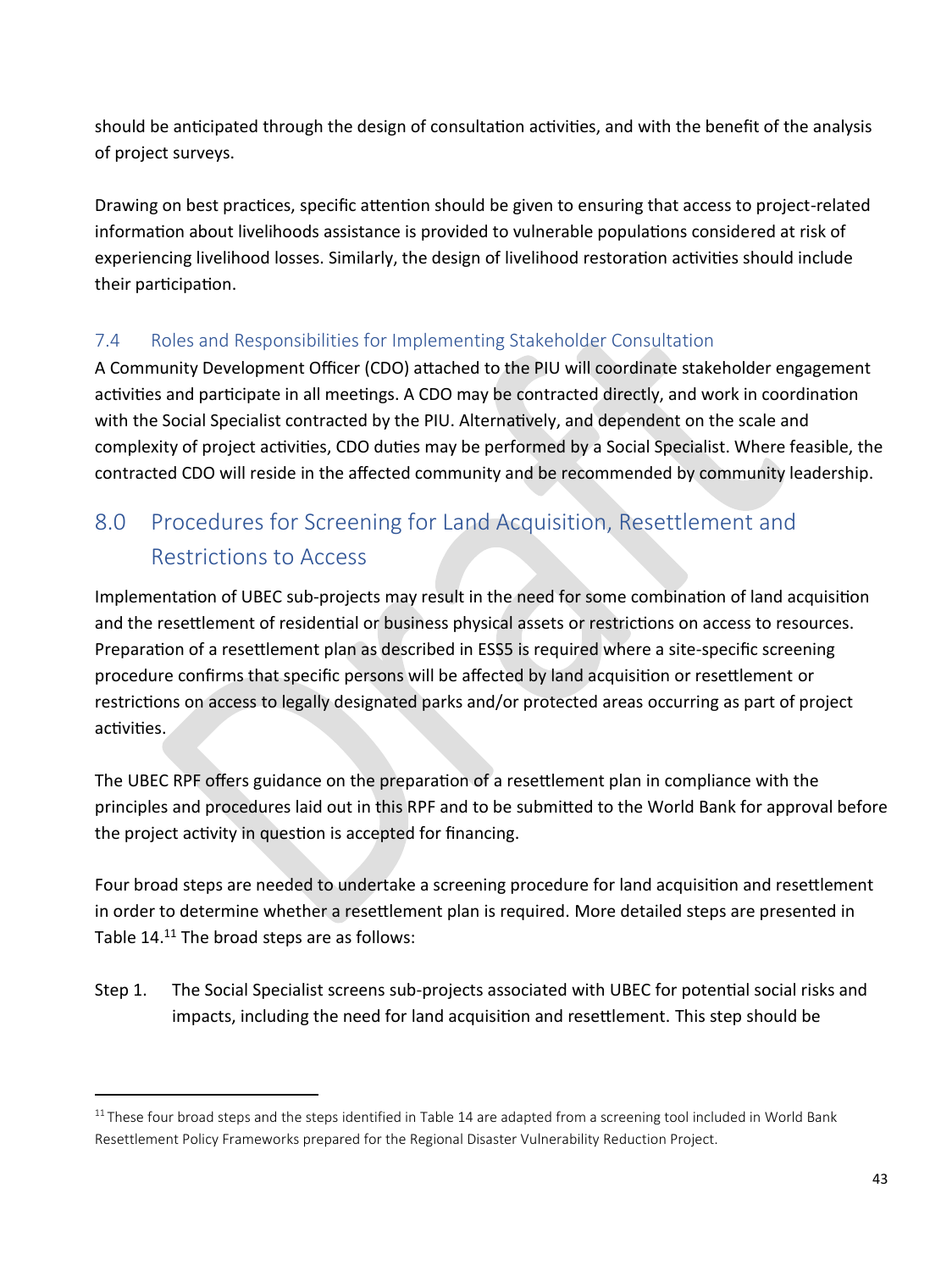should be anticipated through the design of consultation activities, and with the benefit of the analysis of project surveys.

Drawing on best practices, specific attention should be given to ensuring that access to project-related information about livelihoods assistance is provided to vulnerable populations considered at risk of experiencing livelihood losses. Similarly, the design of livelihood restoration activities should include their participation.

### 7.4 Roles and Responsibilities for Implementing Stakeholder Consultation

A Community Development Officer (CDO) attached to the PIU will coordinate stakeholder engagement activities and participate in all meetings. A CDO may be contracted directly, and work in coordination with the Social Specialist contracted by the PIU. Alternatively, and dependent on the scale and complexity of project activities, CDO duties may be performed by a Social Specialist. Where feasible, the contracted CDO will reside in the affected community and be recommended by community leadership.

## 8.0 Procedures for Screening for Land Acquisition, Resettlement and Restrictions to Access

Implementation of UBEC sub-projects may result in the need for some combination of land acquisition and the resettlement of residential or business physical assets or restrictions on access to resources. Preparation of a resettlement plan as described in ESS5 is required where a site-specific screening procedure confirms that specific persons will be affected by land acquisition or resettlement or restrictions on access to legally designated parks and/or protected areas occurring as part of project activities.

The UBEC RPF offers guidance on the preparation of a resettlement plan in compliance with the principles and procedures laid out in this RPF and to be submitted to the World Bank for approval before the project activity in question is accepted for financing.

Four broad steps are needed to undertake a screening procedure for land acquisition and resettlement in order to determine whether a resettlement plan is required. More detailed steps are presented in Table 14.[11] The broad steps are as follows:

Step 1. The Social Specialist screens sub-projects associated with UBEC for potential social risks and impacts, including the need for land acquisition and resettlement. This step should be

[11] These four broad steps and the steps identified in Table 14 are adapted from a screening tool included in World Bank Resettlement Policy Frameworks prepared for the Regional Disaster Vulnerability Reduction Project.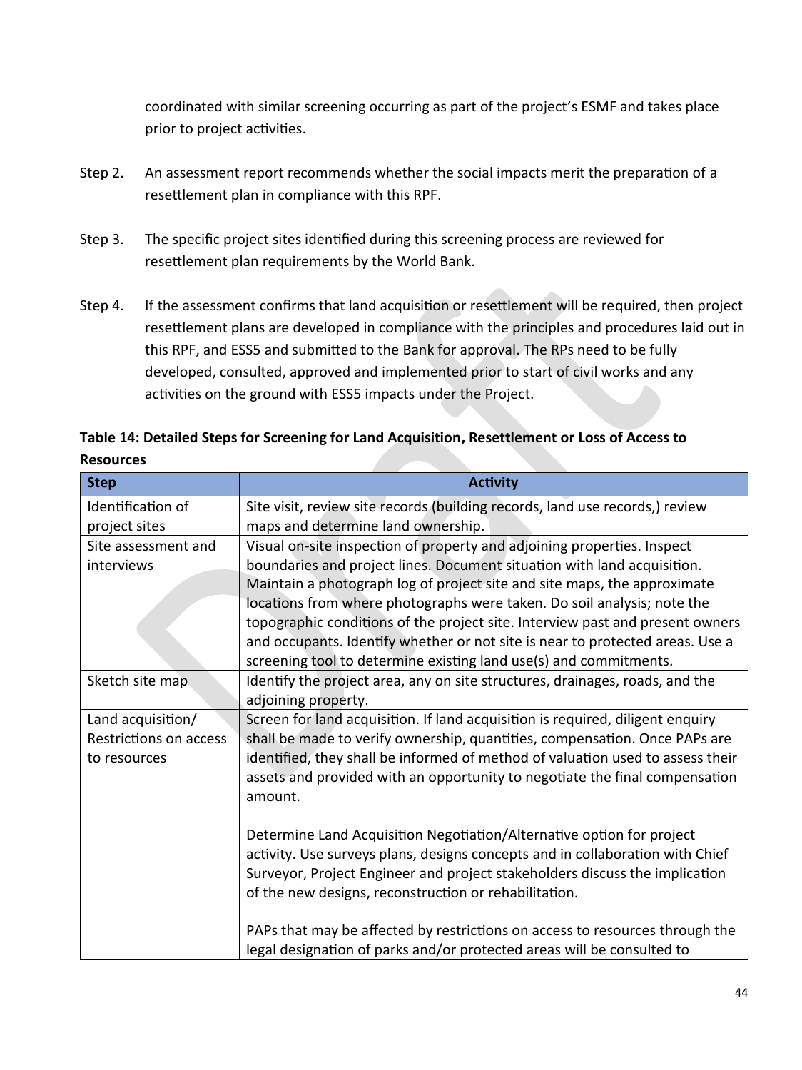coordinated with similar screening occurring as part of the project's ESMF and takes place prior to project activities.

Step 2. An assessment report recommends whether the social impacts merit the preparation of a resettlement plan in compliance with this RPF.

Step 3. The specific project sites identified during this screening process are reviewed for resettlement plan requirements by the World Bank.

Step 4. If the assessment confirms that land acquisition or resettlement will be required, then project resettlement plans are developed in compliance with the principles and procedures laid out in this RPF, and ESS5 and submitted to the Bank for approval. The RPs need to be fully developed, consulted, approved and implemented prior to start of civil works and any activities on the ground with ESS5 impacts under the Project.

**Table 14: Detailed Steps for Screening for Land Acquisition, Resettlement or Loss of Access to Resources**

| Step | Activity |
|---|---|
| Identification of project sites | Site visit, review site records (building records, land use records,) review maps and determine land ownership. |
| Site assessment and interviews | Visual on-site inspection of property and adjoining properties. Inspect boundaries and project lines. Document situation with land acquisition. Maintain a photograph log of project site and site maps, the approximate locations from where photographs were taken. Do soil analysis; note the topographic conditions of the project site. Interview past and present owners and occupants. Identify whether or not site is near to protected areas. Use a screening tool to determine existing land use(s) and commitments. |
| Sketch site map | Identify the project area, any on site structures, drainages, roads, and the adjoining property. |
| Land acquisition/ Restrictions on access to resources | Screen for land acquisition. If land acquisition is required, diligent enquiry shall be made to verify ownership, quantities, compensation. Once PAPs are identified, they shall be informed of method of valuation used to assess their assets and provided with an opportunity to negotiate the final compensation amount.<br><br>Determine Land Acquisition Negotiation/Alternative option for project activity. Use surveys plans, designs concepts and in collaboration with Chief Surveyor, Project Engineer and project stakeholders discuss the implication of the new designs, reconstruction or rehabilitation.<br><br>PAPs that may be affected by restrictions on access to resources through the legal designation of parks and/or protected areas will be consulted to |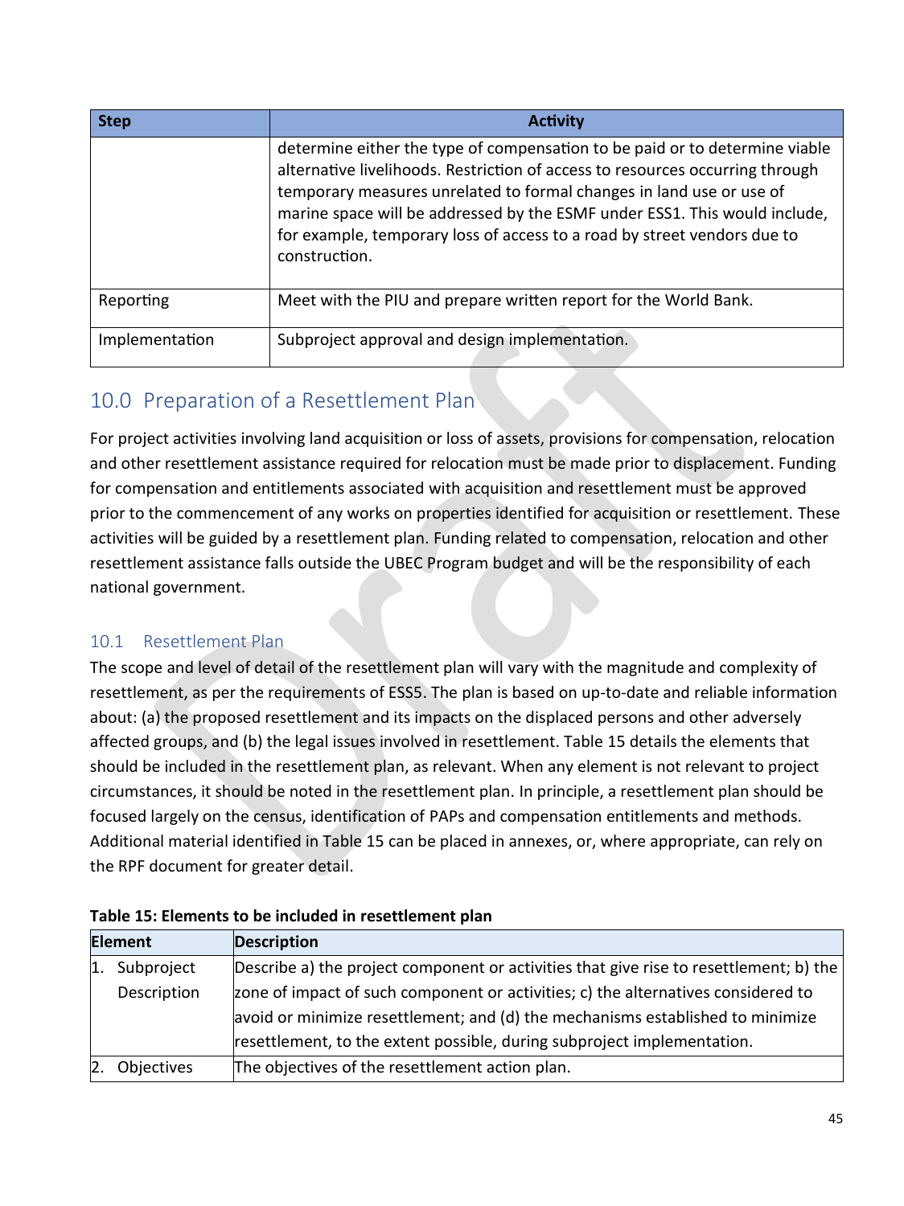| Step | Activity |
| --- | --- |
| | determine either the type of compensation to be paid or to determine viable alternative livelihoods. Restriction of access to resources occurring through temporary measures unrelated to formal changes in land use or use of marine space will be addressed by the ESMF under ESS1. This would include, for example, temporary loss of access to a road by street vendors due to construction. |
| Reporting | Meet with the PIU and prepare written report for the World Bank. |
| Implementation | Subproject approval and design implementation. |

## 10.0 Preparation of a Resettlement Plan

For project activities involving land acquisition or loss of assets, provisions for compensation, relocation and other resettlement assistance required for relocation must be made prior to displacement. Funding for compensation and entitlements associated with acquisition and resettlement must be approved prior to the commencement of any works on properties identified for acquisition or resettlement. These activities will be guided by a resettlement plan. Funding related to compensation, relocation and other resettlement assistance falls outside the UBEC Program budget and will be the responsibility of each national government.

### 10.1 Resettlement Plan

The scope and level of detail of the resettlement plan will vary with the magnitude and complexity of resettlement, as per the requirements of ESS5. The plan is based on up-to-date and reliable information about: (a) the proposed resettlement and its impacts on the displaced persons and other adversely affected groups, and (b) the legal issues involved in resettlement. Table 15 details the elements that should be included in the resettlement plan, as relevant. When any element is not relevant to project circumstances, it should be noted in the resettlement plan. In principle, a resettlement plan should be focused largely on the census, identification of PAPs and compensation entitlements and methods. Additional material identified in Table 15 can be placed in annexes, or, where appropriate, can rely on the RPF document for greater detail.

**Table 15: Elements to be included in resettlement plan**

| Element | Description |
| --- | --- |
| 1. Subproject Description | Describe a) the project component or activities that give rise to resettlement; b) the zone of impact of such component or activities; c) the alternatives considered to avoid or minimize resettlement; and (d) the mechanisms established to minimize resettlement, to the extent possible, during subproject implementation. |
| 2. Objectives | The objectives of the resettlement action plan. |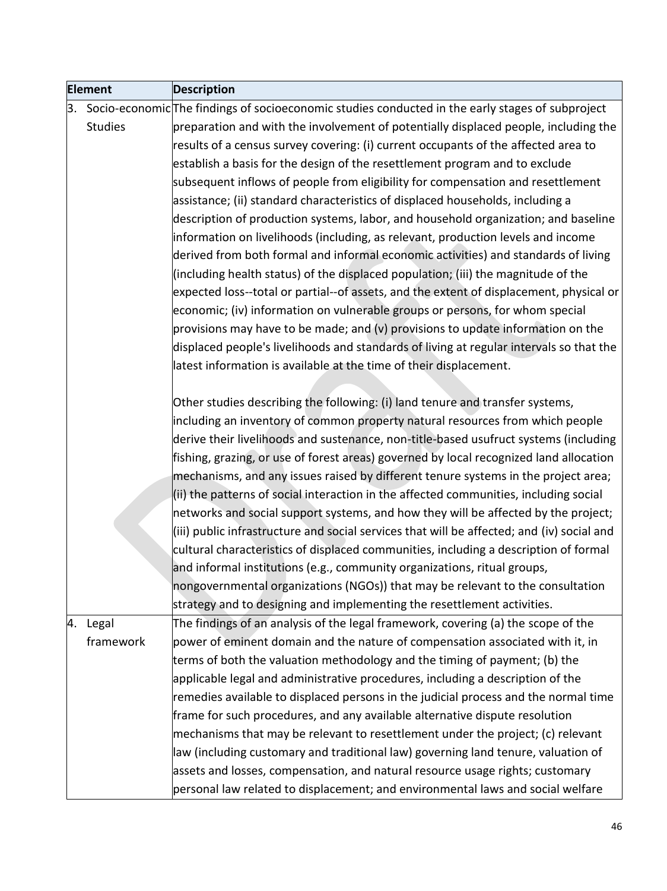| Element | Description |
| --- | --- |
| 3. Socio-economic Studies | The findings of socioeconomic studies conducted in the early stages of subproject preparation and with the involvement of potentially displaced people, including the results of a census survey covering: (i) current occupants of the affected area to establish a basis for the design of the resettlement program and to exclude subsequent inflows of people from eligibility for compensation and resettlement assistance; (ii) standard characteristics of displaced households, including a description of production systems, labor, and household organization; and baseline information on livelihoods (including, as relevant, production levels and income derived from both formal and informal economic activities) and standards of living (including health status) of the displaced population; (iii) the magnitude of the expected loss--total or partial--of assets, and the extent of displacement, physical or economic; (iv) information on vulnerable groups or persons, for whom special provisions may have to be made; and (v) provisions to update information on the displaced people's livelihoods and standards of living at regular intervals so that the latest information is available at the time of their displacement.<br><br>Other studies describing the following: (i) land tenure and transfer systems, including an inventory of common property natural resources from which people derive their livelihoods and sustenance, non-title-based usufruct systems (including fishing, grazing, or use of forest areas) governed by local recognized land allocation mechanisms, and any issues raised by different tenure systems in the project area; (ii) the patterns of social interaction in the affected communities, including social networks and social support systems, and how they will be affected by the project; (iii) public infrastructure and social services that will be affected; and (iv) social and cultural characteristics of displaced communities, including a description of formal and informal institutions (e.g., community organizations, ritual groups, nongovernmental organizations (NGOs)) that may be relevant to the consultation strategy and to designing and implementing the resettlement activities. |
| 4. Legal framework | The findings of an analysis of the legal framework, covering (a) the scope of the power of eminent domain and the nature of compensation associated with it, in terms of both the valuation methodology and the timing of payment; (b) the applicable legal and administrative procedures, including a description of the remedies available to displaced persons in the judicial process and the normal time frame for such procedures, and any available alternative dispute resolution mechanisms that may be relevant to resettlement under the project; (c) relevant law (including customary and traditional law) governing land tenure, valuation of assets and losses, compensation, and natural resource usage rights; customary personal law related to displacement; and environmental laws and social welfare |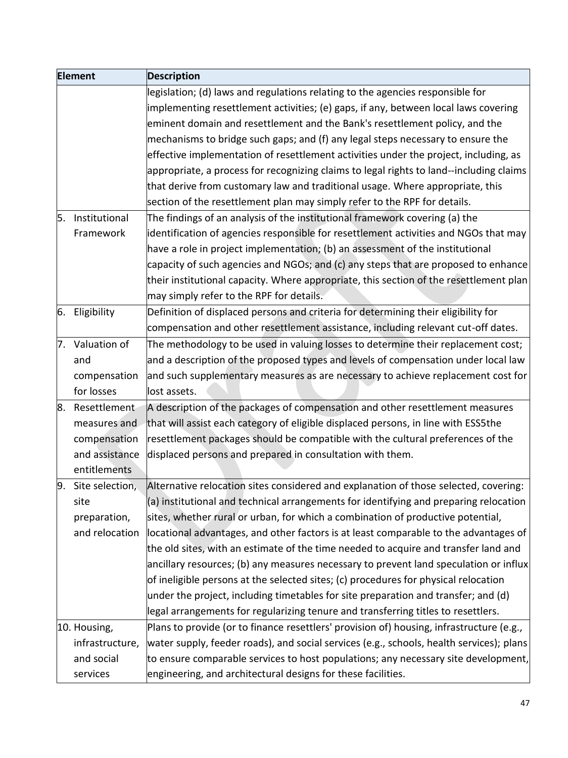| Element | Description |
|---|---|
| | legislation; (d) laws and regulations relating to the agencies responsible for implementing resettlement activities; (e) gaps, if any, between local laws covering eminent domain and resettlement and the Bank's resettlement policy, and the mechanisms to bridge such gaps; and (f) any legal steps necessary to ensure the effective implementation of resettlement activities under the project, including, as appropriate, a process for recognizing claims to legal rights to land--including claims that derive from customary law and traditional usage. Where appropriate, this section of the resettlement plan may simply refer to the RPF for details. |
| 5. Institutional Framework | The findings of an analysis of the institutional framework covering (a) the identification of agencies responsible for resettlement activities and NGOs that may have a role in project implementation; (b) an assessment of the institutional capacity of such agencies and NGOs; and (c) any steps that are proposed to enhance their institutional capacity. Where appropriate, this section of the resettlement plan may simply refer to the RPF for details. |
| 6. Eligibility | Definition of displaced persons and criteria for determining their eligibility for compensation and other resettlement assistance, including relevant cut-off dates. |
| 7. Valuation of and compensation for losses | The methodology to be used in valuing losses to determine their replacement cost; and a description of the proposed types and levels of compensation under local law and such supplementary measures as are necessary to achieve replacement cost for lost assets. |
| 8. Resettlement measures and compensation and assistance entitlements | A description of the packages of compensation and other resettlement measures that will assist each category of eligible displaced persons, in line with ESS5the resettlement packages should be compatible with the cultural preferences of the displaced persons and prepared in consultation with them. |
| 9. Site selection, site preparation, and relocation | Alternative relocation sites considered and explanation of those selected, covering: (a) institutional and technical arrangements for identifying and preparing relocation sites, whether rural or urban, for which a combination of productive potential, locational advantages, and other factors is at least comparable to the advantages of the old sites, with an estimate of the time needed to acquire and transfer land and ancillary resources; (b) any measures necessary to prevent land speculation or influx of ineligible persons at the selected sites; (c) procedures for physical relocation under the project, including timetables for site preparation and transfer; and (d) legal arrangements for regularizing tenure and transferring titles to resettlers. |
| 10. Housing, infrastructure, and social services | Plans to provide (or to finance resettlers' provision of) housing, infrastructure (e.g., water supply, feeder roads), and social services (e.g., schools, health services); plans to ensure comparable services to host populations; any necessary site development, engineering, and architectural designs for these facilities. |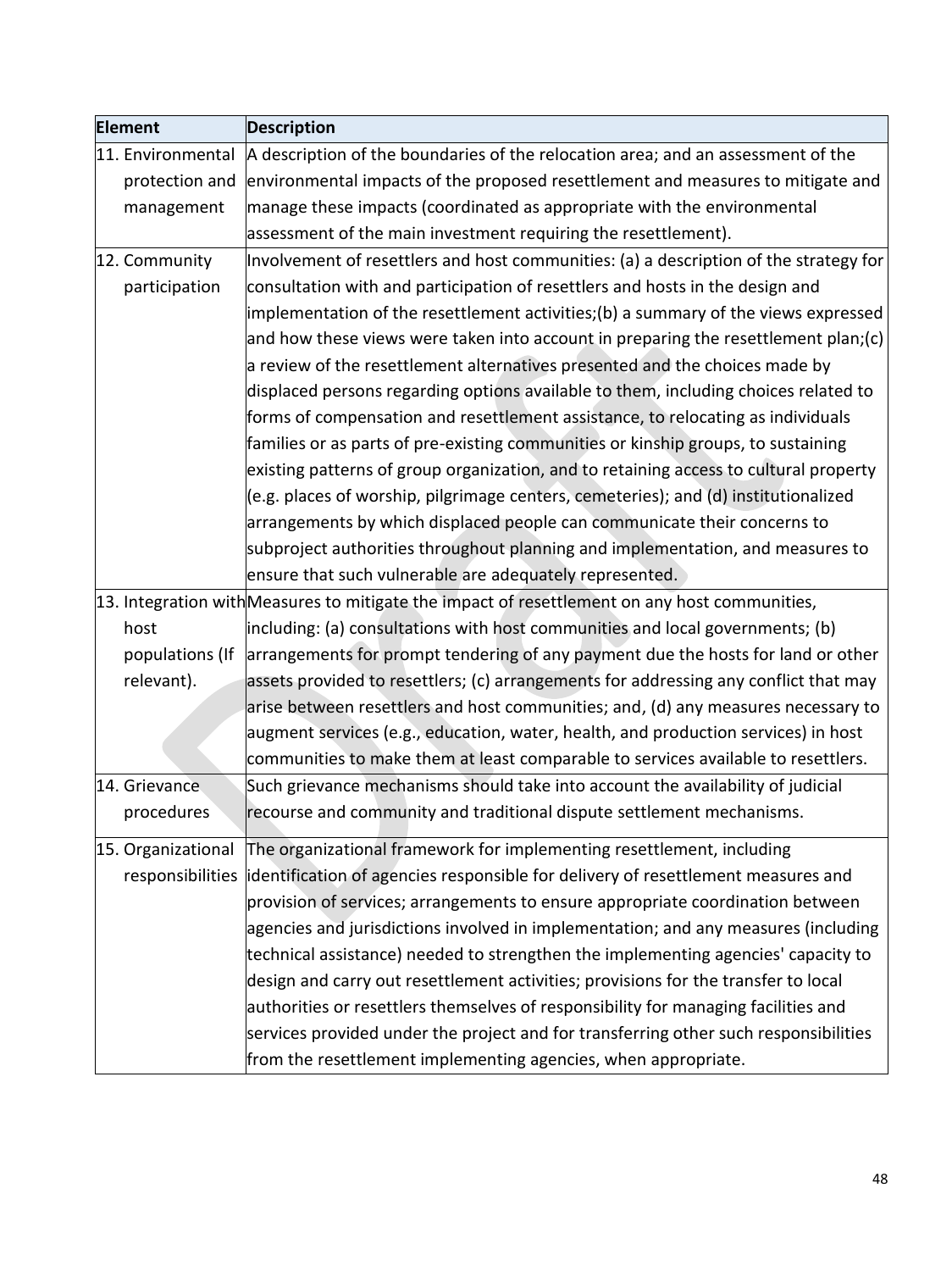| Element | Description |
|---|---|
| 11. Environmental protection and management | A description of the boundaries of the relocation area; and an assessment of the environmental impacts of the proposed resettlement and measures to mitigate and manage these impacts (coordinated as appropriate with the environmental assessment of the main investment requiring the resettlement). |
| 12. Community participation | Involvement of resettlers and host communities: (a) a description of the strategy for consultation with and participation of resettlers and hosts in the design and implementation of the resettlement activities;(b) a summary of the views expressed and how these views were taken into account in preparing the resettlement plan;(c) a review of the resettlement alternatives presented and the choices made by displaced persons regarding options available to them, including choices related to forms of compensation and resettlement assistance, to relocating as individuals families or as parts of pre-existing communities or kinship groups, to sustaining existing patterns of group organization, and to retaining access to cultural property (e.g. places of worship, pilgrimage centers, cemeteries); and (d) institutionalized arrangements by which displaced people can communicate their concerns to subproject authorities throughout planning and implementation, and measures to ensure that such vulnerable are adequately represented. |
| 13. Integration with host populations (If relevant). | Measures to mitigate the impact of resettlement on any host communities, including: (a) consultations with host communities and local governments; (b) arrangements for prompt tendering of any payment due the hosts for land or other assets provided to resettlers; (c) arrangements for addressing any conflict that may arise between resettlers and host communities; and, (d) any measures necessary to augment services (e.g., education, water, health, and production services) in host communities to make them at least comparable to services available to resettlers. |
| 14. Grievance procedures | Such grievance mechanisms should take into account the availability of judicial recourse and community and traditional dispute settlement mechanisms. |
| 15. Organizational responsibilities | The organizational framework for implementing resettlement, including identification of agencies responsible for delivery of resettlement measures and provision of services; arrangements to ensure appropriate coordination between agencies and jurisdictions involved in implementation; and any measures (including technical assistance) needed to strengthen the implementing agencies' capacity to design and carry out resettlement activities; provisions for the transfer to local authorities or resettlers themselves of responsibility for managing facilities and services provided under the project and for transferring other such responsibilities from the resettlement implementing agencies, when appropriate. |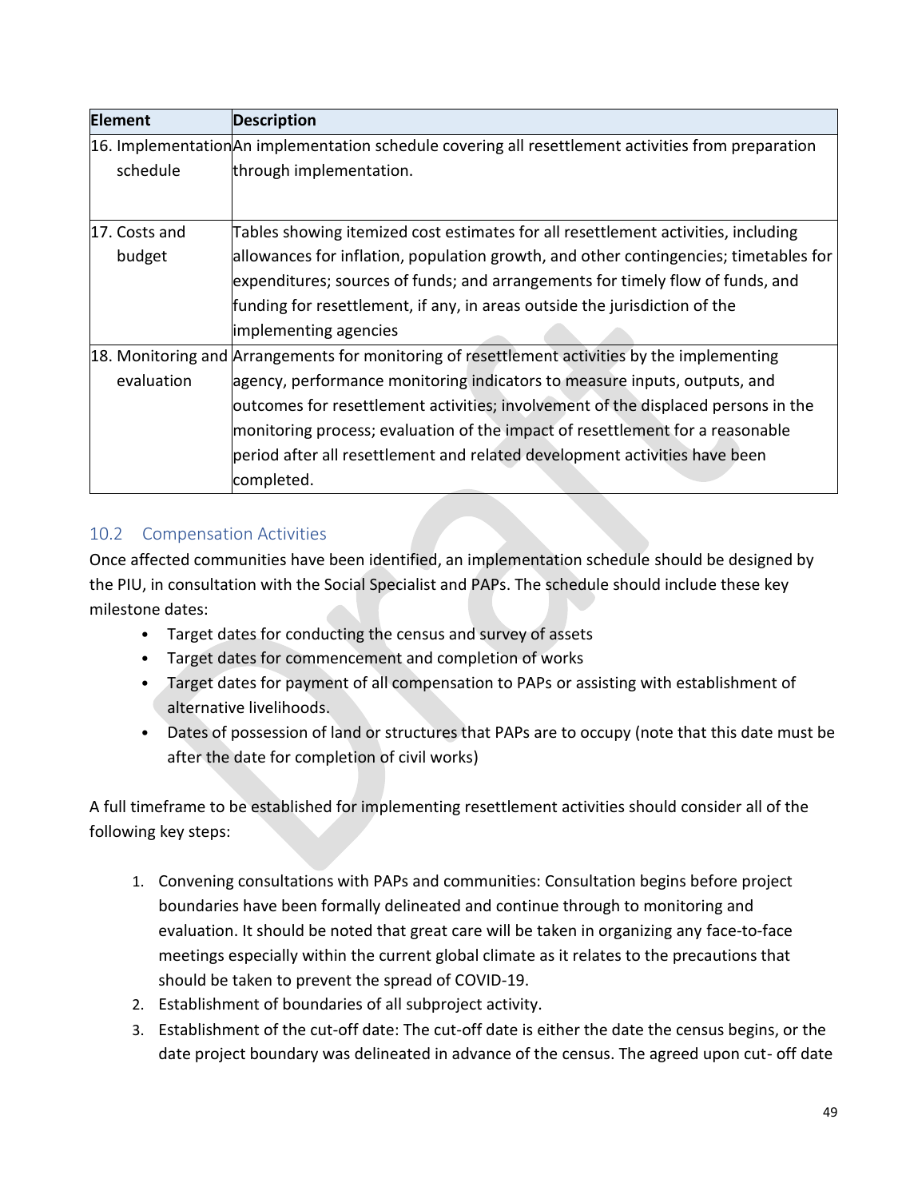| Element | Description |
| --- | --- |
| 16. Implementation schedule | An implementation schedule covering all resettlement activities from preparation through implementation. |
| 17. Costs and budget | Tables showing itemized cost estimates for all resettlement activities, including allowances for inflation, population growth, and other contingencies; timetables for expenditures; sources of funds; and arrangements for timely flow of funds, and funding for resettlement, if any, in areas outside the jurisdiction of the implementing agencies |
| 18. Monitoring and evaluation | Arrangements for monitoring of resettlement activities by the implementing agency, performance monitoring indicators to measure inputs, outputs, and outcomes for resettlement activities; involvement of the displaced persons in the monitoring process; evaluation of the impact of resettlement for a reasonable period after all resettlement and related development activities have been completed. |

## 10.2 Compensation Activities

Once affected communities have been identified, an implementation schedule should be designed by the PIU, in consultation with the Social Specialist and PAPs. The schedule should include these key milestone dates:

- Target dates for conducting the census and survey of assets
- Target dates for commencement and completion of works
- Target dates for payment of all compensation to PAPs or assisting with establishment of alternative livelihoods.
- Dates of possession of land or structures that PAPs are to occupy (note that this date must be after the date for completion of civil works)

A full timeframe to be established for implementing resettlement activities should consider all of the following key steps:

1. Convening consultations with PAPs and communities: Consultation begins before project boundaries have been formally delineated and continue through to monitoring and evaluation. It should be noted that great care will be taken in organizing any face-to-face meetings especially within the current global climate as it relates to the precautions that should be taken to prevent the spread of COVID-19.
2. Establishment of boundaries of all subproject activity.
3. Establishment of the cut-off date: The cut-off date is either the date the census begins, or the date project boundary was delineated in advance of the census. The agreed upon cut- off date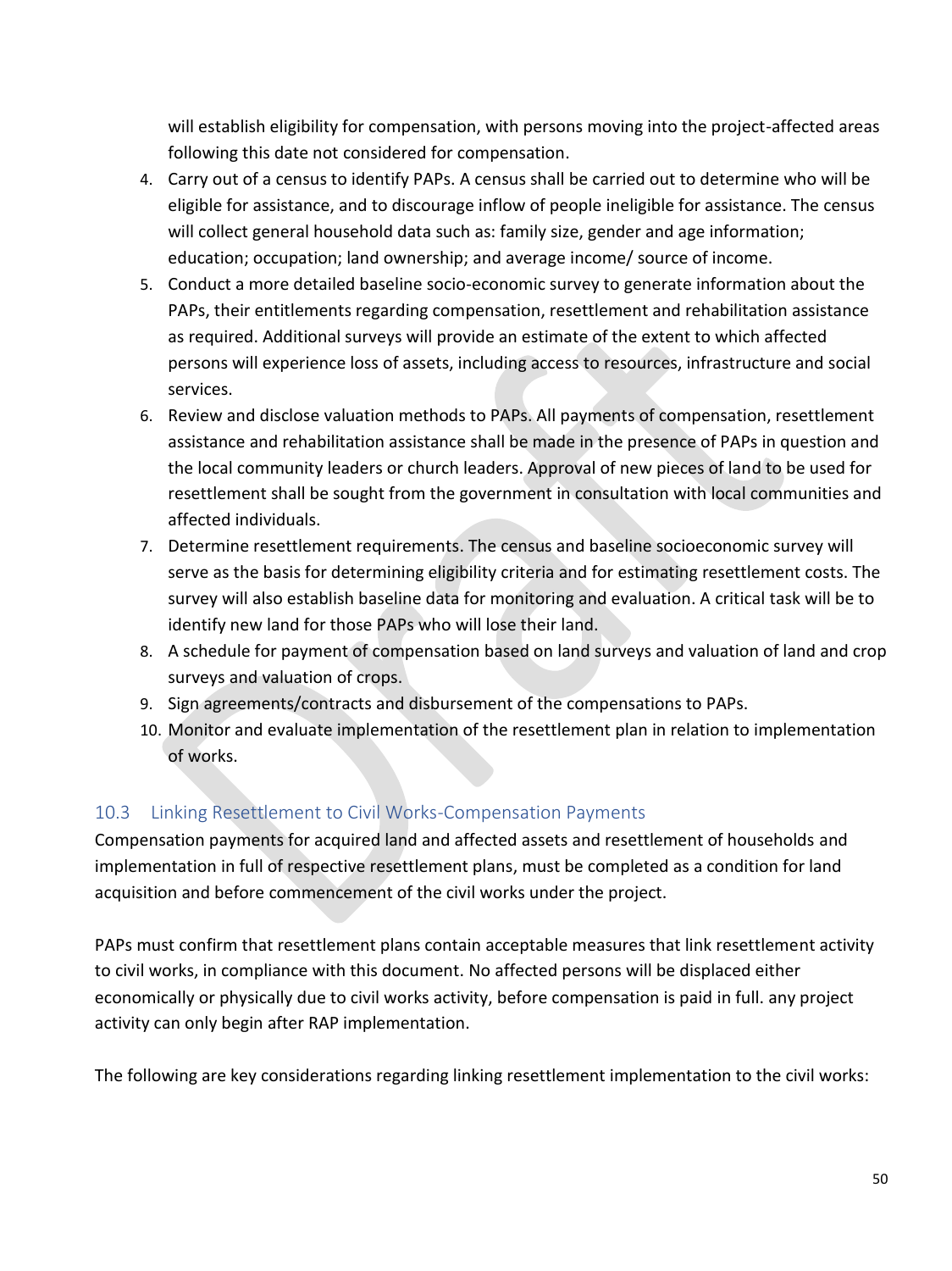will establish eligibility for compensation, with persons moving into the project-affected areas following this date not considered for compensation.

4. Carry out of a census to identify PAPs. A census shall be carried out to determine who will be eligible for assistance, and to discourage inflow of people ineligible for assistance. The census will collect general household data such as: family size, gender and age information; education; occupation; land ownership; and average income/ source of income.
5. Conduct a more detailed baseline socio-economic survey to generate information about the PAPs, their entitlements regarding compensation, resettlement and rehabilitation assistance as required. Additional surveys will provide an estimate of the extent to which affected persons will experience loss of assets, including access to resources, infrastructure and social services.
6. Review and disclose valuation methods to PAPs. All payments of compensation, resettlement assistance and rehabilitation assistance shall be made in the presence of PAPs in question and the local community leaders or church leaders. Approval of new pieces of land to be used for resettlement shall be sought from the government in consultation with local communities and affected individuals.
7. Determine resettlement requirements. The census and baseline socioeconomic survey will serve as the basis for determining eligibility criteria and for estimating resettlement costs. The survey will also establish baseline data for monitoring and evaluation. A critical task will be to identify new land for those PAPs who will lose their land.
8. A schedule for payment of compensation based on land surveys and valuation of land and crop surveys and valuation of crops.
9. Sign agreements/contracts and disbursement of the compensations to PAPs.
10. Monitor and evaluate implementation of the resettlement plan in relation to implementation of works.

## 10.3 Linking Resettlement to Civil Works-Compensation Payments

Compensation payments for acquired land and affected assets and resettlement of households and implementation in full of respective resettlement plans, must be completed as a condition for land acquisition and before commencement of the civil works under the project.

PAPs must confirm that resettlement plans contain acceptable measures that link resettlement activity to civil works, in compliance with this document. No affected persons will be displaced either economically or physically due to civil works activity, before compensation is paid in full. any project activity can only begin after RAP implementation.

The following are key considerations regarding linking resettlement implementation to the civil works: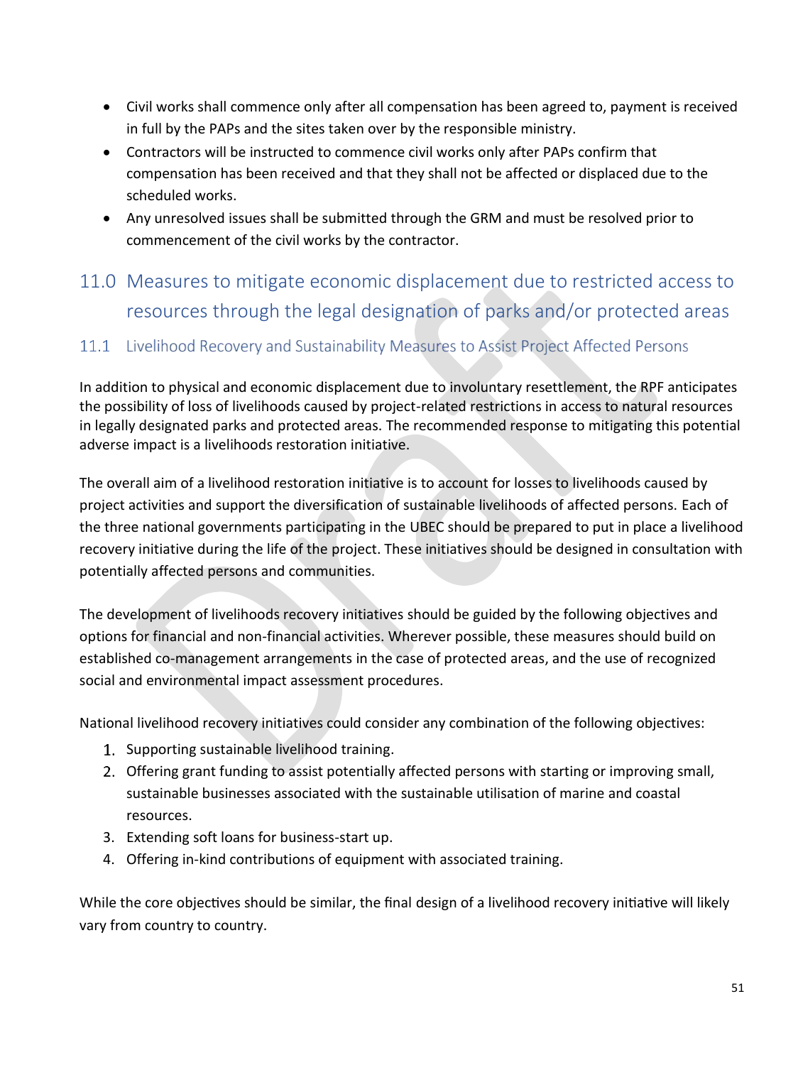- Civil works shall commence only after all compensation has been agreed to, payment is received in full by the PAPs and the sites taken over by the responsible ministry.
- Contractors will be instructed to commence civil works only after PAPs confirm that compensation has been received and that they shall not be affected or displaced due to the scheduled works.
- Any unresolved issues shall be submitted through the GRM and must be resolved prior to commencement of the civil works by the contractor.

# 11.0 Measures to mitigate economic displacement due to restricted access to resources through the legal designation of parks and/or protected areas

## 11.1 Livelihood Recovery and Sustainability Measures to Assist Project Affected Persons

In addition to physical and economic displacement due to involuntary resettlement, the RPF anticipates the possibility of loss of livelihoods caused by project-related restrictions in access to natural resources in legally designated parks and protected areas. The recommended response to mitigating this potential adverse impact is a livelihoods restoration initiative.

The overall aim of a livelihood restoration initiative is to account for losses to livelihoods caused by project activities and support the diversification of sustainable livelihoods of affected persons. Each of the three national governments participating in the UBEC should be prepared to put in place a livelihood recovery initiative during the life of the project. These initiatives should be designed in consultation with potentially affected persons and communities.

The development of livelihoods recovery initiatives should be guided by the following objectives and options for financial and non-financial activities. Wherever possible, these measures should build on established co-management arrangements in the case of protected areas, and the use of recognized social and environmental impact assessment procedures.

National livelihood recovery initiatives could consider any combination of the following objectives:

1. Supporting sustainable livelihood training.
2. Offering grant funding to assist potentially affected persons with starting or improving small, sustainable businesses associated with the sustainable utilisation of marine and coastal resources.
3. Extending soft loans for business-start up.
4. Offering in-kind contributions of equipment with associated training.

While the core objectives should be similar, the final design of a livelihood recovery initiative will likely vary from country to country.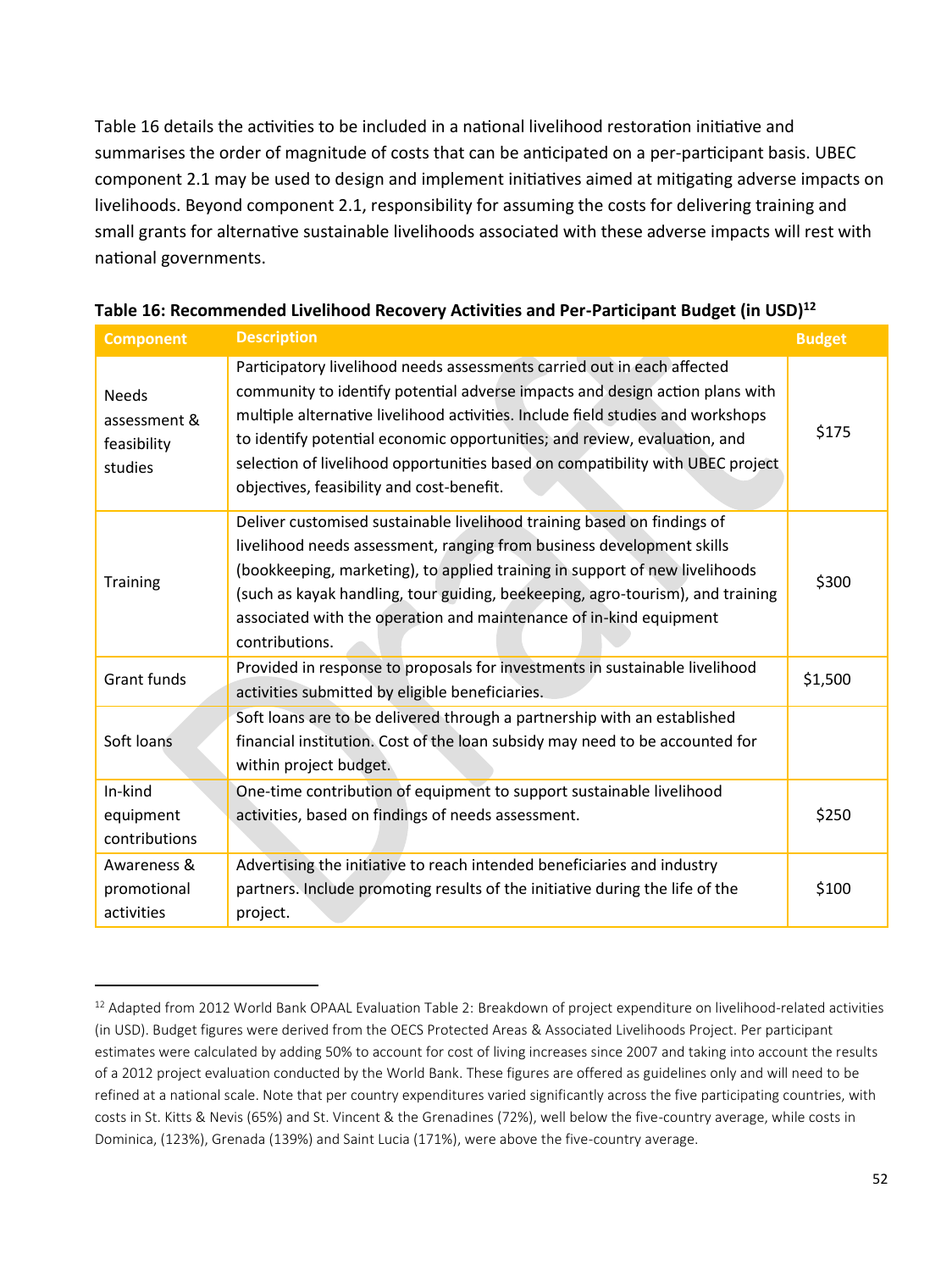Table 16 details the activities to be included in a national livelihood restoration initiative and summarises the order of magnitude of costs that can be anticipated on a per-participant basis. UBEC component 2.1 may be used to design and implement initiatives aimed at mitigating adverse impacts on livelihoods. Beyond component 2.1, responsibility for assuming the costs for delivering training and small grants for alternative sustainable livelihoods associated with these adverse impacts will rest with national governments.

**Table 16: Recommended Livelihood Recovery Activities and Per-Participant Budget (in USD)[12]**

| Component | Description | Budget |
|---|---|---|
| Needs assessment & feasibility studies | Participatory livelihood needs assessments carried out in each affected community to identify potential adverse impacts and design action plans with multiple alternative livelihood activities. Include field studies and workshops to identify potential economic opportunities; and review, evaluation, and selection of livelihood opportunities based on compatibility with UBEC project objectives, feasibility and cost-benefit. | $175 |
| Training | Deliver customised sustainable livelihood training based on findings of livelihood needs assessment, ranging from business development skills (bookkeeping, marketing), to applied training in support of new livelihoods (such as kayak handling, tour guiding, beekeeping, agro-tourism), and training associated with the operation and maintenance of in-kind equipment contributions. | $300 |
| Grant funds | Provided in response to proposals for investments in sustainable livelihood activities submitted by eligible beneficiaries. | $1,500 |
| Soft loans | Soft loans are to be delivered through a partnership with an established financial institution. Cost of the loan subsidy may need to be accounted for within project budget. | |
| In-kind equipment contributions | One-time contribution of equipment to support sustainable livelihood activities, based on findings of needs assessment. | $250 |
| Awareness & promotional activities | Advertising the initiative to reach intended beneficiaries and industry partners. Include promoting results of the initiative during the life of the project. | $100 |

[12] Adapted from 2012 World Bank OPAAL Evaluation Table 2: Breakdown of project expenditure on livelihood-related activities (in USD). Budget figures were derived from the OECS Protected Areas & Associated Livelihoods Project. Per participant estimates were calculated by adding 50% to account for cost of living increases since 2007 and taking into account the results of a 2012 project evaluation conducted by the World Bank. These figures are offered as guidelines only and will need to be refined at a national scale. Note that per country expenditures varied significantly across the five participating countries, with costs in St. Kitts & Nevis (65%) and St. Vincent & the Grenadines (72%), well below the five-country average, while costs in Dominica, (123%), Grenada (139%) and Saint Lucia (171%), were above the five-country average.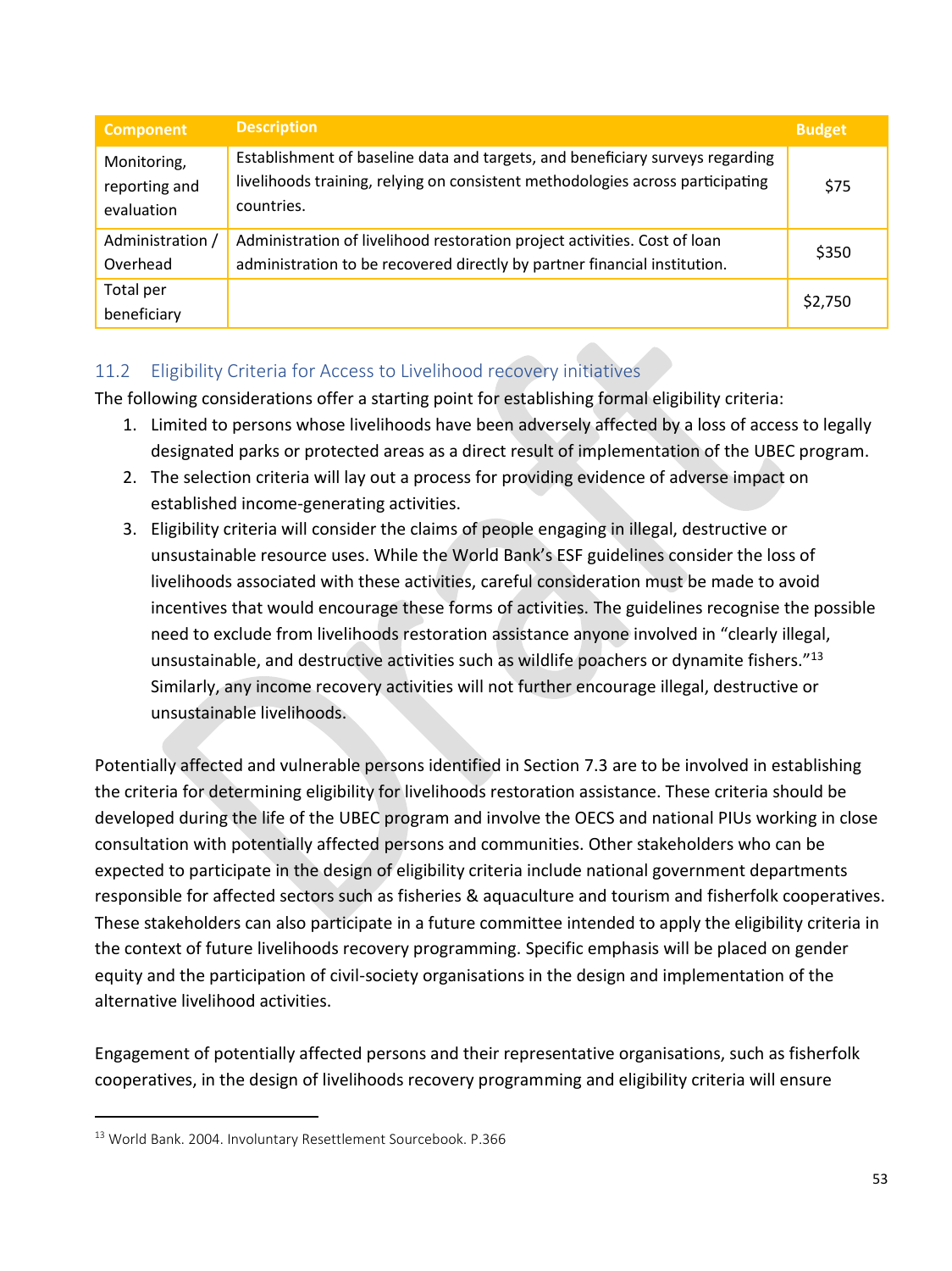| Component | Description | Budget |
|---|---|---|
| Monitoring, reporting and evaluation | Establishment of baseline data and targets, and beneficiary surveys regarding livelihoods training, relying on consistent methodologies across participating countries. | $75 |
| Administration / Overhead | Administration of livelihood restoration project activities. Cost of loan administration to be recovered directly by partner financial institution. | $350 |
| Total per beneficiary | | $2,750 |

### 11.2 Eligibility Criteria for Access to Livelihood recovery initiatives

The following considerations offer a starting point for establishing formal eligibility criteria:

1. Limited to persons whose livelihoods have been adversely affected by a loss of access to legally designated parks or protected areas as a direct result of implementation of the UBEC program.
2. The selection criteria will lay out a process for providing evidence of adverse impact on established income-generating activities.
3. Eligibility criteria will consider the claims of people engaging in illegal, destructive or unsustainable resource uses. While the World Bank's ESF guidelines consider the loss of livelihoods associated with these activities, careful consideration must be made to avoid incentives that would encourage these forms of activities. The guidelines recognise the possible need to exclude from livelihoods restoration assistance anyone involved in "clearly illegal, unsustainable, and destructive activities such as wildlife poachers or dynamite fishers."[13] Similarly, any income recovery activities will not further encourage illegal, destructive or unsustainable livelihoods.

Potentially affected and vulnerable persons identified in Section 7.3 are to be involved in establishing the criteria for determining eligibility for livelihoods restoration assistance. These criteria should be developed during the life of the UBEC program and involve the OECS and national PIUs working in close consultation with potentially affected persons and communities. Other stakeholders who can be expected to participate in the design of eligibility criteria include national government departments responsible for affected sectors such as fisheries & aquaculture and tourism and fisherfolk cooperatives. These stakeholders can also participate in a future committee intended to apply the eligibility criteria in the context of future livelihoods recovery programming. Specific emphasis will be placed on gender equity and the participation of civil-society organisations in the design and implementation of the alternative livelihood activities.

Engagement of potentially affected persons and their representative organisations, such as fisherfolk cooperatives, in the design of livelihoods recovery programming and eligibility criteria will ensure

[13] World Bank. 2004. Involuntary Resettlement Sourcebook. P.366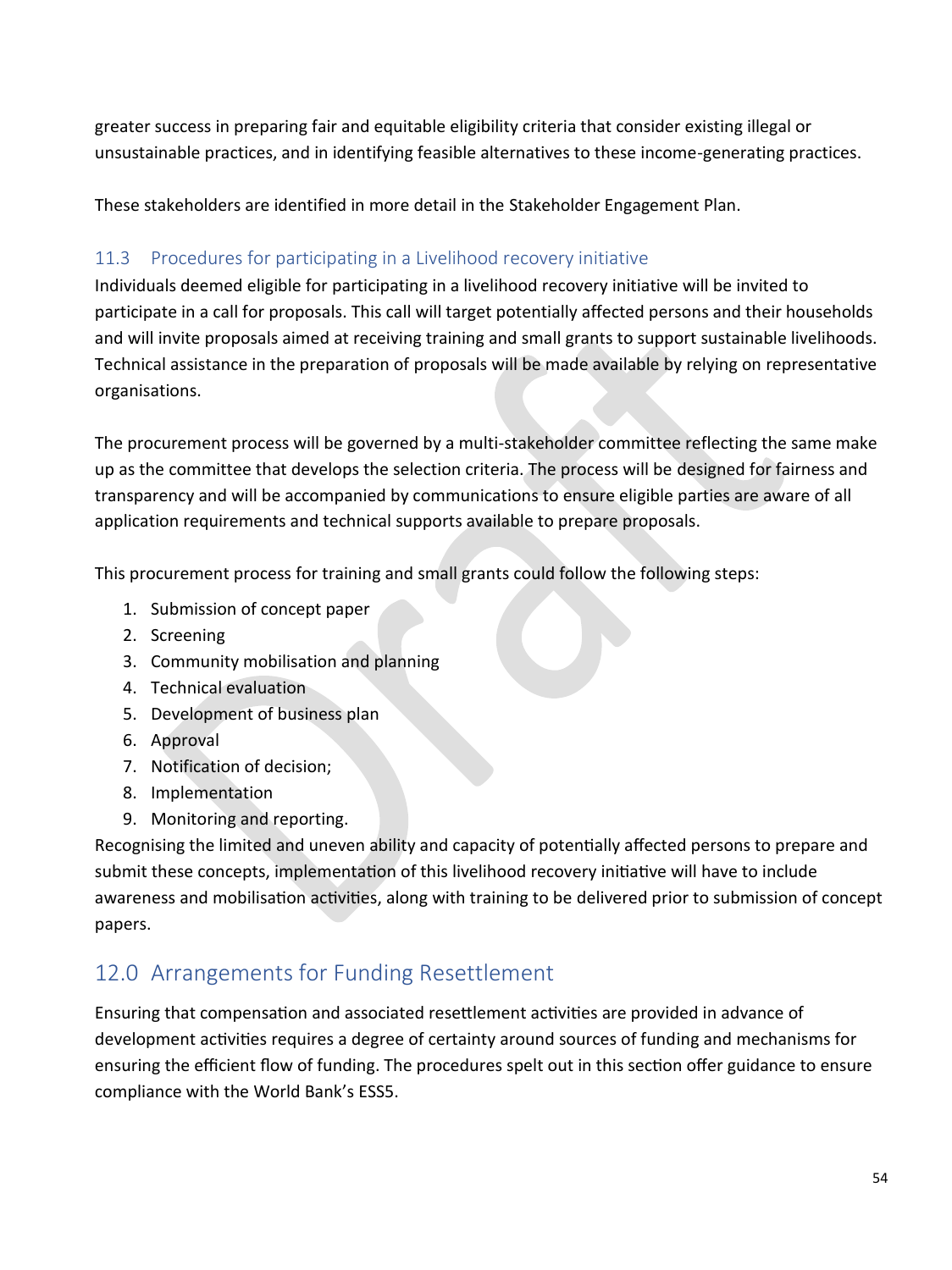greater success in preparing fair and equitable eligibility criteria that consider existing illegal or unsustainable practices, and in identifying feasible alternatives to these income-generating practices.

These stakeholders are identified in more detail in the Stakeholder Engagement Plan.

### 11.3 Procedures for participating in a Livelihood recovery initiative

Individuals deemed eligible for participating in a livelihood recovery initiative will be invited to participate in a call for proposals. This call will target potentially affected persons and their households and will invite proposals aimed at receiving training and small grants to support sustainable livelihoods. Technical assistance in the preparation of proposals will be made available by relying on representative organisations.

The procurement process will be governed by a multi-stakeholder committee reflecting the same make up as the committee that develops the selection criteria. The process will be designed for fairness and transparency and will be accompanied by communications to ensure eligible parties are aware of all application requirements and technical supports available to prepare proposals.

This procurement process for training and small grants could follow the following steps:

1. Submission of concept paper
2. Screening
3. Community mobilisation and planning
4. Technical evaluation
5. Development of business plan
6. Approval
7. Notification of decision;
8. Implementation
9. Monitoring and reporting.

Recognising the limited and uneven ability and capacity of potentially affected persons to prepare and submit these concepts, implementation of this livelihood recovery initiative will have to include awareness and mobilisation activities, along with training to be delivered prior to submission of concept papers.

## 12.0 Arrangements for Funding Resettlement

Ensuring that compensation and associated resettlement activities are provided in advance of development activities requires a degree of certainty around sources of funding and mechanisms for ensuring the efficient flow of funding. The procedures spelt out in this section offer guidance to ensure compliance with the World Bank's ESS5.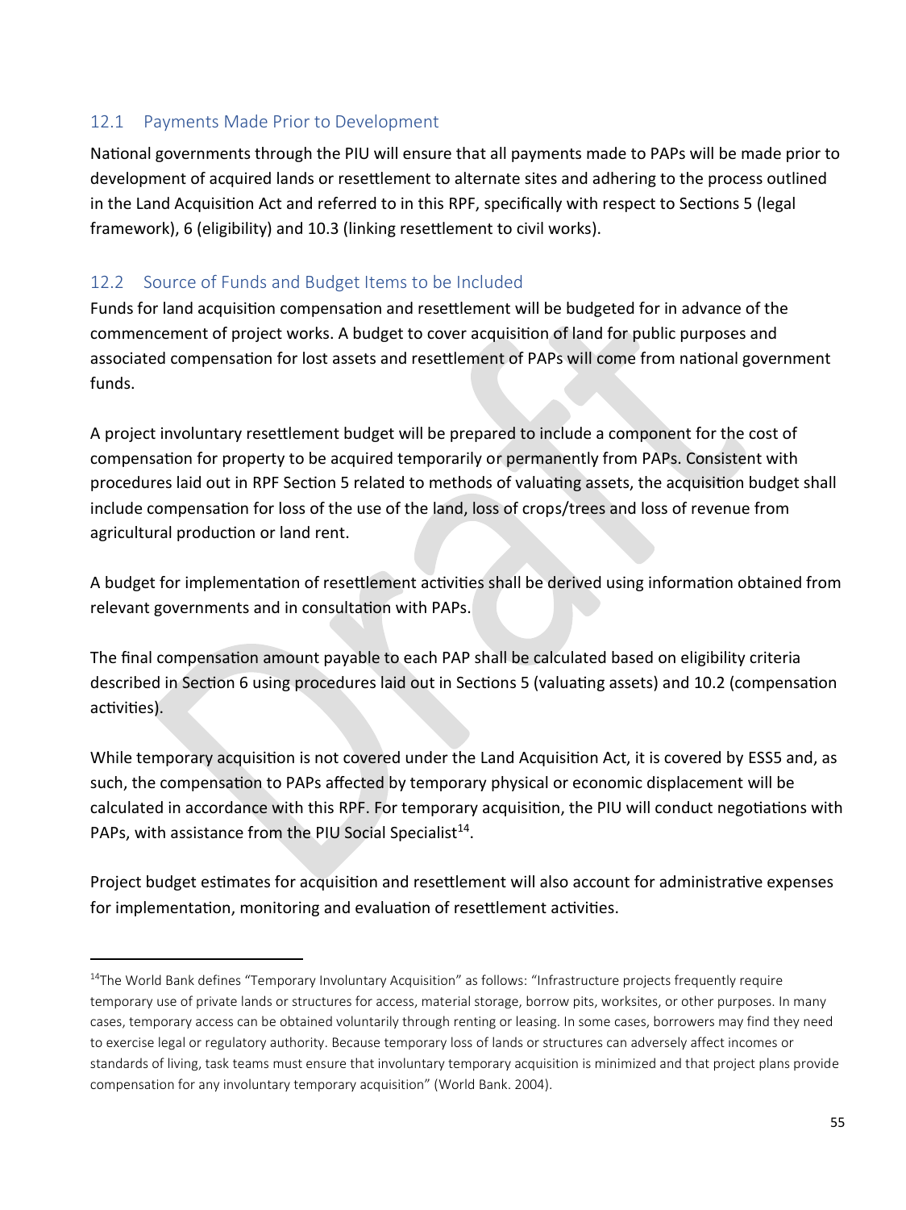## 12.1 Payments Made Prior to Development

National governments through the PIU will ensure that all payments made to PAPs will be made prior to development of acquired lands or resettlement to alternate sites and adhering to the process outlined in the Land Acquisition Act and referred to in this RPF, specifically with respect to Sections 5 (legal framework), 6 (eligibility) and 10.3 (linking resettlement to civil works).

## 12.2 Source of Funds and Budget Items to be Included

Funds for land acquisition compensation and resettlement will be budgeted for in advance of the commencement of project works. A budget to cover acquisition of land for public purposes and associated compensation for lost assets and resettlement of PAPs will come from national government funds.

A project involuntary resettlement budget will be prepared to include a component for the cost of compensation for property to be acquired temporarily or permanently from PAPs. Consistent with procedures laid out in RPF Section 5 related to methods of valuating assets, the acquisition budget shall include compensation for loss of the use of the land, loss of crops/trees and loss of revenue from agricultural production or land rent.

A budget for implementation of resettlement activities shall be derived using information obtained from relevant governments and in consultation with PAPs.

The final compensation amount payable to each PAP shall be calculated based on eligibility criteria described in Section 6 using procedures laid out in Sections 5 (valuating assets) and 10.2 (compensation activities).

While temporary acquisition is not covered under the Land Acquisition Act, it is covered by ESS5 and, as such, the compensation to PAPs affected by temporary physical or economic displacement will be calculated in accordance with this RPF. For temporary acquisition, the PIU will conduct negotiations with PAPs, with assistance from the PIU Social Specialist[14].

Project budget estimates for acquisition and resettlement will also account for administrative expenses for implementation, monitoring and evaluation of resettlement activities.

---

[14] The World Bank defines "Temporary Involuntary Acquisition" as follows: "Infrastructure projects frequently require temporary use of private lands or structures for access, material storage, borrow pits, worksites, or other purposes. In many cases, temporary access can be obtained voluntarily through renting or leasing. In some cases, borrowers may find they need to exercise legal or regulatory authority. Because temporary loss of lands or structures can adversely affect incomes or standards of living, task teams must ensure that involuntary temporary acquisition is minimized and that project plans provide compensation for any involuntary temporary acquisition" (World Bank. 2004).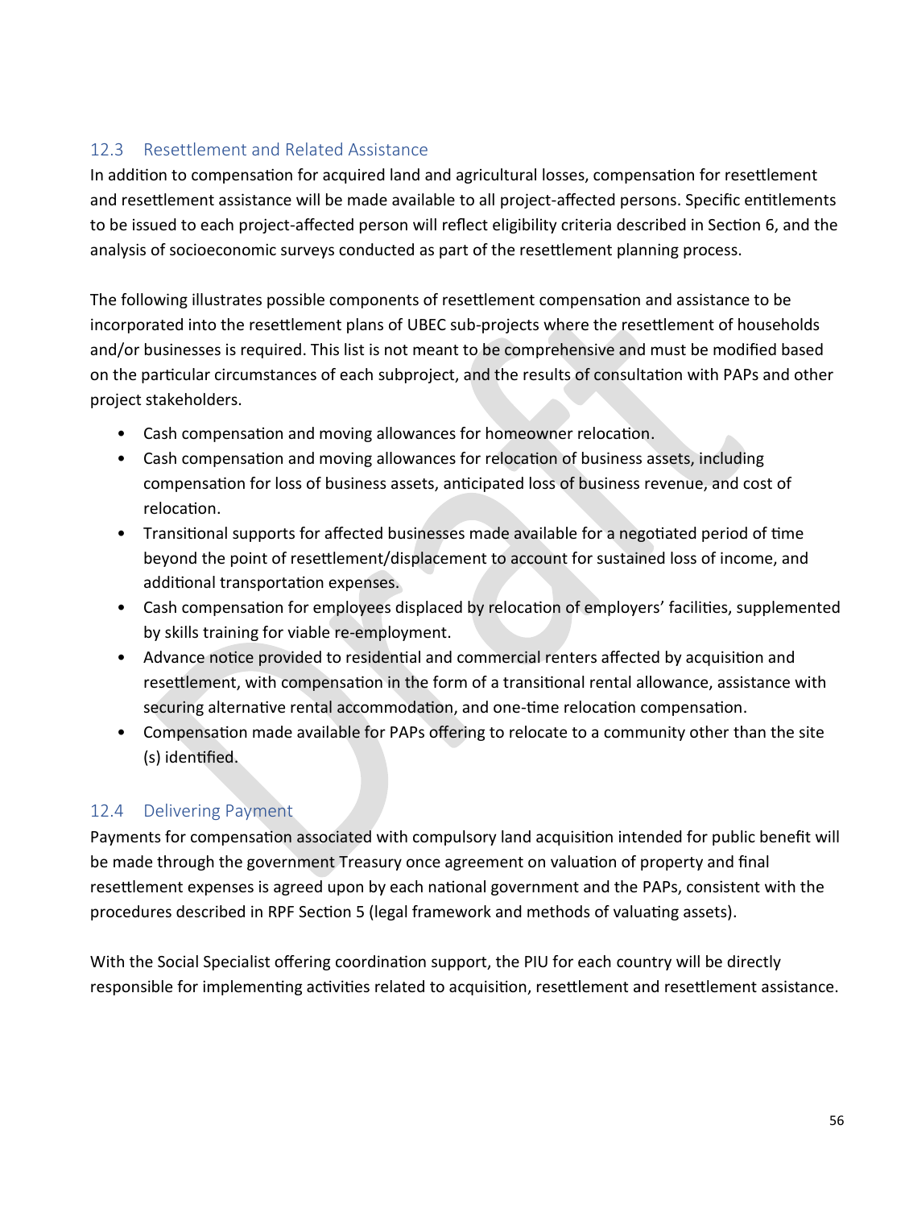## 12.3 Resettlement and Related Assistance

In addition to compensation for acquired land and agricultural losses, compensation for resettlement and resettlement assistance will be made available to all project-affected persons. Specific entitlements to be issued to each project-affected person will reflect eligibility criteria described in Section 6, and the analysis of socioeconomic surveys conducted as part of the resettlement planning process.

The following illustrates possible components of resettlement compensation and assistance to be incorporated into the resettlement plans of UBEC sub-projects where the resettlement of households and/or businesses is required. This list is not meant to be comprehensive and must be modified based on the particular circumstances of each subproject, and the results of consultation with PAPs and other project stakeholders.

- Cash compensation and moving allowances for homeowner relocation.
- Cash compensation and moving allowances for relocation of business assets, including compensation for loss of business assets, anticipated loss of business revenue, and cost of relocation.
- Transitional supports for affected businesses made available for a negotiated period of time beyond the point of resettlement/displacement to account for sustained loss of income, and additional transportation expenses.
- Cash compensation for employees displaced by relocation of employers' facilities, supplemented by skills training for viable re-employment.
- Advance notice provided to residential and commercial renters affected by acquisition and resettlement, with compensation in the form of a transitional rental allowance, assistance with securing alternative rental accommodation, and one-time relocation compensation.
- Compensation made available for PAPs offering to relocate to a community other than the site (s) identified.

## 12.4 Delivering Payment

Payments for compensation associated with compulsory land acquisition intended for public benefit will be made through the government Treasury once agreement on valuation of property and final resettlement expenses is agreed upon by each national government and the PAPs, consistent with the procedures described in RPF Section 5 (legal framework and methods of valuating assets).

With the Social Specialist offering coordination support, the PIU for each country will be directly responsible for implementing activities related to acquisition, resettlement and resettlement assistance.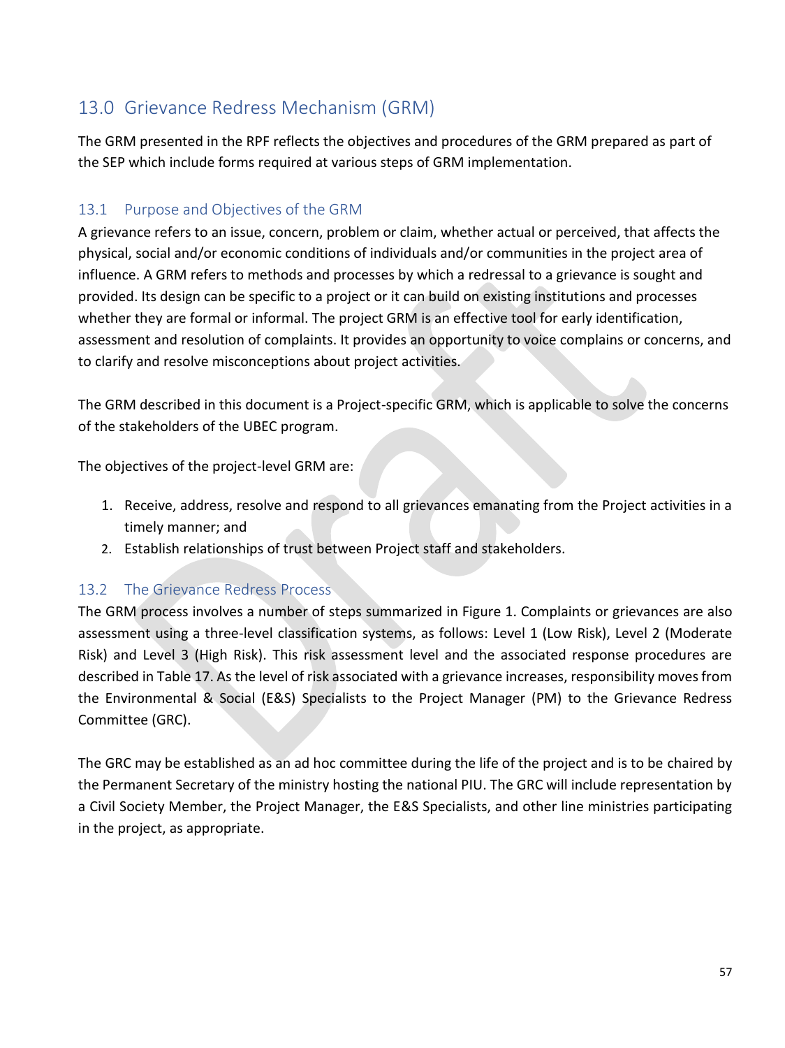## 13.0 Grievance Redress Mechanism (GRM)

The GRM presented in the RPF reflects the objectives and procedures of the GRM prepared as part of the SEP which include forms required at various steps of GRM implementation.

### 13.1 Purpose and Objectives of the GRM

A grievance refers to an issue, concern, problem or claim, whether actual or perceived, that affects the physical, social and/or economic conditions of individuals and/or communities in the project area of influence. A GRM refers to methods and processes by which a redressal to a grievance is sought and provided. Its design can be specific to a project or it can build on existing institutions and processes whether they are formal or informal. The project GRM is an effective tool for early identification, assessment and resolution of complaints. It provides an opportunity to voice complains or concerns, and to clarify and resolve misconceptions about project activities.

The GRM described in this document is a Project-specific GRM, which is applicable to solve the concerns of the stakeholders of the UBEC program.

The objectives of the project-level GRM are:

1. Receive, address, resolve and respond to all grievances emanating from the Project activities in a timely manner; and
2. Establish relationships of trust between Project staff and stakeholders.

### 13.2 The Grievance Redress Process

The GRM process involves a number of steps summarized in Figure 1. Complaints or grievances are also assessment using a three-level classification systems, as follows: Level 1 (Low Risk), Level 2 (Moderate Risk) and Level 3 (High Risk). This risk assessment level and the associated response procedures are described in Table 17. As the level of risk associated with a grievance increases, responsibility moves from the Environmental & Social (E&S) Specialists to the Project Manager (PM) to the Grievance Redress Committee (GRC).

The GRC may be established as an ad hoc committee during the life of the project and is to be chaired by the Permanent Secretary of the ministry hosting the national PIU. The GRC will include representation by a Civil Society Member, the Project Manager, the E&S Specialists, and other line ministries participating in the project, as appropriate.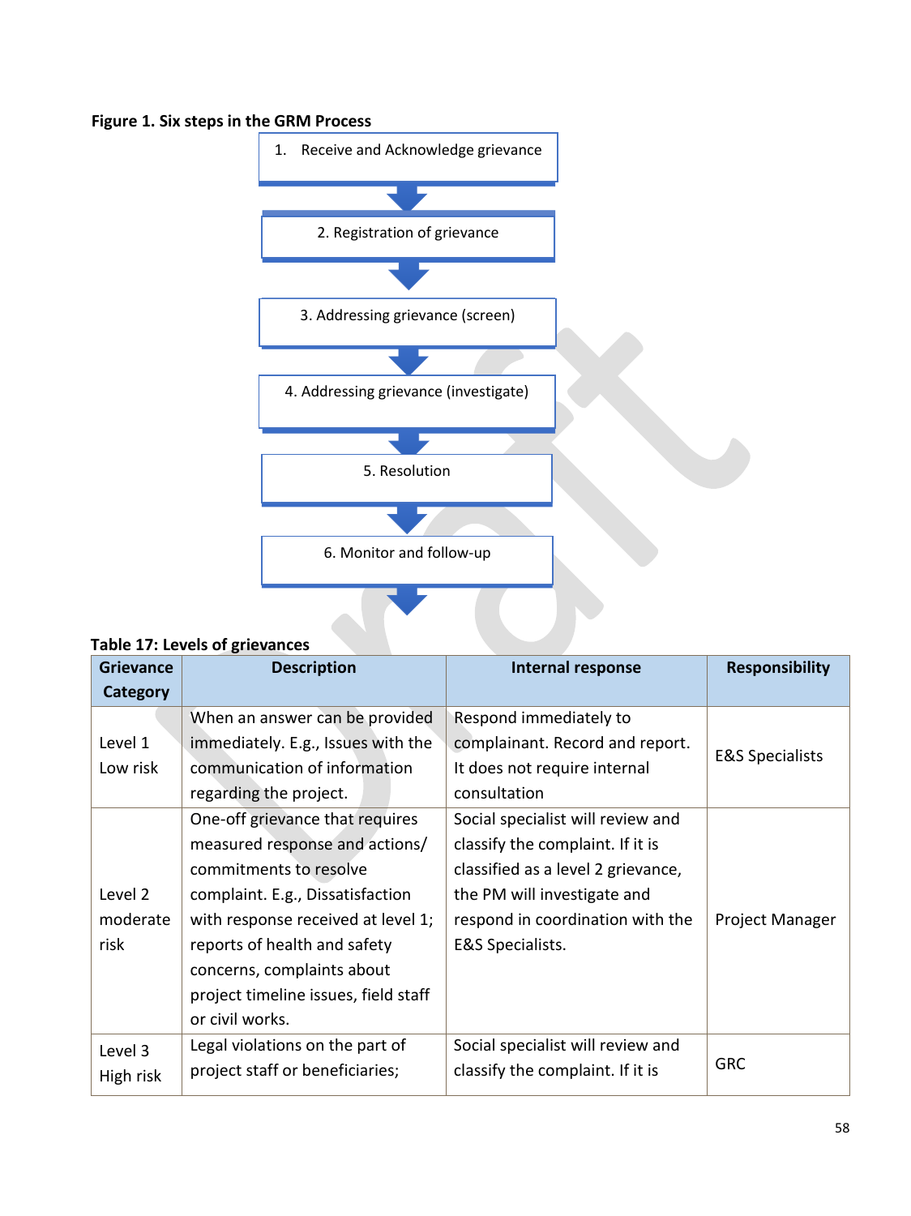**Figure 1. Six steps in the GRM Process**

1. Receive and Acknowledge grievance
2. Registration of grievance
3. Addressing grievance (screen)
4. Addressing grievance (investigate)
5. Resolution
6. Monitor and follow-up

**Table 17: Levels of grievances**

| Grievance Category | Description | Internal response | Responsibility |
|---|---|---|---|
| Level 1 Low risk | When an answer can be provided immediately. E.g., Issues with the communication of information regarding the project. | Respond immediately to complainant. Record and report. It does not require internal consultation | E&S Specialists |
| Level 2 moderate risk | One-off grievance that requires measured response and actions/ commitments to resolve complaint. E.g., Dissatisfaction with response received at level 1; reports of health and safety concerns, complaints about project timeline issues, field staff or civil works. | Social specialist will review and classify the complaint. If it is classified as a level 2 grievance, the PM will investigate and respond in coordination with the E&S Specialists. | Project Manager |
| Level 3 High risk | Legal violations on the part of project staff or beneficiaries; | Social specialist will review and classify the complaint. If it is | GRC |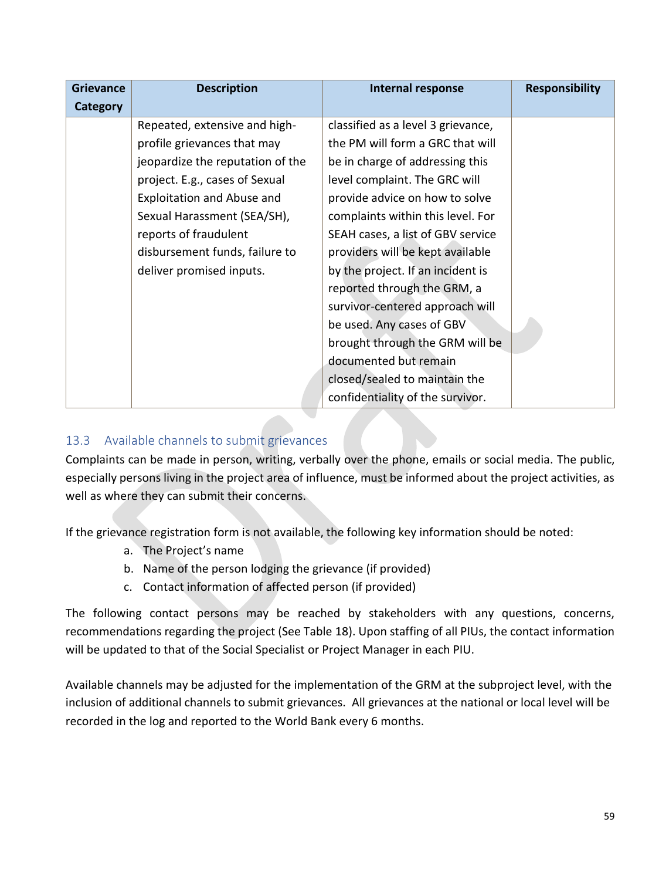| Grievance Category | Description | Internal response | Responsibility |
|---|---|---|---|
| | Repeated, extensive and high-profile grievances that may jeopardize the reputation of the project. E.g., cases of Sexual Exploitation and Abuse and Sexual Harassment (SEA/SH), reports of fraudulent disbursement funds, failure to deliver promised inputs. | classified as a level 3 grievance, the PM will form a GRC that will be in charge of addressing this level complaint. The GRC will provide advice on how to solve complaints within this level. For SEAH cases, a list of GBV service providers will be kept available by the project. If an incident is reported through the GRM, a survivor-centered approach will be used. Any cases of GBV brought through the GRM will be documented but remain closed/sealed to maintain the confidentiality of the survivor. | |

## 13.3 Available channels to submit grievances

Complaints can be made in person, writing, verbally over the phone, emails or social media. The public, especially persons living in the project area of influence, must be informed about the project activities, as well as where they can submit their concerns.

If the grievance registration form is not available, the following key information should be noted:

a. The Project's name
b. Name of the person lodging the grievance (if provided)
c. Contact information of affected person (if provided)

The following contact persons may be reached by stakeholders with any questions, concerns, recommendations regarding the project (See Table 18). Upon staffing of all PIUs, the contact information will be updated to that of the Social Specialist or Project Manager in each PIU.

Available channels may be adjusted for the implementation of the GRM at the subproject level, with the inclusion of additional channels to submit grievances. All grievances at the national or local level will be recorded in the log and reported to the World Bank every 6 months.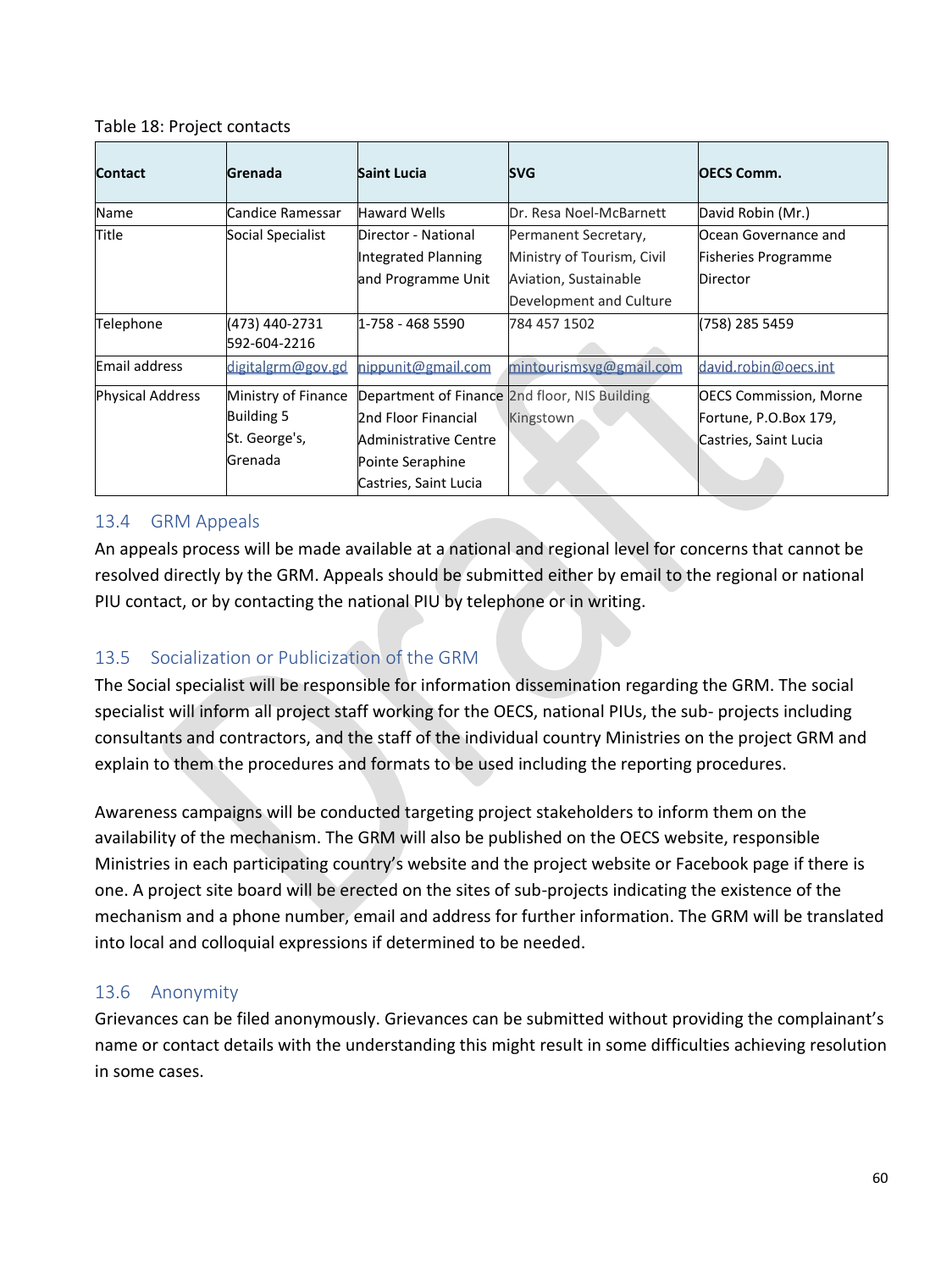Table 18: Project contacts

| Contact | Grenada | Saint Lucia | SVG | OECS Comm. |
|---|---|---|---|---|
| Name | Candice Ramessar | Haward Wells | Dr. Resa Noel-McBarnett | David Robin (Mr.) |
| Title | Social Specialist | Director - National Integrated Planning and Programme Unit | Permanent Secretary, Ministry of Tourism, Civil Aviation, Sustainable Development and Culture | Ocean Governance and Fisheries Programme Director |
| Telephone | (473) 440-2731<br>592-604-2216 | 1-758 - 468 5590 | 784 457 1502 | (758) 285 5459 |
| Email address | digitalgrm@gov.gd | nippunit@gmail.com | mintourismsvg@gmail.com | david.robin@oecs.int |
| Physical Address | Ministry of Finance Building 5 St. George's, Grenada | Department of Finance 2nd Floor Financial Administrative Centre Pointe Seraphine Castries, Saint Lucia | 2nd floor, NIS Building Kingstown | OECS Commission, Morne Fortune, P.O.Box 179, Castries, Saint Lucia |

## 13.4 GRM Appeals

An appeals process will be made available at a national and regional level for concerns that cannot be resolved directly by the GRM. Appeals should be submitted either by email to the regional or national PIU contact, or by contacting the national PIU by telephone or in writing.

## 13.5 Socialization or Publicization of the GRM

The Social specialist will be responsible for information dissemination regarding the GRM. The social specialist will inform all project staff working for the OECS, national PIUs, the sub- projects including consultants and contractors, and the staff of the individual country Ministries on the project GRM and explain to them the procedures and formats to be used including the reporting procedures.

Awareness campaigns will be conducted targeting project stakeholders to inform them on the availability of the mechanism. The GRM will also be published on the OECS website, responsible Ministries in each participating country's website and the project website or Facebook page if there is one. A project site board will be erected on the sites of sub-projects indicating the existence of the mechanism and a phone number, email and address for further information. The GRM will be translated into local and colloquial expressions if determined to be needed.

## 13.6 Anonymity

Grievances can be filed anonymously. Grievances can be submitted without providing the complainant's name or contact details with the understanding this might result in some difficulties achieving resolution in some cases.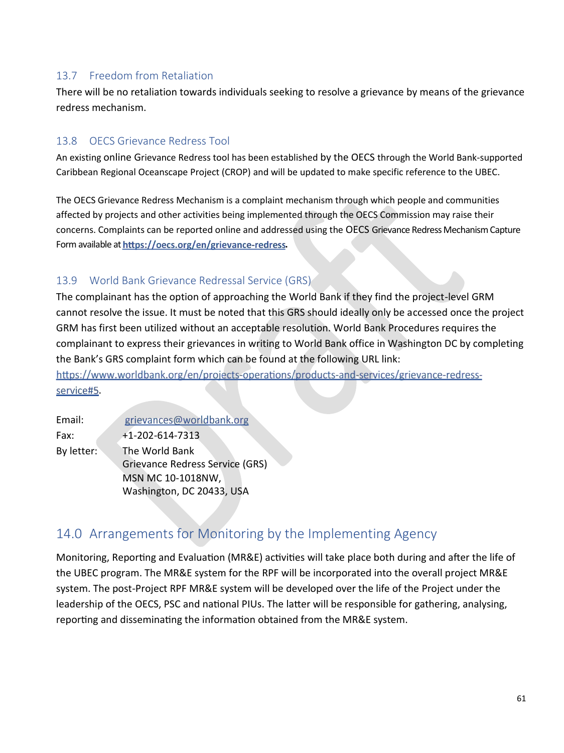### 13.7 Freedom from Retaliation

There will be no retaliation towards individuals seeking to resolve a grievance by means of the grievance redress mechanism.

### 13.8 OECS Grievance Redress Tool

An existing online Grievance Redress tool has been established by the OECS through the World Bank-supported Caribbean Regional Oceanscape Project (CROP) and will be updated to make specific reference to the UBEC.

The OECS Grievance Redress Mechanism is a complaint mechanism through which people and communities affected by projects and other activities being implemented through the OECS Commission may raise their concerns. Complaints can be reported online and addressed using the OECS Grievance Redress Mechanism Capture Form available at **https://oecs.org/en/grievance-redress**.

### 13.9 World Bank Grievance Redressal Service (GRS)

The complainant has the option of approaching the World Bank if they find the project-level GRM cannot resolve the issue. It must be noted that this GRS should ideally only be accessed once the project GRM has first been utilized without an acceptable resolution. World Bank Procedures requires the complainant to express their grievances in writing to World Bank office in Washington DC by completing the Bank's GRS complaint form which can be found at the following URL link: https://www.worldbank.org/en/projects-operations/products-and-services/grievance-redress-service#5.

Email: grievances@worldbank.org
Fax: +1-202-614-7313
By letter: The World Bank
Grievance Redress Service (GRS)
MSN MC 10-1018NW,
Washington, DC 20433, USA

## 14.0 Arrangements for Monitoring by the Implementing Agency

Monitoring, Reporting and Evaluation (MR&E) activities will take place both during and after the life of the UBEC program. The MR&E system for the RPF will be incorporated into the overall project MR&E system. The post-Project RPF MR&E system will be developed over the life of the Project under the leadership of the OECS, PSC and national PIUs. The latter will be responsible for gathering, analysing, reporting and disseminating the information obtained from the MR&E system.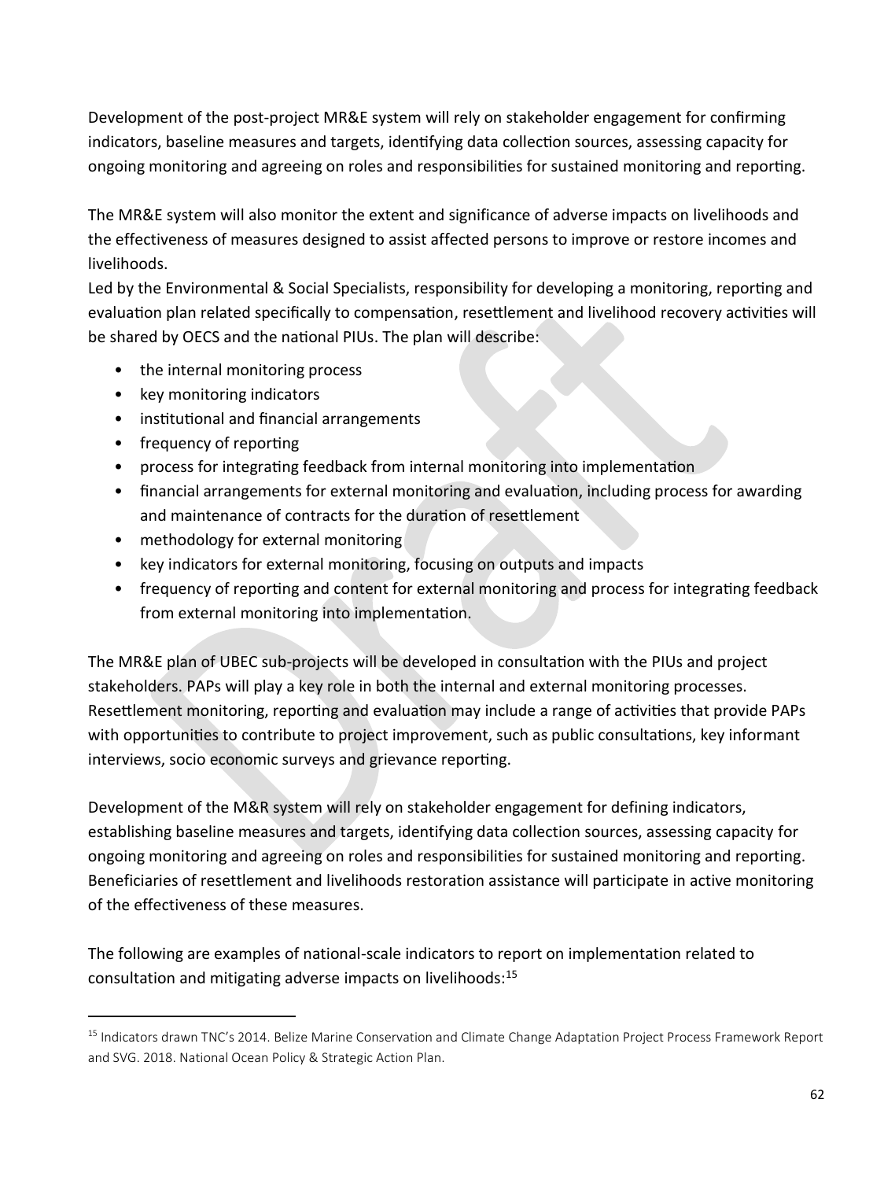Development of the post-project MR&E system will rely on stakeholder engagement for confirming indicators, baseline measures and targets, identifying data collection sources, assessing capacity for ongoing monitoring and agreeing on roles and responsibilities for sustained monitoring and reporting.

The MR&E system will also monitor the extent and significance of adverse impacts on livelihoods and the effectiveness of measures designed to assist affected persons to improve or restore incomes and livelihoods.

Led by the Environmental & Social Specialists, responsibility for developing a monitoring, reporting and evaluation plan related specifically to compensation, resettlement and livelihood recovery activities will be shared by OECS and the national PIUs. The plan will describe:

- the internal monitoring process
- key monitoring indicators
- institutional and financial arrangements
- frequency of reporting
- process for integrating feedback from internal monitoring into implementation
- financial arrangements for external monitoring and evaluation, including process for awarding and maintenance of contracts for the duration of resettlement
- methodology for external monitoring
- key indicators for external monitoring, focusing on outputs and impacts
- frequency of reporting and content for external monitoring and process for integrating feedback from external monitoring into implementation.

The MR&E plan of UBEC sub-projects will be developed in consultation with the PIUs and project stakeholders. PAPs will play a key role in both the internal and external monitoring processes. Resettlement monitoring, reporting and evaluation may include a range of activities that provide PAPs with opportunities to contribute to project improvement, such as public consultations, key informant interviews, socio economic surveys and grievance reporting.

Development of the M&R system will rely on stakeholder engagement for defining indicators, establishing baseline measures and targets, identifying data collection sources, assessing capacity for ongoing monitoring and agreeing on roles and responsibilities for sustained monitoring and reporting. Beneficiaries of resettlement and livelihoods restoration assistance will participate in active monitoring of the effectiveness of these measures.

The following are examples of national-scale indicators to report on implementation related to consultation and mitigating adverse impacts on livelihoods:[15]

[15] Indicators drawn TNC's 2014. Belize Marine Conservation and Climate Change Adaptation Project Process Framework Report and SVG. 2018. National Ocean Policy & Strategic Action Plan.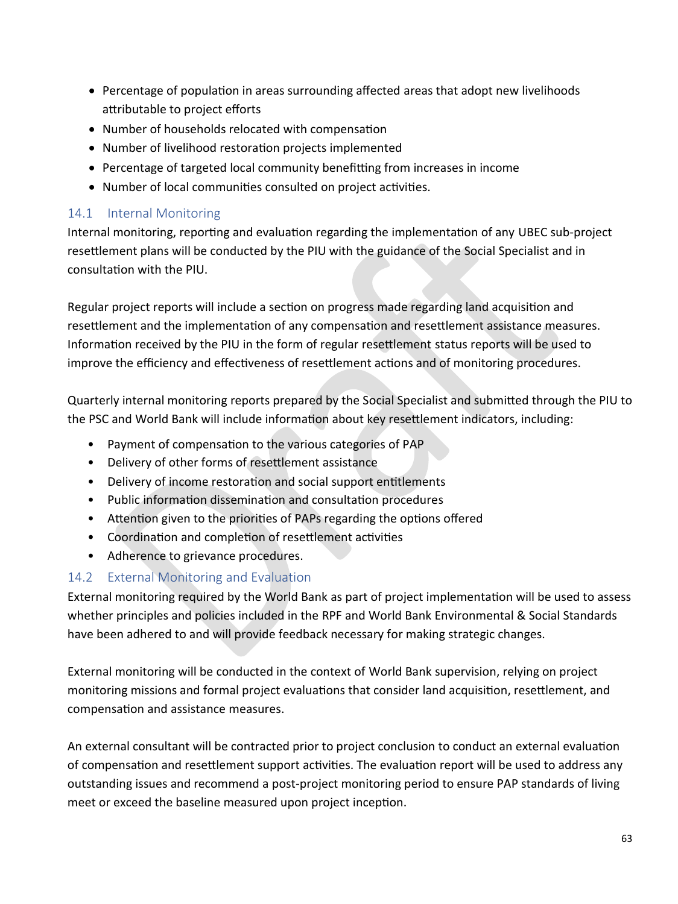- Percentage of population in areas surrounding affected areas that adopt new livelihoods attributable to project efforts
- Number of households relocated with compensation
- Number of livelihood restoration projects implemented
- Percentage of targeted local community benefitting from increases in income
- Number of local communities consulted on project activities.

## 14.1 Internal Monitoring

Internal monitoring, reporting and evaluation regarding the implementation of any UBEC sub-project resettlement plans will be conducted by the PIU with the guidance of the Social Specialist and in consultation with the PIU.

Regular project reports will include a section on progress made regarding land acquisition and resettlement and the implementation of any compensation and resettlement assistance measures. Information received by the PIU in the form of regular resettlement status reports will be used to improve the efficiency and effectiveness of resettlement actions and of monitoring procedures.

Quarterly internal monitoring reports prepared by the Social Specialist and submitted through the PIU to the PSC and World Bank will include information about key resettlement indicators, including:

- Payment of compensation to the various categories of PAP
- Delivery of other forms of resettlement assistance
- Delivery of income restoration and social support entitlements
- Public information dissemination and consultation procedures
- Attention given to the priorities of PAPs regarding the options offered
- Coordination and completion of resettlement activities
- Adherence to grievance procedures.

## 14.2 External Monitoring and Evaluation

External monitoring required by the World Bank as part of project implementation will be used to assess whether principles and policies included in the RPF and World Bank Environmental & Social Standards have been adhered to and will provide feedback necessary for making strategic changes.

External monitoring will be conducted in the context of World Bank supervision, relying on project monitoring missions and formal project evaluations that consider land acquisition, resettlement, and compensation and assistance measures.

An external consultant will be contracted prior to project conclusion to conduct an external evaluation of compensation and resettlement support activities. The evaluation report will be used to address any outstanding issues and recommend a post-project monitoring period to ensure PAP standards of living meet or exceed the baseline measured upon project inception.